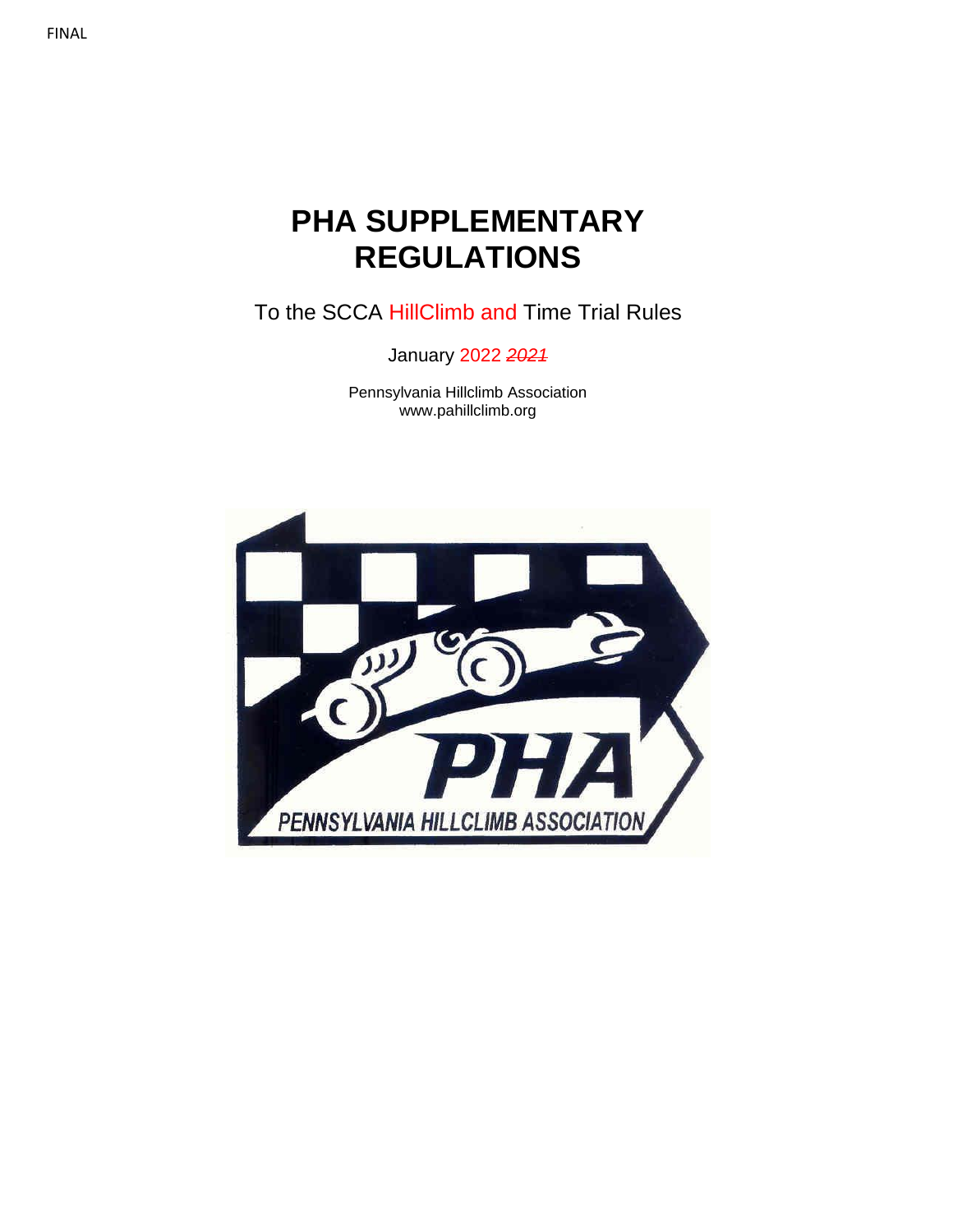FINAL

# PHA SUPPLEMENTARY REGULATIONS

To the SCCA HillClimb and Time Trial Rules

January 2022 ~~*2021*~~

Pennsylvania Hillclimb Association
www.pahillclimb.org

PHA
PENNSYLVANIA HILLCLIMB ASSOCIATION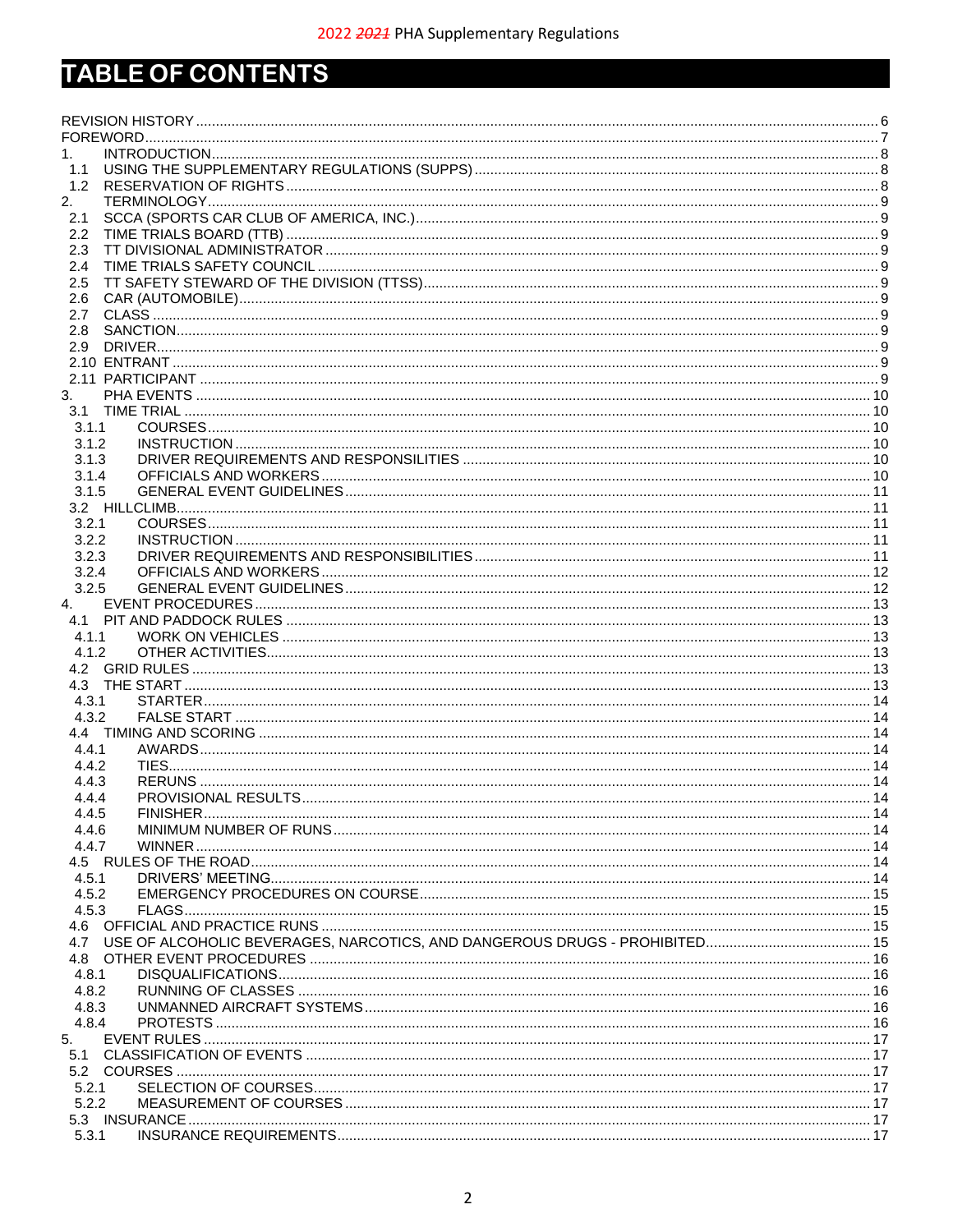# TABLE OF CONTENTS

REVISION HISTORY ..... 6
FOREWORD ..... 7
1. INTRODUCTION ..... 8
1.1 USING THE SUPPLEMENTARY REGULATIONS (SUPPS) ..... 8
1.2 RESERVATION OF RIGHTS ..... 8
2. TERMINOLOGY ..... 9
2.1 SCCA (SPORTS CAR CLUB OF AMERICA, INC.) ..... 9
2.2 TIME TRIALS BOARD (TTB) ..... 9
2.3 TT DIVISIONAL ADMINISTRATOR ..... 9
2.4 TIME TRIALS SAFETY COUNCIL ..... 9
2.5 TT SAFETY STEWARD OF THE DIVISION (TTSS) ..... 9
2.6 CAR (AUTOMOBILE) ..... 9
2.7 CLASS ..... 9
2.8 SANCTION ..... 9
2.9 DRIVER ..... 9
2.10 ENTRANT ..... 9
2.11 PARTICIPANT ..... 9
3. PHA EVENTS ..... 10
3.1 TIME TRIAL ..... 10
3.1.1 COURSES ..... 10
3.1.2 INSTRUCTION ..... 10
3.1.3 DRIVER REQUIREMENTS AND RESPONSILITIES ..... 10
3.1.4 OFFICIALS AND WORKERS ..... 10
3.1.5 GENERAL EVENT GUIDELINES ..... 11
3.2 HILLCLIMB ..... 11
3.2.1 COURSES ..... 11
3.2.2 INSTRUCTION ..... 11
3.2.3 DRIVER REQUIREMENTS AND RESPONSIBILITIES ..... 11
3.2.4 OFFICIALS AND WORKERS ..... 12
3.2.5 GENERAL EVENT GUIDELINES ..... 12
4. EVENT PROCEDURES ..... 13
4.1 PIT AND PADDOCK RULES ..... 13
4.1.1 WORK ON VEHICLES ..... 13
4.1.2 OTHER ACTIVITIES ..... 13
4.2 GRID RULES ..... 13
4.3 THE START ..... 13
4.3.1 STARTER ..... 14
4.3.2 FALSE START ..... 14
4.4 TIMING AND SCORING ..... 14
4.4.1 AWARDS ..... 14
4.4.2 TIES ..... 14
4.4.3 RERUNS ..... 14
4.4.4 PROVISIONAL RESULTS ..... 14
4.4.5 FINISHER ..... 14
4.4.6 MINIMUM NUMBER OF RUNS ..... 14
4.4.7 WINNER ..... 14
4.5 RULES OF THE ROAD ..... 14
4.5.1 DRIVERS' MEETING ..... 14
4.5.2 EMERGENCY PROCEDURES ON COURSE ..... 15
4.5.3 FLAGS ..... 15
4.6 OFFICIAL AND PRACTICE RUNS ..... 15
4.7 USE OF ALCOHOLIC BEVERAGES, NARCOTICS, AND DANGEROUS DRUGS - PROHIBITED ..... 15
4.8 OTHER EVENT PROCEDURES ..... 16
4.8.1 DISQUALIFICATIONS ..... 16
4.8.2 RUNNING OF CLASSES ..... 16
4.8.3 UNMANNED AIRCRAFT SYSTEMS ..... 16
4.8.4 PROTESTS ..... 16
5. EVENT RULES ..... 17
5.1 CLASSIFICATION OF EVENTS ..... 17
5.2 COURSES ..... 17
5.2.1 SELECTION OF COURSES ..... 17
5.2.2 MEASUREMENT OF COURSES ..... 17
5.3 INSURANCE ..... 17
5.3.1 INSURANCE REQUIREMENTS ..... 17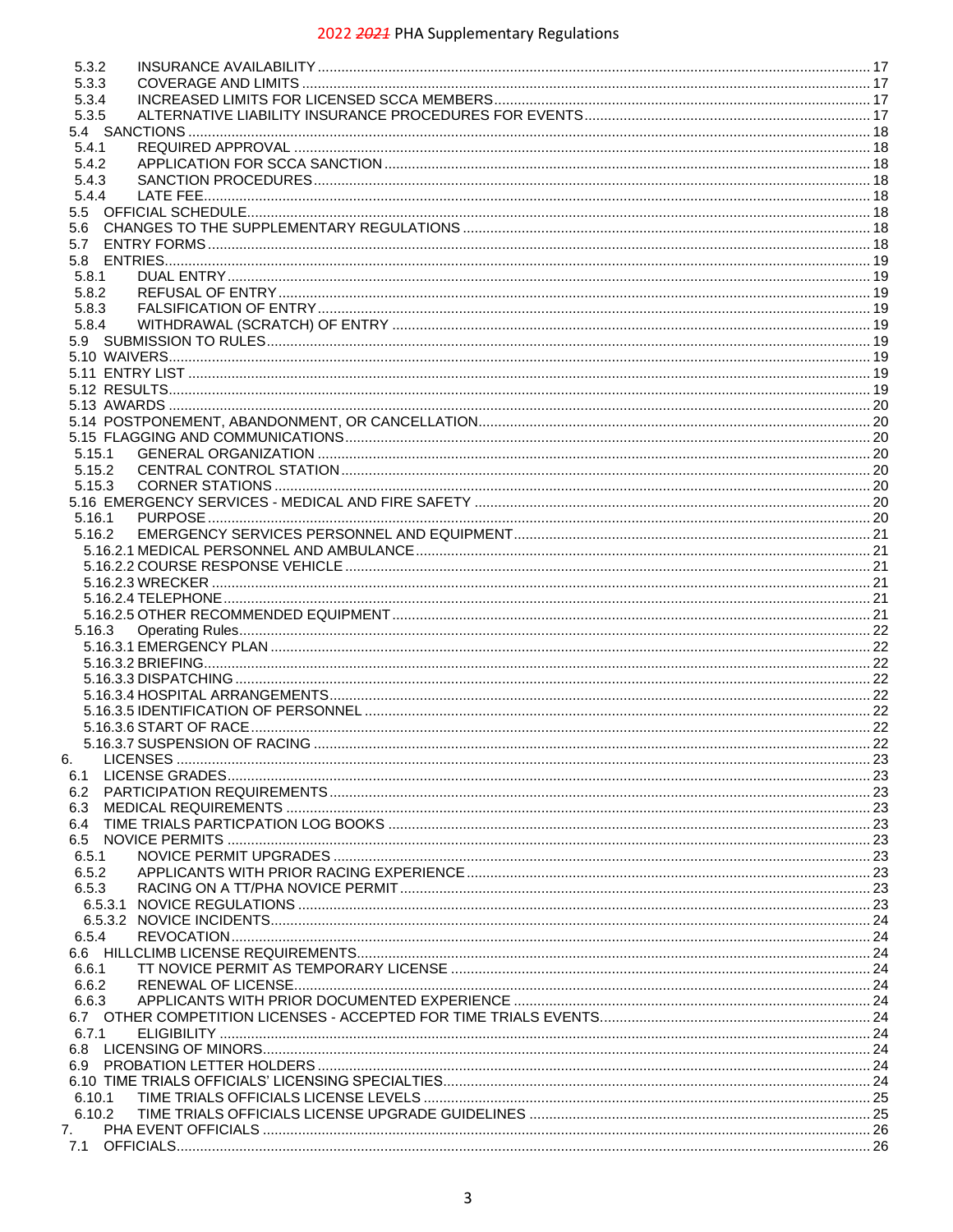5.3.2 INSURANCE AVAILABILITY ........ 17
5.3.3 COVERAGE AND LIMITS ........ 17
5.3.4 INCREASED LIMITS FOR LICENSED SCCA MEMBERS ........ 17
5.3.5 ALTERNATIVE LIABILITY INSURANCE PROCEDURES FOR EVENTS ........ 17
5.4 SANCTIONS ........ 18
5.4.1 REQUIRED APPROVAL ........ 18
5.4.2 APPLICATION FOR SCCA SANCTION ........ 18
5.4.3 SANCTION PROCEDURES ........ 18
5.4.4 LATE FEE ........ 18
5.5 OFFICIAL SCHEDULE ........ 18
5.6 CHANGES TO THE SUPPLEMENTARY REGULATIONS ........ 18
5.7 ENTRY FORMS ........ 18
5.8 ENTRIES ........ 19
5.8.1 DUAL ENTRY ........ 19
5.8.2 REFUSAL OF ENTRY ........ 19
5.8.3 FALSIFICATION OF ENTRY ........ 19
5.8.4 WITHDRAWAL (SCRATCH) OF ENTRY ........ 19
5.9 SUBMISSION TO RULES ........ 19
5.10 WAIVERS ........ 19
5.11 ENTRY LIST ........ 19
5.12 RESULTS ........ 19
5.13 AWARDS ........ 20
5.14 POSTPONEMENT, ABANDONMENT, OR CANCELLATION ........ 20
5.15 FLAGGING AND COMMUNICATIONS ........ 20
5.15.1 GENERAL ORGANIZATION ........ 20
5.15.2 CENTRAL CONTROL STATION ........ 20
5.15.3 CORNER STATIONS ........ 20
5.16 EMERGENCY SERVICES - MEDICAL AND FIRE SAFETY ........ 20
5.16.1 PURPOSE ........ 20
5.16.2 EMERGENCY SERVICES PERSONNEL AND EQUIPMENT ........ 21
5.16.2.1 MEDICAL PERSONNEL AND AMBULANCE ........ 21
5.16.2.2 COURSE RESPONSE VEHICLE ........ 21
5.16.2.3 WRECKER ........ 21
5.16.2.4 TELEPHONE ........ 21
5.16.2.5 OTHER RECOMMENDED EQUIPMENT ........ 21
5.16.3 Operating Rules ........ 22
5.16.3.1 EMERGENCY PLAN ........ 22
5.16.3.2 BRIEFING ........ 22
5.16.3.3 DISPATCHING ........ 22
5.16.3.4 HOSPITAL ARRANGEMENTS ........ 22
5.16.3.5 IDENTIFICATION OF PERSONNEL ........ 22
5.16.3.6 START OF RACE ........ 22
5.16.3.7 SUSPENSION OF RACING ........ 22
6. LICENSES ........ 23
6.1 LICENSE GRADES ........ 23
6.2 PARTICIPATION REQUIREMENTS ........ 23
6.3 MEDICAL REQUIREMENTS ........ 23
6.4 TIME TRIALS PARTICPATION LOG BOOKS ........ 23
6.5 NOVICE PERMITS ........ 23
6.5.1 NOVICE PERMIT UPGRADES ........ 23
6.5.2 APPLICANTS WITH PRIOR RACING EXPERIENCE ........ 23
6.5.3 RACING ON A TT/PHA NOVICE PERMIT ........ 23
6.5.3.1 NOVICE REGULATIONS ........ 23
6.5.3.2 NOVICE INCIDENTS ........ 24
6.5.4 REVOCATION ........ 24
6.6 HILLCLIMB LICENSE REQUIREMENTS ........ 24
6.6.1 TT NOVICE PERMIT AS TEMPORARY LICENSE ........ 24
6.6.2 RENEWAL OF LICENSE ........ 24
6.6.3 APPLICANTS WITH PRIOR DOCUMENTED EXPERIENCE ........ 24
6.7 OTHER COMPETITION LICENSES - ACCEPTED FOR TIME TRIALS EVENTS ........ 24
6.7.1 ELIGIBILITY ........ 24
6.8 LICENSING OF MINORS ........ 24
6.9 PROBATION LETTER HOLDERS ........ 24
6.10 TIME TRIALS OFFICIALS' LICENSING SPECIALTIES ........ 24
6.10.1 TIME TRIALS OFFICIALS LICENSE LEVELS ........ 25
6.10.2 TIME TRIALS OFFICIALS LICENSE UPGRADE GUIDELINES ........ 25
7. PHA EVENT OFFICIALS ........ 26
7.1 OFFICIALS ........ 26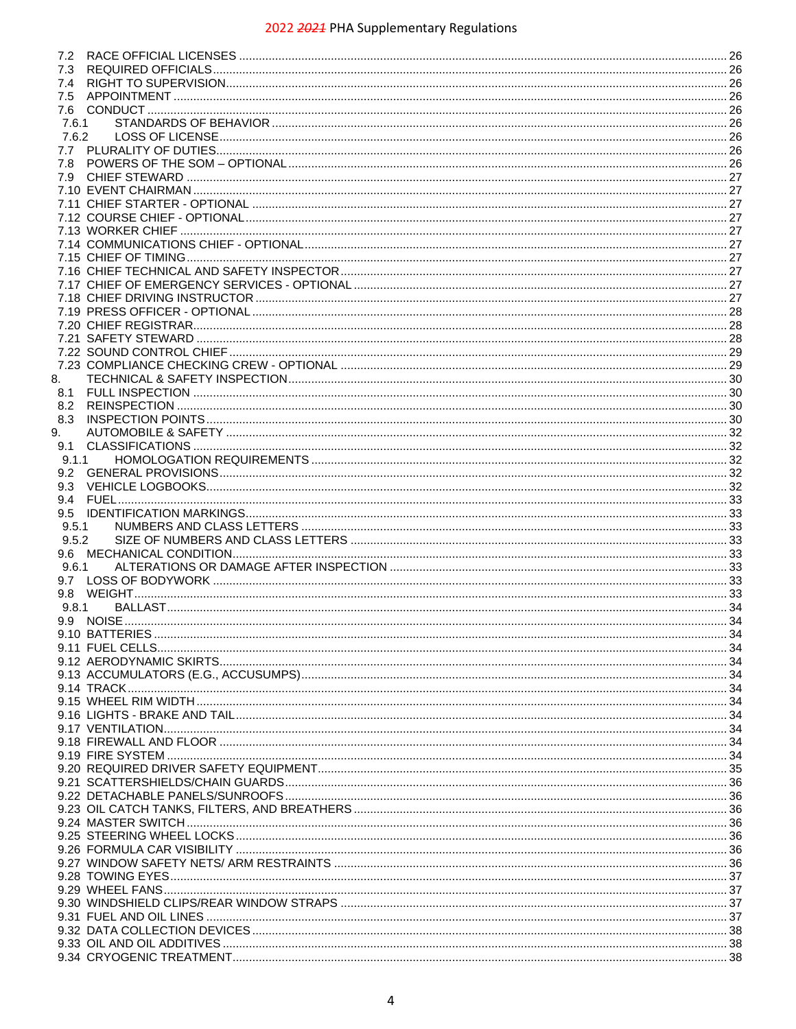7.2 RACE OFFICIAL LICENSES .... 26
7.3 REQUIRED OFFICIALS .... 26
7.4 RIGHT TO SUPERVISION .... 26
7.5 APPOINTMENT .... 26
7.6 CONDUCT .... 26
7.6.1 STANDARDS OF BEHAVIOR .... 26
7.6.2 LOSS OF LICENSE .... 26
7.7 PLURALITY OF DUTIES .... 26
7.8 POWERS OF THE SOM – OPTIONAL .... 26
7.9 CHIEF STEWARD .... 27
7.10 EVENT CHAIRMAN .... 27
7.11 CHIEF STARTER - OPTIONAL .... 27
7.12 COURSE CHIEF - OPTIONAL .... 27
7.13 WORKER CHIEF .... 27
7.14 COMMUNICATIONS CHIEF - OPTIONAL .... 27
7.15 CHIEF OF TIMING .... 27
7.16 CHIEF TECHNICAL AND SAFETY INSPECTOR .... 27
7.17 CHIEF OF EMERGENCY SERVICES - OPTIONAL .... 27
7.18 CHIEF DRIVING INSTRUCTOR .... 27
7.19 PRESS OFFICER - OPTIONAL .... 28
7.20 CHIEF REGISTRAR .... 28
7.21 SAFETY STEWARD .... 28
7.22 SOUND CONTROL CHIEF .... 29
7.23 COMPLIANCE CHECKING CREW - OPTIONAL .... 29
8. TECHNICAL & SAFETY INSPECTION .... 30
8.1 FULL INSPECTION .... 30
8.2 REINSPECTION .... 30
8.3 INSPECTION POINTS .... 30
9. AUTOMOBILE & SAFETY .... 32
9.1 CLASSIFICATIONS .... 32
9.1.1 HOMOLOGATION REQUIREMENTS .... 32
9.2 GENERAL PROVISIONS .... 32
9.3 VEHICLE LOGBOOKS .... 32
9.4 FUEL .... 33
9.5 IDENTIFICATION MARKINGS .... 33
9.5.1 NUMBERS AND CLASS LETTERS .... 33
9.5.2 SIZE OF NUMBERS AND CLASS LETTERS .... 33
9.6 MECHANICAL CONDITION .... 33
9.6.1 ALTERATIONS OR DAMAGE AFTER INSPECTION .... 33
9.7 LOSS OF BODYWORK .... 33
9.8 WEIGHT .... 33
9.8.1 BALLAST .... 34
9.9 NOISE .... 34
9.10 BATTERIES .... 34
9.11 FUEL CELLS .... 34
9.12 AERODYNAMIC SKIRTS .... 34
9.13 ACCUMULATORS (E.G., ACCUSUMPS) .... 34
9.14 TRACK .... 34
9.15 WHEEL RIM WIDTH .... 34
9.16 LIGHTS - BRAKE AND TAIL .... 34
9.17 VENTILATION .... 34
9.18 FIREWALL AND FLOOR .... 34
9.19 FIRE SYSTEM .... 34
9.20 REQUIRED DRIVER SAFETY EQUIPMENT .... 35
9.21 SCATTERSHIELDS/CHAIN GUARDS .... 36
9.22 DETACHABLE PANELS/SUNROOFS .... 36
9.23 OIL CATCH TANKS, FILTERS, AND BREATHERS .... 36
9.24 MASTER SWITCH .... 36
9.25 STEERING WHEEL LOCKS .... 36
9.26 FORMULA CAR VISIBILITY .... 36
9.27 WINDOW SAFETY NETS/ ARM RESTRAINTS .... 36
9.28 TOWING EYES .... 37
9.29 WHEEL FANS .... 37
9.30 WINDSHIELD CLIPS/REAR WINDOW STRAPS .... 37
9.31 FUEL AND OIL LINES .... 37
9.32 DATA COLLECTION DEVICES .... 38
9.33 OIL AND OIL ADDITIVES .... 38
9.34 CRYOGENIC TREATMENT .... 38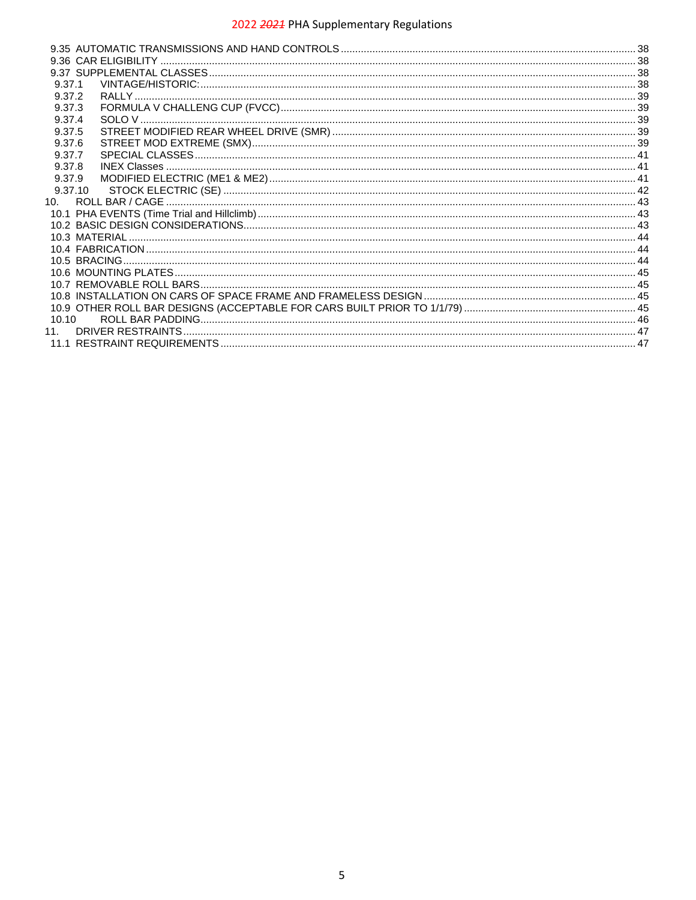9.35 AUTOMATIC TRANSMISSIONS AND HAND CONTROLS ..... 38
9.36 CAR ELIGIBILITY ..... 38
9.37 SUPPLEMENTAL CLASSES ..... 38
9.37.1 VINTAGE/HISTORIC: ..... 38
9.37.2 RALLY ..... 39
9.37.3 FORMULA V CHALLENG CUP (FVCC) ..... 39
9.37.4 SOLO V ..... 39
9.37.5 STREET MODIFIED REAR WHEEL DRIVE (SMR) ..... 39
9.37.6 STREET MOD EXTREME (SMX) ..... 39
9.37.7 SPECIAL CLASSES ..... 41
9.37.8 INEX Classes ..... 41
9.37.9 MODIFIED ELECTRIC (ME1 & ME2) ..... 41
9.37.10 STOCK ELECTRIC (SE) ..... 42
10. ROLL BAR / CAGE ..... 43
10.1 PHA EVENTS (Time Trial and Hillclimb) ..... 43
10.2 BASIC DESIGN CONSIDERATIONS ..... 43
10.3 MATERIAL ..... 44
10.4 FABRICATION ..... 44
10.5 BRACING ..... 44
10.6 MOUNTING PLATES ..... 45
10.7 REMOVABLE ROLL BARS ..... 45
10.8 INSTALLATION ON CARS OF SPACE FRAME AND FRAMELESS DESIGN ..... 45
10.9 OTHER ROLL BAR DESIGNS (ACCEPTABLE FOR CARS BUILT PRIOR TO 1/1/79) ..... 45
10.10 ROLL BAR PADDING ..... 46
11. DRIVER RESTRAINTS ..... 47
11.1 RESTRAINT REQUIREMENTS ..... 47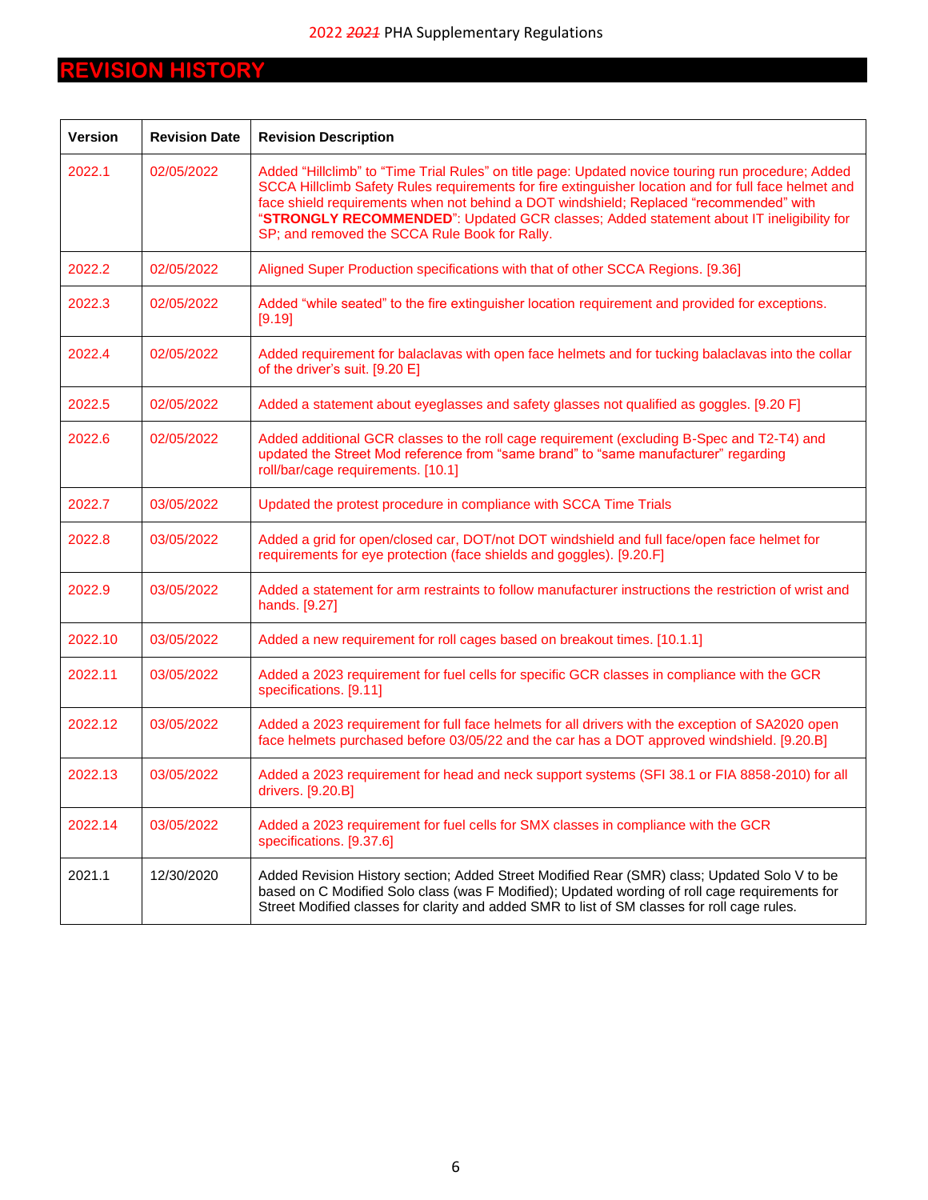# REVISION HISTORY

| Version | Revision Date | Revision Description |
|---|---|---|
| 2022.1 | 02/05/2022 | Added "Hillclimb" to "Time Trial Rules" on title page: Updated novice touring run procedure; Added SCCA Hillclimb Safety Rules requirements for fire extinguisher location and for full face helmet and face shield requirements when not behind a DOT windshield; Replaced "recommended" with "**STRONGLY RECOMMENDED**": Updated GCR classes; Added statement about IT ineligibility for SP; and removed the SCCA Rule Book for Rally. |
| 2022.2 | 02/05/2022 | Aligned Super Production specifications with that of other SCCA Regions. [9.36] |
| 2022.3 | 02/05/2022 | Added "while seated" to the fire extinguisher location requirement and provided for exceptions. [9.19] |
| 2022.4 | 02/05/2022 | Added requirement for balaclavas with open face helmets and for tucking balaclavas into the collar of the driver's suit. [9.20 E] |
| 2022.5 | 02/05/2022 | Added a statement about eyeglasses and safety glasses not qualified as goggles. [9.20 F] |
| 2022.6 | 02/05/2022 | Added additional GCR classes to the roll cage requirement (excluding B-Spec and T2-T4) and updated the Street Mod reference from "same brand" to "same manufacturer" regarding roll/bar/cage requirements. [10.1] |
| 2022.7 | 03/05/2022 | Updated the protest procedure in compliance with SCCA Time Trials |
| 2022.8 | 03/05/2022 | Added a grid for open/closed car, DOT/not DOT windshield and full face/open face helmet for requirements for eye protection (face shields and goggles). [9.20.F] |
| 2022.9 | 03/05/2022 | Added a statement for arm restraints to follow manufacturer instructions the restriction of wrist and hands. [9.27] |
| 2022.10 | 03/05/2022 | Added a new requirement for roll cages based on breakout times. [10.1.1] |
| 2022.11 | 03/05/2022 | Added a 2023 requirement for fuel cells for specific GCR classes in compliance with the GCR specifications. [9.11] |
| 2022.12 | 03/05/2022 | Added a 2023 requirement for full face helmets for all drivers with the exception of SA2020 open face helmets purchased before 03/05/22 and the car has a DOT approved windshield. [9.20.B] |
| 2022.13 | 03/05/2022 | Added a 2023 requirement for head and neck support systems (SFI 38.1 or FIA 8858-2010) for all drivers. [9.20.B] |
| 2022.14 | 03/05/2022 | Added a 2023 requirement for fuel cells for SMX classes in compliance with the GCR specifications. [9.37.6] |
| 2021.1 | 12/30/2020 | Added Revision History section; Added Street Modified Rear (SMR) class; Updated Solo V to be based on C Modified Solo class (was F Modified); Updated wording of roll cage requirements for Street Modified classes for clarity and added SMR to list of SM classes for roll cage rules. |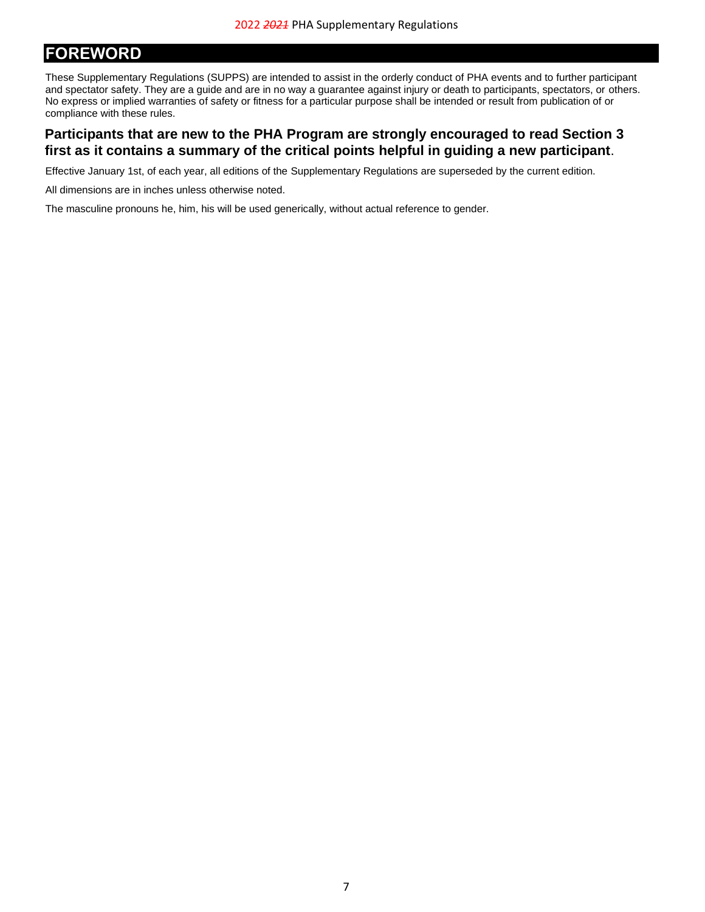# FOREWORD

These Supplementary Regulations (SUPPS) are intended to assist in the orderly conduct of PHA events and to further participant and spectator safety. They are a guide and are in no way a guarantee against injury or death to participants, spectators, or others. No express or implied warranties of safety or fitness for a particular purpose shall be intended or result from publication of or compliance with these rules.

**Participants that are new to the PHA Program are strongly encouraged to read Section 3 first as it contains a summary of the critical points helpful in guiding a new participant**.

Effective January 1st, of each year, all editions of the Supplementary Regulations are superseded by the current edition.

All dimensions are in inches unless otherwise noted.

The masculine pronouns he, him, his will be used generically, without actual reference to gender.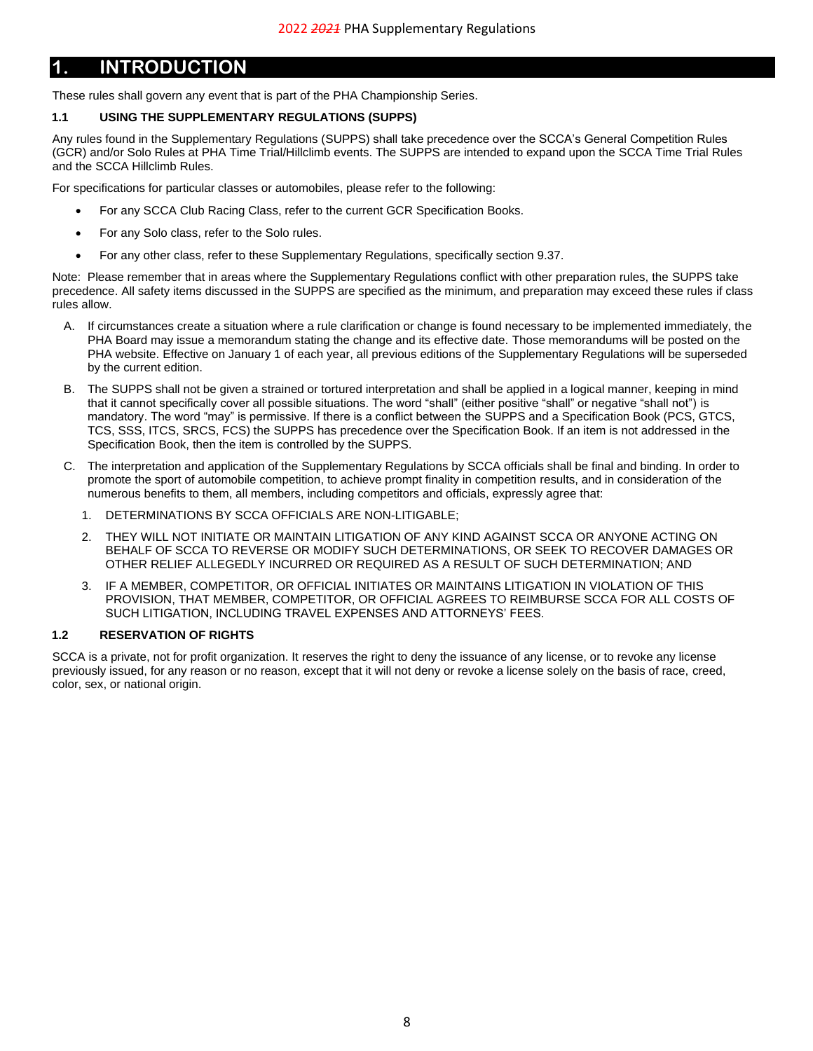# 1. INTRODUCTION

These rules shall govern any event that is part of the PHA Championship Series.

### 1.1 USING THE SUPPLEMENTARY REGULATIONS (SUPPS)

Any rules found in the Supplementary Regulations (SUPPS) shall take precedence over the SCCA's General Competition Rules (GCR) and/or Solo Rules at PHA Time Trial/Hillclimb events. The SUPPS are intended to expand upon the SCCA Time Trial Rules and the SCCA Hillclimb Rules.

For specifications for particular classes or automobiles, please refer to the following:

- For any SCCA Club Racing Class, refer to the current GCR Specification Books.
- For any Solo class, refer to the Solo rules.
- For any other class, refer to these Supplementary Regulations, specifically section 9.37.

Note: Please remember that in areas where the Supplementary Regulations conflict with other preparation rules, the SUPPS take precedence. All safety items discussed in the SUPPS are specified as the minimum, and preparation may exceed these rules if class rules allow.

A. If circumstances create a situation where a rule clarification or change is found necessary to be implemented immediately, the PHA Board may issue a memorandum stating the change and its effective date. Those memorandums will be posted on the PHA website. Effective on January 1 of each year, all previous editions of the Supplementary Regulations will be superseded by the current edition.

B. The SUPPS shall not be given a strained or tortured interpretation and shall be applied in a logical manner, keeping in mind that it cannot specifically cover all possible situations. The word "shall" (either positive "shall" or negative "shall not") is mandatory. The word "may" is permissive. If there is a conflict between the SUPPS and a Specification Book (PCS, GTCS, TCS, SSS, ITCS, SRCS, FCS) the SUPPS has precedence over the Specification Book. If an item is not addressed in the Specification Book, then the item is controlled by the SUPPS.

C. The interpretation and application of the Supplementary Regulations by SCCA officials shall be final and binding. In order to promote the sport of automobile competition, to achieve prompt finality in competition results, and in consideration of the numerous benefits to them, all members, including competitors and officials, expressly agree that:

   1. DETERMINATIONS BY SCCA OFFICIALS ARE NON-LITIGABLE;
   2. THEY WILL NOT INITIATE OR MAINTAIN LITIGATION OF ANY KIND AGAINST SCCA OR ANYONE ACTING ON BEHALF OF SCCA TO REVERSE OR MODIFY SUCH DETERMINATIONS, OR SEEK TO RECOVER DAMAGES OR OTHER RELIEF ALLEGEDLY INCURRED OR REQUIRED AS A RESULT OF SUCH DETERMINATION; AND
   3. IF A MEMBER, COMPETITOR, OR OFFICIAL INITIATES OR MAINTAINS LITIGATION IN VIOLATION OF THIS PROVISION, THAT MEMBER, COMPETITOR, OR OFFICIAL AGREES TO REIMBURSE SCCA FOR ALL COSTS OF SUCH LITIGATION, INCLUDING TRAVEL EXPENSES AND ATTORNEYS' FEES.

### 1.2 RESERVATION OF RIGHTS

SCCA is a private, not for profit organization. It reserves the right to deny the issuance of any license, or to revoke any license previously issued, for any reason or no reason, except that it will not deny or revoke a license solely on the basis of race, creed, color, sex, or national origin.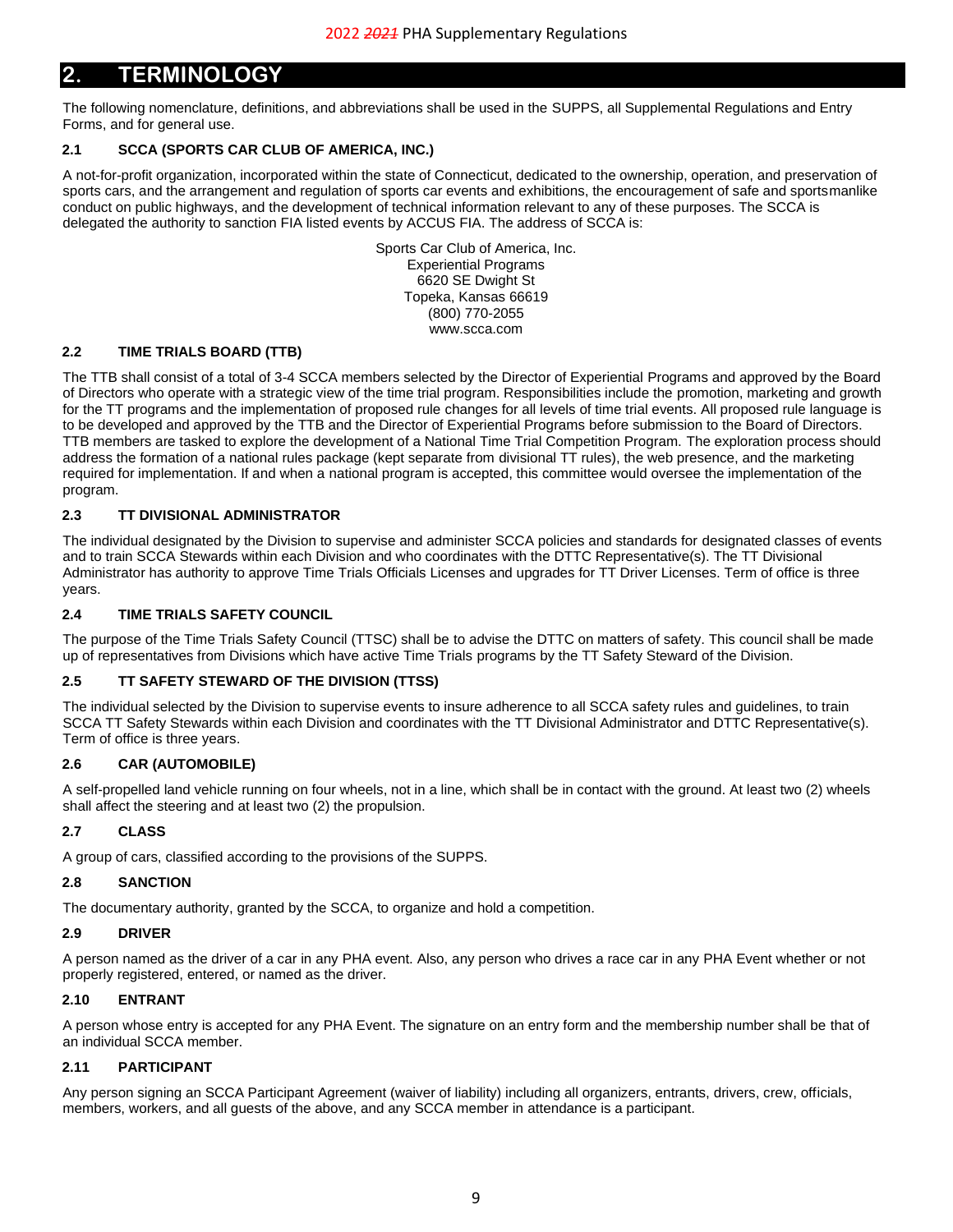## 2. TERMINOLOGY

The following nomenclature, definitions, and abbreviations shall be used in the SUPPS, all Supplemental Regulations and Entry Forms, and for general use.

### 2.1 SCCA (SPORTS CAR CLUB OF AMERICA, INC.)

A not-for-profit organization, incorporated within the state of Connecticut, dedicated to the ownership, operation, and preservation of sports cars, and the arrangement and regulation of sports car events and exhibitions, the encouragement of safe and sportsmanlike conduct on public highways, and the development of technical information relevant to any of these purposes. The SCCA is delegated the authority to sanction FIA listed events by ACCUS FIA. The address of SCCA is:

Sports Car Club of America, Inc.
Experiential Programs
6620 SE Dwight St
Topeka, Kansas 66619
(800) 770-2055
www.scca.com

### 2.2 TIME TRIALS BOARD (TTB)

The TTB shall consist of a total of 3-4 SCCA members selected by the Director of Experiential Programs and approved by the Board of Directors who operate with a strategic view of the time trial program. Responsibilities include the promotion, marketing and growth for the TT programs and the implementation of proposed rule changes for all levels of time trial events. All proposed rule language is to be developed and approved by the TTB and the Director of Experiential Programs before submission to the Board of Directors. TTB members are tasked to explore the development of a National Time Trial Competition Program. The exploration process should address the formation of a national rules package (kept separate from divisional TT rules), the web presence, and the marketing required for implementation. If and when a national program is accepted, this committee would oversee the implementation of the program.

### 2.3 TT DIVISIONAL ADMINISTRATOR

The individual designated by the Division to supervise and administer SCCA policies and standards for designated classes of events and to train SCCA Stewards within each Division and who coordinates with the DTTC Representative(s). The TT Divisional Administrator has authority to approve Time Trials Officials Licenses and upgrades for TT Driver Licenses. Term of office is three years.

### 2.4 TIME TRIALS SAFETY COUNCIL

The purpose of the Time Trials Safety Council (TTSC) shall be to advise the DTTC on matters of safety. This council shall be made up of representatives from Divisions which have active Time Trials programs by the TT Safety Steward of the Division.

### 2.5 TT SAFETY STEWARD OF THE DIVISION (TTSS)

The individual selected by the Division to supervise events to insure adherence to all SCCA safety rules and guidelines, to train SCCA TT Safety Stewards within each Division and coordinates with the TT Divisional Administrator and DTTC Representative(s). Term of office is three years.

### 2.6 CAR (AUTOMOBILE)

A self-propelled land vehicle running on four wheels, not in a line, which shall be in contact with the ground. At least two (2) wheels shall affect the steering and at least two (2) the propulsion.

### 2.7 CLASS

A group of cars, classified according to the provisions of the SUPPS.

### 2.8 SANCTION

The documentary authority, granted by the SCCA, to organize and hold a competition.

### 2.9 DRIVER

A person named as the driver of a car in any PHA event. Also, any person who drives a race car in any PHA Event whether or not properly registered, entered, or named as the driver.

### 2.10 ENTRANT

A person whose entry is accepted for any PHA Event. The signature on an entry form and the membership number shall be that of an individual SCCA member.

### 2.11 PARTICIPANT

Any person signing an SCCA Participant Agreement (waiver of liability) including all organizers, entrants, drivers, crew, officials, members, workers, and all guests of the above, and any SCCA member in attendance is a participant.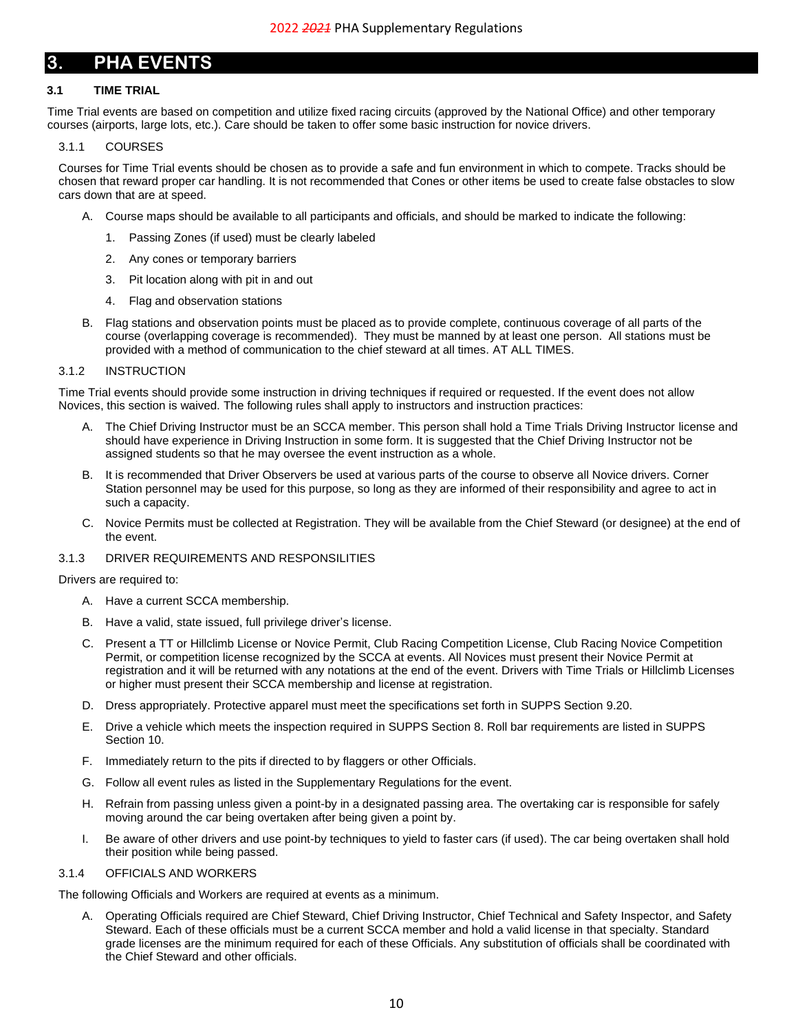# 3. PHA EVENTS

## 3.1 TIME TRIAL

Time Trial events are based on competition and utilize fixed racing circuits (approved by the National Office) and other temporary courses (airports, large lots, etc.). Care should be taken to offer some basic instruction for novice drivers.

### 3.1.1 COURSES

Courses for Time Trial events should be chosen as to provide a safe and fun environment in which to compete. Tracks should be chosen that reward proper car handling. It is not recommended that Cones or other items be used to create false obstacles to slow cars down that are at speed.

A. Course maps should be available to all participants and officials, and should be marked to indicate the following:

1. Passing Zones (if used) must be clearly labeled
2. Any cones or temporary barriers
3. Pit location along with pit in and out
4. Flag and observation stations

B. Flag stations and observation points must be placed as to provide complete, continuous coverage of all parts of the course (overlapping coverage is recommended). They must be manned by at least one person. All stations must be provided with a method of communication to the chief steward at all times. AT ALL TIMES.

### 3.1.2 INSTRUCTION

Time Trial events should provide some instruction in driving techniques if required or requested. If the event does not allow Novices, this section is waived. The following rules shall apply to instructors and instruction practices:

A. The Chief Driving Instructor must be an SCCA member. This person shall hold a Time Trials Driving Instructor license and should have experience in Driving Instruction in some form. It is suggested that the Chief Driving Instructor not be assigned students so that he may oversee the event instruction as a whole.

B. It is recommended that Driver Observers be used at various parts of the course to observe all Novice drivers. Corner Station personnel may be used for this purpose, so long as they are informed of their responsibility and agree to act in such a capacity.

C. Novice Permits must be collected at Registration. They will be available from the Chief Steward (or designee) at the end of the event.

### 3.1.3 DRIVER REQUIREMENTS AND RESPONSILITIES

Drivers are required to:

A. Have a current SCCA membership.

B. Have a valid, state issued, full privilege driver's license.

C. Present a TT or Hillclimb License or Novice Permit, Club Racing Competition License, Club Racing Novice Competition Permit, or competition license recognized by the SCCA at events. All Novices must present their Novice Permit at registration and it will be returned with any notations at the end of the event. Drivers with Time Trials or Hillclimb Licenses or higher must present their SCCA membership and license at registration.

D. Dress appropriately. Protective apparel must meet the specifications set forth in SUPPS Section 9.20.

E. Drive a vehicle which meets the inspection required in SUPPS Section 8. Roll bar requirements are listed in SUPPS Section 10.

F. Immediately return to the pits if directed to by flaggers or other Officials.

G. Follow all event rules as listed in the Supplementary Regulations for the event.

H. Refrain from passing unless given a point-by in a designated passing area. The overtaking car is responsible for safely moving around the car being overtaken after being given a point by.

I. Be aware of other drivers and use point-by techniques to yield to faster cars (if used). The car being overtaken shall hold their position while being passed.

### 3.1.4 OFFICIALS AND WORKERS

The following Officials and Workers are required at events as a minimum.

A. Operating Officials required are Chief Steward, Chief Driving Instructor, Chief Technical and Safety Inspector, and Safety Steward. Each of these officials must be a current SCCA member and hold a valid license in that specialty. Standard grade licenses are the minimum required for each of these Officials. Any substitution of officials shall be coordinated with the Chief Steward and other officials.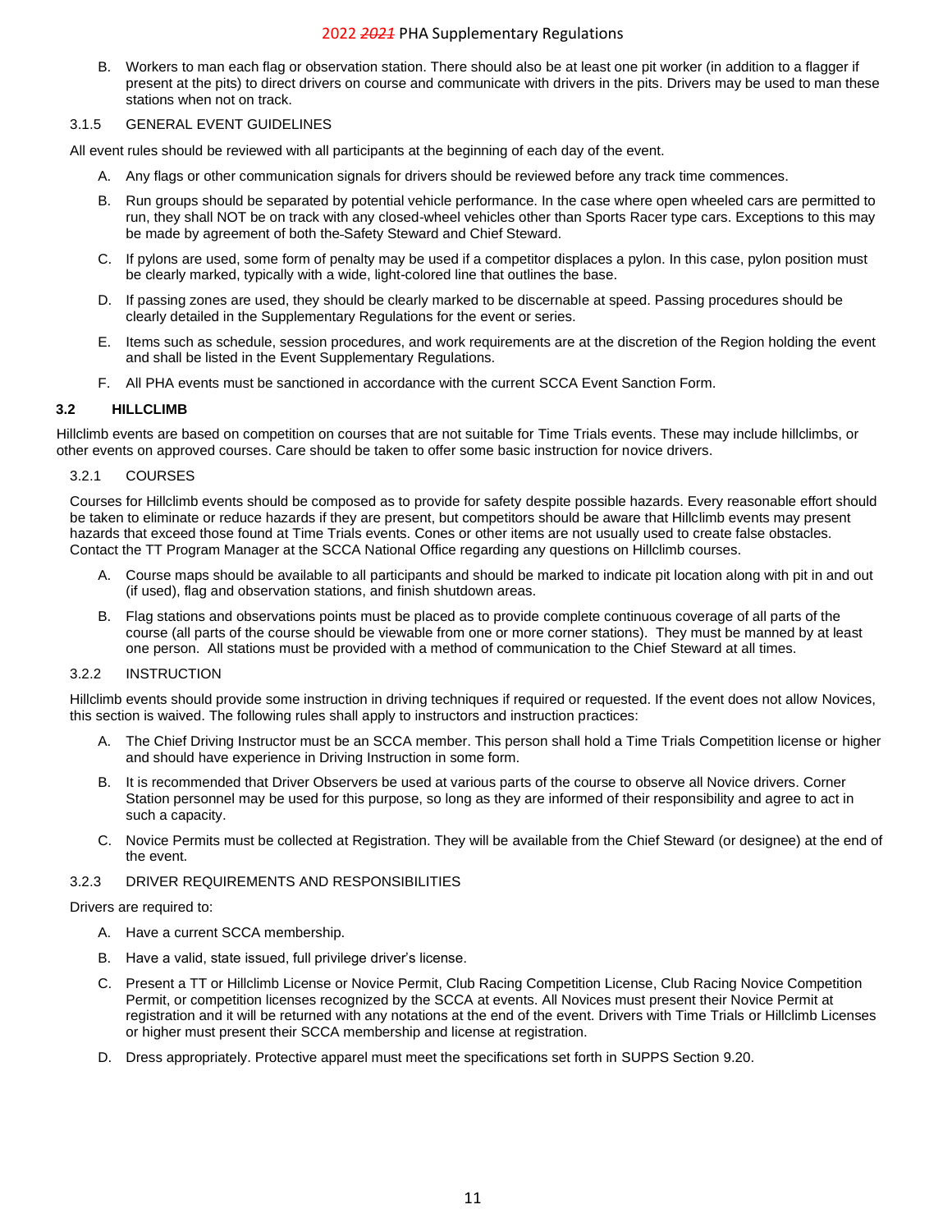B. Workers to man each flag or observation station. There should also be at least one pit worker (in addition to a flagger if present at the pits) to direct drivers on course and communicate with drivers in the pits. Drivers may be used to man these stations when not on track.

3.1.5 GENERAL EVENT GUIDELINES

All event rules should be reviewed with all participants at the beginning of each day of the event.

A. Any flags or other communication signals for drivers should be reviewed before any track time commences.

B. Run groups should be separated by potential vehicle performance. In the case where open wheeled cars are permitted to run, they shall NOT be on track with any closed-wheel vehicles other than Sports Racer type cars. Exceptions to this may be made by agreement of both the Safety Steward and Chief Steward.

C. If pylons are used, some form of penalty may be used if a competitor displaces a pylon. In this case, pylon position must be clearly marked, typically with a wide, light-colored line that outlines the base.

D. If passing zones are used, they should be clearly marked to be discernable at speed. Passing procedures should be clearly detailed in the Supplementary Regulations for the event or series.

E. Items such as schedule, session procedures, and work requirements are at the discretion of the Region holding the event and shall be listed in the Event Supplementary Regulations.

F. All PHA events must be sanctioned in accordance with the current SCCA Event Sanction Form.

## 3.2 HILLCLIMB

Hillclimb events are based on competition on courses that are not suitable for Time Trials events. These may include hillclimbs, or other events on approved courses. Care should be taken to offer some basic instruction for novice drivers.

3.2.1 COURSES

Courses for Hillclimb events should be composed as to provide for safety despite possible hazards. Every reasonable effort should be taken to eliminate or reduce hazards if they are present, but competitors should be aware that Hillclimb events may present hazards that exceed those found at Time Trials events. Cones or other items are not usually used to create false obstacles. Contact the TT Program Manager at the SCCA National Office regarding any questions on Hillclimb courses.

A. Course maps should be available to all participants and should be marked to indicate pit location along with pit in and out (if used), flag and observation stations, and finish shutdown areas.

B. Flag stations and observations points must be placed as to provide complete continuous coverage of all parts of the course (all parts of the course should be viewable from one or more corner stations). They must be manned by at least one person. All stations must be provided with a method of communication to the Chief Steward at all times.

3.2.2 INSTRUCTION

Hillclimb events should provide some instruction in driving techniques if required or requested. If the event does not allow Novices, this section is waived. The following rules shall apply to instructors and instruction practices:

A. The Chief Driving Instructor must be an SCCA member. This person shall hold a Time Trials Competition license or higher and should have experience in Driving Instruction in some form.

B. It is recommended that Driver Observers be used at various parts of the course to observe all Novice drivers. Corner Station personnel may be used for this purpose, so long as they are informed of their responsibility and agree to act in such a capacity.

C. Novice Permits must be collected at Registration. They will be available from the Chief Steward (or designee) at the end of the event.

3.2.3 DRIVER REQUIREMENTS AND RESPONSIBILITIES

Drivers are required to:

A. Have a current SCCA membership.

B. Have a valid, state issued, full privilege driver's license.

C. Present a TT or Hillclimb License or Novice Permit, Club Racing Competition License, Club Racing Novice Competition Permit, or competition licenses recognized by the SCCA at events. All Novices must present their Novice Permit at registration and it will be returned with any notations at the end of the event. Drivers with Time Trials or Hillclimb Licenses or higher must present their SCCA membership and license at registration.

D. Dress appropriately. Protective apparel must meet the specifications set forth in SUPPS Section 9.20.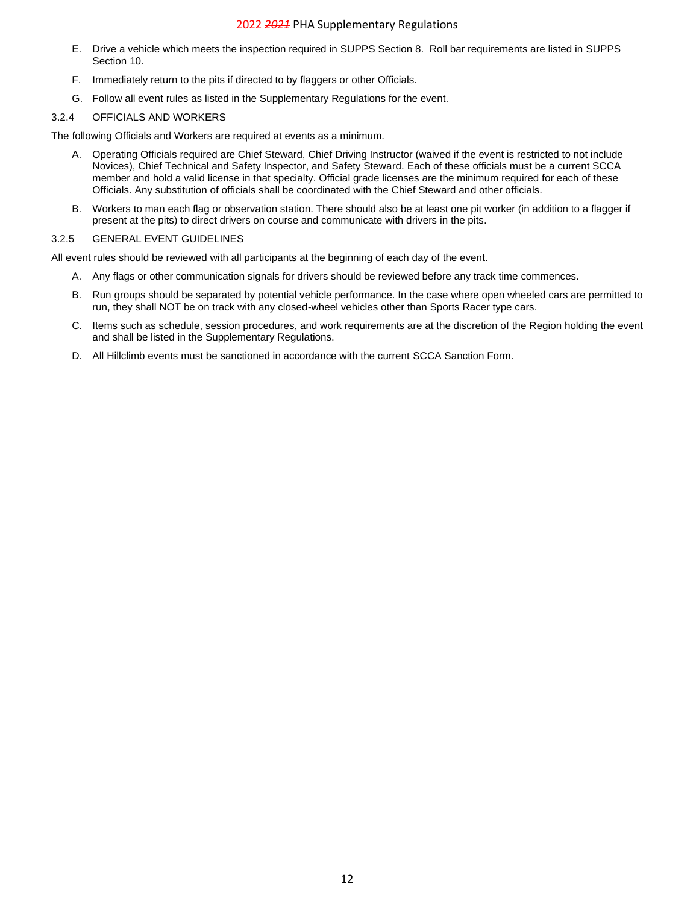E. Drive a vehicle which meets the inspection required in SUPPS Section 8. Roll bar requirements are listed in SUPPS Section 10.

F. Immediately return to the pits if directed to by flaggers or other Officials.

G. Follow all event rules as listed in the Supplementary Regulations for the event.

### 3.2.4 OFFICIALS AND WORKERS

The following Officials and Workers are required at events as a minimum.

A. Operating Officials required are Chief Steward, Chief Driving Instructor (waived if the event is restricted to not include Novices), Chief Technical and Safety Inspector, and Safety Steward. Each of these officials must be a current SCCA member and hold a valid license in that specialty. Official grade licenses are the minimum required for each of these Officials. Any substitution of officials shall be coordinated with the Chief Steward and other officials.

B. Workers to man each flag or observation station. There should also be at least one pit worker (in addition to a flagger if present at the pits) to direct drivers on course and communicate with drivers in the pits.

### 3.2.5 GENERAL EVENT GUIDELINES

All event rules should be reviewed with all participants at the beginning of each day of the event.

A. Any flags or other communication signals for drivers should be reviewed before any track time commences.

B. Run groups should be separated by potential vehicle performance. In the case where open wheeled cars are permitted to run, they shall NOT be on track with any closed-wheel vehicles other than Sports Racer type cars.

C. Items such as schedule, session procedures, and work requirements are at the discretion of the Region holding the event and shall be listed in the Supplementary Regulations.

D. All Hillclimb events must be sanctioned in accordance with the current SCCA Sanction Form.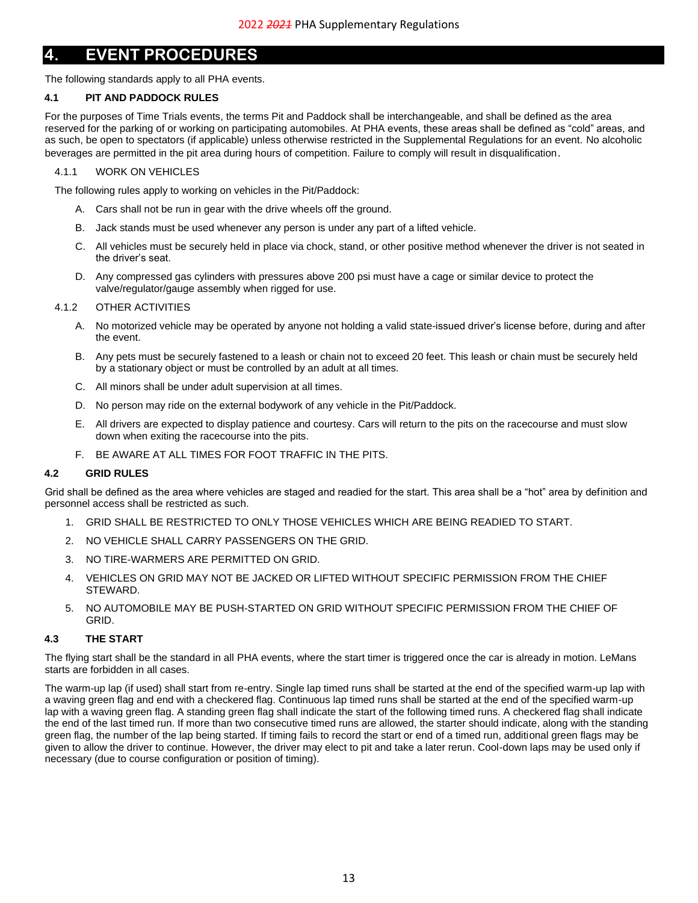# 4. EVENT PROCEDURES

The following standards apply to all PHA events.

## 4.1 PIT AND PADDOCK RULES

For the purposes of Time Trials events, the terms Pit and Paddock shall be interchangeable, and shall be defined as the area reserved for the parking of or working on participating automobiles. At PHA events, these areas shall be defined as "cold" areas, and as such, be open to spectators (if applicable) unless otherwise restricted in the Supplemental Regulations for an event. No alcoholic beverages are permitted in the pit area during hours of competition. Failure to comply will result in disqualification.

### 4.1.1 WORK ON VEHICLES

The following rules apply to working on vehicles in the Pit/Paddock:

A. Cars shall not be run in gear with the drive wheels off the ground.

B. Jack stands must be used whenever any person is under any part of a lifted vehicle.

C. All vehicles must be securely held in place via chock, stand, or other positive method whenever the driver is not seated in the driver's seat.

D. Any compressed gas cylinders with pressures above 200 psi must have a cage or similar device to protect the valve/regulator/gauge assembly when rigged for use.

### 4.1.2 OTHER ACTIVITIES

A. No motorized vehicle may be operated by anyone not holding a valid state-issued driver's license before, during and after the event.

B. Any pets must be securely fastened to a leash or chain not to exceed 20 feet. This leash or chain must be securely held by a stationary object or must be controlled by an adult at all times.

C. All minors shall be under adult supervision at all times.

D. No person may ride on the external bodywork of any vehicle in the Pit/Paddock.

E. All drivers are expected to display patience and courtesy. Cars will return to the pits on the racecourse and must slow down when exiting the racecourse into the pits.

F. BE AWARE AT ALL TIMES FOR FOOT TRAFFIC IN THE PITS.

## 4.2 GRID RULES

Grid shall be defined as the area where vehicles are staged and readied for the start. This area shall be a "hot" area by definition and personnel access shall be restricted as such.

1. GRID SHALL BE RESTRICTED TO ONLY THOSE VEHICLES WHICH ARE BEING READIED TO START.
2. NO VEHICLE SHALL CARRY PASSENGERS ON THE GRID.
3. NO TIRE-WARMERS ARE PERMITTED ON GRID.
4. VEHICLES ON GRID MAY NOT BE JACKED OR LIFTED WITHOUT SPECIFIC PERMISSION FROM THE CHIEF STEWARD.
5. NO AUTOMOBILE MAY BE PUSH-STARTED ON GRID WITHOUT SPECIFIC PERMISSION FROM THE CHIEF OF GRID.

## 4.3 THE START

The flying start shall be the standard in all PHA events, where the start timer is triggered once the car is already in motion. LeMans starts are forbidden in all cases.

The warm-up lap (if used) shall start from re-entry. Single lap timed runs shall be started at the end of the specified warm-up lap with a waving green flag and end with a checkered flag. Continuous lap timed runs shall be started at the end of the specified warm-up lap with a waving green flag. A standing green flag shall indicate the start of the following timed runs. A checkered flag shall indicate the end of the last timed run. If more than two consecutive timed runs are allowed, the starter should indicate, along with the standing green flag, the number of the lap being started. If timing fails to record the start or end of a timed run, additional green flags may be given to allow the driver to continue. However, the driver may elect to pit and take a later rerun. Cool-down laps may be used only if necessary (due to course configuration or position of timing).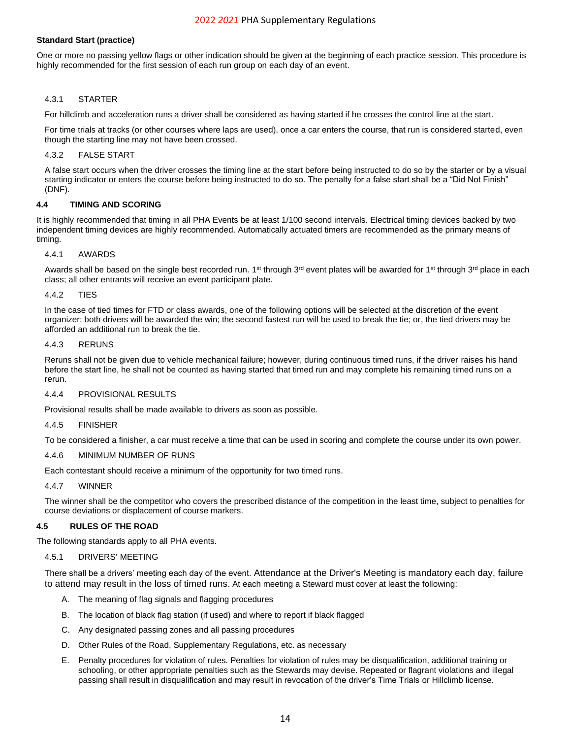**Standard Start (practice)**

One or more no passing yellow flags or other indication should be given at the beginning of each practice session. This procedure is highly recommended for the first session of each run group on each day of an event.

#### 4.3.1 STARTER

For hillclimb and acceleration runs a driver shall be considered as having started if he crosses the control line at the start.

For time trials at tracks (or other courses where laps are used), once a car enters the course, that run is considered started, even though the starting line may not have been crossed.

#### 4.3.2 FALSE START

A false start occurs when the driver crosses the timing line at the start before being instructed to do so by the starter or by a visual starting indicator or enters the course before being instructed to do so. The penalty for a false start shall be a "Did Not Finish" (DNF).

### 4.4 TIMING AND SCORING

It is highly recommended that timing in all PHA Events be at least 1/100 second intervals. Electrical timing devices backed by two independent timing devices are highly recommended. Automatically actuated timers are recommended as the primary means of timing.

#### 4.4.1 AWARDS

Awards shall be based on the single best recorded run. 1st through 3rd event plates will be awarded for 1st through 3rd place in each class; all other entrants will receive an event participant plate.

#### 4.4.2 TIES

In the case of tied times for FTD or class awards, one of the following options will be selected at the discretion of the event organizer: both drivers will be awarded the win; the second fastest run will be used to break the tie; or, the tied drivers may be afforded an additional run to break the tie.

#### 4.4.3 RERUNS

Reruns shall not be given due to vehicle mechanical failure; however, during continuous timed runs, if the driver raises his hand before the start line, he shall not be counted as having started that timed run and may complete his remaining timed runs on a rerun.

#### 4.4.4 PROVISIONAL RESULTS

Provisional results shall be made available to drivers as soon as possible.

#### 4.4.5 FINISHER

To be considered a finisher, a car must receive a time that can be used in scoring and complete the course under its own power.

#### 4.4.6 MINIMUM NUMBER OF RUNS

Each contestant should receive a minimum of the opportunity for two timed runs.

#### 4.4.7 WINNER

The winner shall be the competitor who covers the prescribed distance of the competition in the least time, subject to penalties for course deviations or displacement of course markers.

### 4.5 RULES OF THE ROAD

The following standards apply to all PHA events.

#### 4.5.1 DRIVERS' MEETING

There shall be a drivers' meeting each day of the event. Attendance at the Driver's Meeting is mandatory each day, failure to attend may result in the loss of timed runs. At each meeting a Steward must cover at least the following:

A. The meaning of flag signals and flagging procedures

B. The location of black flag station (if used) and where to report if black flagged

C. Any designated passing zones and all passing procedures

D. Other Rules of the Road, Supplementary Regulations, etc. as necessary

E. Penalty procedures for violation of rules. Penalties for violation of rules may be disqualification, additional training or schooling, or other appropriate penalties such as the Stewards may devise. Repeated or flagrant violations and illegal passing shall result in disqualification and may result in revocation of the driver's Time Trials or Hillclimb license.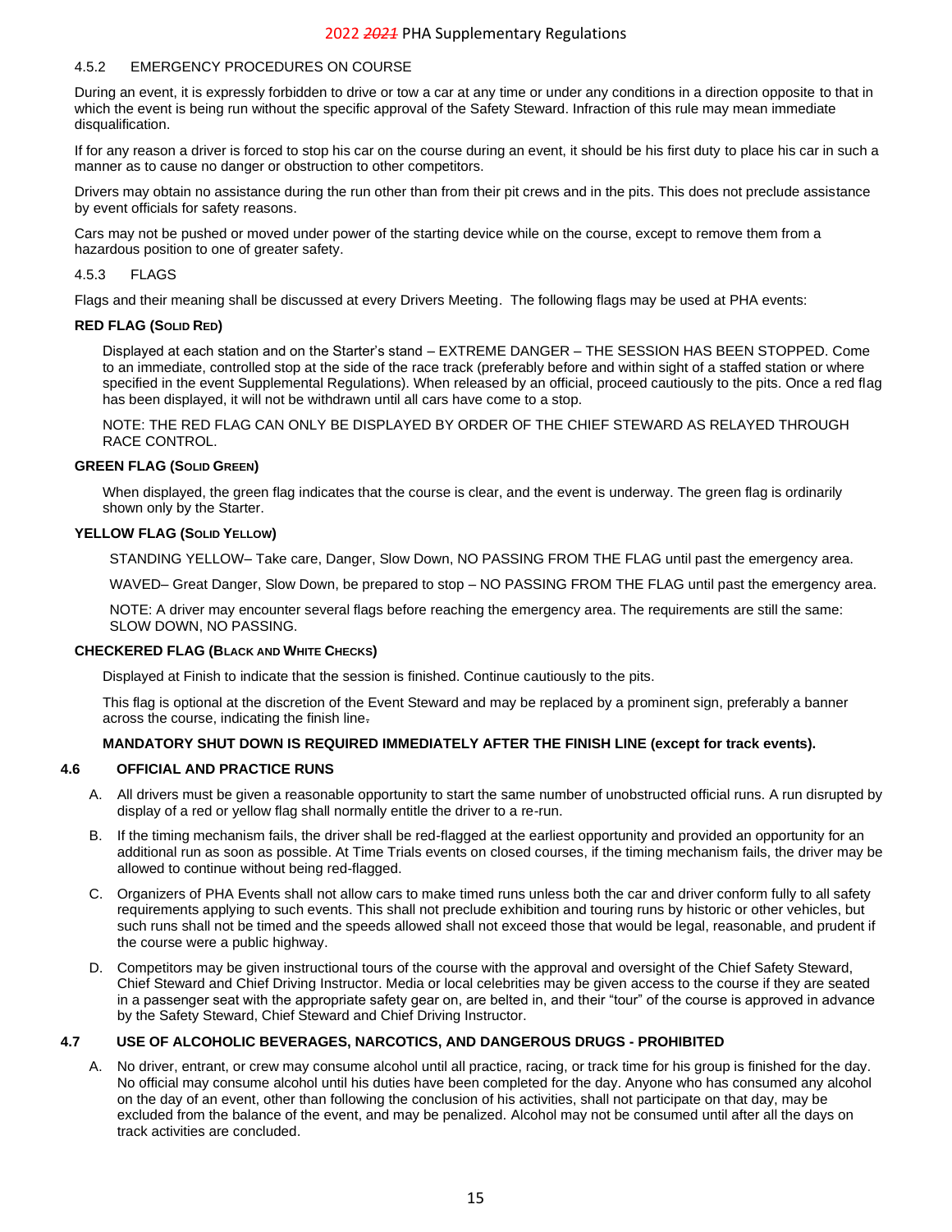#### 4.5.2 EMERGENCY PROCEDURES ON COURSE

During an event, it is expressly forbidden to drive or tow a car at any time or under any conditions in a direction opposite to that in which the event is being run without the specific approval of the Safety Steward. Infraction of this rule may mean immediate disqualification.

If for any reason a driver is forced to stop his car on the course during an event, it should be his first duty to place his car in such a manner as to cause no danger or obstruction to other competitors.

Drivers may obtain no assistance during the run other than from their pit crews and in the pits. This does not preclude assistance by event officials for safety reasons.

Cars may not be pushed or moved under power of the starting device while on the course, except to remove them from a hazardous position to one of greater safety.

#### 4.5.3 FLAGS

Flags and their meaning shall be discussed at every Drivers Meeting. The following flags may be used at PHA events:

**RED FLAG (SOLID RED)**

Displayed at each station and on the Starter's stand – EXTREME DANGER – THE SESSION HAS BEEN STOPPED. Come to an immediate, controlled stop at the side of the race track (preferably before and within sight of a staffed station or where specified in the event Supplemental Regulations). When released by an official, proceed cautiously to the pits. Once a red flag has been displayed, it will not be withdrawn until all cars have come to a stop.

NOTE: THE RED FLAG CAN ONLY BE DISPLAYED BY ORDER OF THE CHIEF STEWARD AS RELAYED THROUGH RACE CONTROL.

**GREEN FLAG (SOLID GREEN)**

When displayed, the green flag indicates that the course is clear, and the event is underway. The green flag is ordinarily shown only by the Starter.

**YELLOW FLAG (SOLID YELLOW)**

STANDING YELLOW– Take care, Danger, Slow Down, NO PASSING FROM THE FLAG until past the emergency area.

WAVED– Great Danger, Slow Down, be prepared to stop – NO PASSING FROM THE FLAG until past the emergency area.

NOTE: A driver may encounter several flags before reaching the emergency area. The requirements are still the same: SLOW DOWN, NO PASSING.

**CHECKERED FLAG (BLACK AND WHITE CHECKS)**

Displayed at Finish to indicate that the session is finished. Continue cautiously to the pits.

This flag is optional at the discretion of the Event Steward and may be replaced by a prominent sign, preferably a banner across the course, indicating the finish line.

**MANDATORY SHUT DOWN IS REQUIRED IMMEDIATELY AFTER THE FINISH LINE (except for track events).**

### 4.6 OFFICIAL AND PRACTICE RUNS

A. All drivers must be given a reasonable opportunity to start the same number of unobstructed official runs. A run disrupted by display of a red or yellow flag shall normally entitle the driver to a re-run.

B. If the timing mechanism fails, the driver shall be red-flagged at the earliest opportunity and provided an opportunity for an additional run as soon as possible. At Time Trials events on closed courses, if the timing mechanism fails, the driver may be allowed to continue without being red-flagged.

C. Organizers of PHA Events shall not allow cars to make timed runs unless both the car and driver conform fully to all safety requirements applying to such events. This shall not preclude exhibition and touring runs by historic or other vehicles, but such runs shall not be timed and the speeds allowed shall not exceed those that would be legal, reasonable, and prudent if the course were a public highway.

D. Competitors may be given instructional tours of the course with the approval and oversight of the Chief Safety Steward, Chief Steward and Chief Driving Instructor. Media or local celebrities may be given access to the course if they are seated in a passenger seat with the appropriate safety gear on, are belted in, and their "tour" of the course is approved in advance by the Safety Steward, Chief Steward and Chief Driving Instructor.

### 4.7 USE OF ALCOHOLIC BEVERAGES, NARCOTICS, AND DANGEROUS DRUGS - PROHIBITED

A. No driver, entrant, or crew may consume alcohol until all practice, racing, or track time for his group is finished for the day. No official may consume alcohol until his duties have been completed for the day. Anyone who has consumed any alcohol on the day of an event, other than following the conclusion of his activities, shall not participate on that day, may be excluded from the balance of the event, and may be penalized. Alcohol may not be consumed until after all the days on track activities are concluded.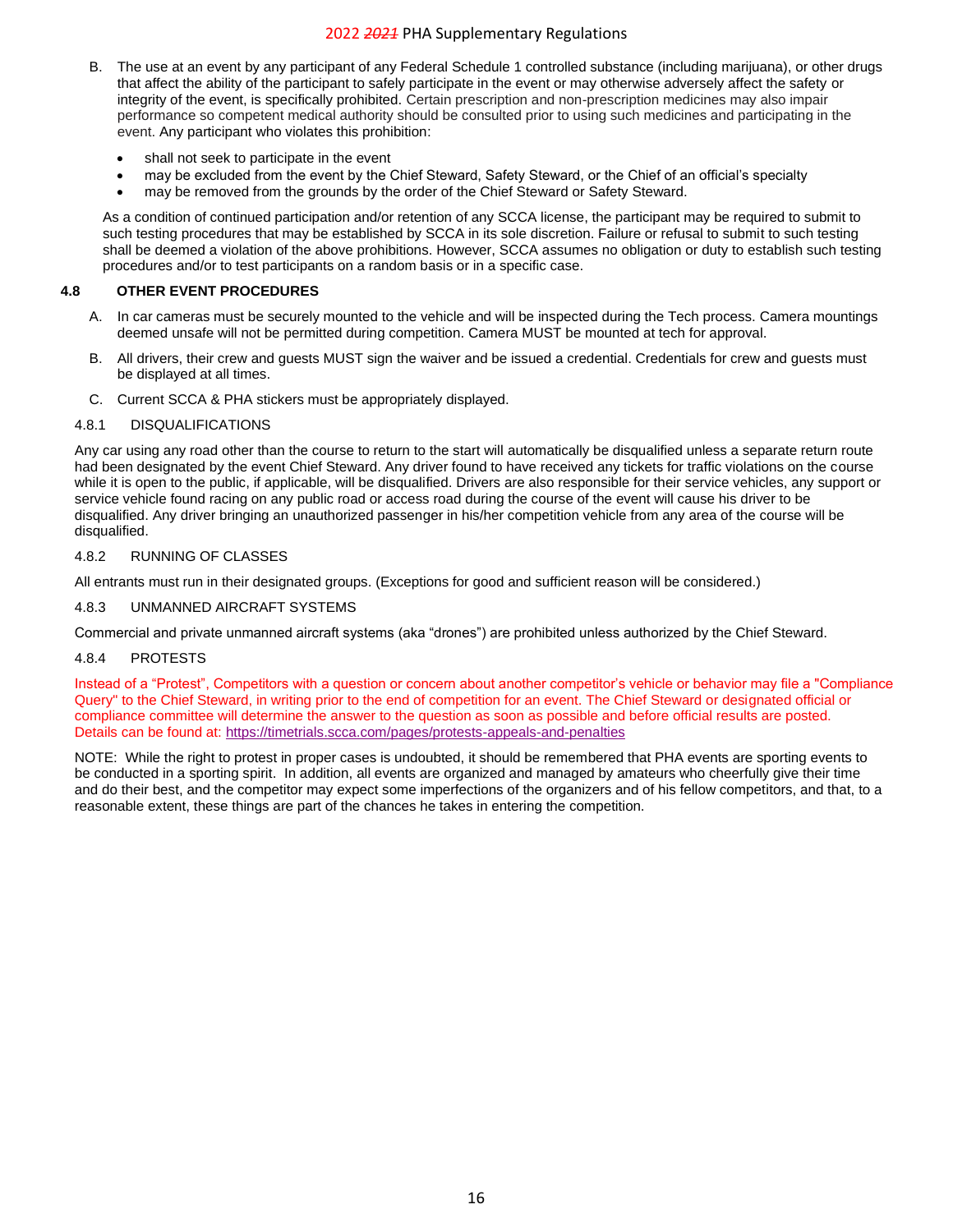B. The use at an event by any participant of any Federal Schedule 1 controlled substance (including marijuana), or other drugs that affect the ability of the participant to safely participate in the event or may otherwise adversely affect the safety or integrity of the event, is specifically prohibited. Certain prescription and non-prescription medicines may also impair performance so competent medical authority should be consulted prior to using such medicines and participating in the event. Any participant who violates this prohibition:

- shall not seek to participate in the event
- may be excluded from the event by the Chief Steward, Safety Steward, or the Chief of an official's specialty
- may be removed from the grounds by the order of the Chief Steward or Safety Steward.

As a condition of continued participation and/or retention of any SCCA license, the participant may be required to submit to such testing procedures that may be established by SCCA in its sole discretion. Failure or refusal to submit to such testing shall be deemed a violation of the above prohibitions. However, SCCA assumes no obligation or duty to establish such testing procedures and/or to test participants on a random basis or in a specific case.

## 4.8 OTHER EVENT PROCEDURES

A. In car cameras must be securely mounted to the vehicle and will be inspected during the Tech process. Camera mountings deemed unsafe will not be permitted during competition. Camera MUST be mounted at tech for approval.

B. All drivers, their crew and guests MUST sign the waiver and be issued a credential. Credentials for crew and guests must be displayed at all times.

C. Current SCCA & PHA stickers must be appropriately displayed.

### 4.8.1 DISQUALIFICATIONS

Any car using any road other than the course to return to the start will automatically be disqualified unless a separate return route had been designated by the event Chief Steward. Any driver found to have received any tickets for traffic violations on the course while it is open to the public, if applicable, will be disqualified. Drivers are also responsible for their service vehicles, any support or service vehicle found racing on any public road or access road during the course of the event will cause his driver to be disqualified. Any driver bringing an unauthorized passenger in his/her competition vehicle from any area of the course will be disqualified.

### 4.8.2 RUNNING OF CLASSES

All entrants must run in their designated groups. (Exceptions for good and sufficient reason will be considered.)

### 4.8.3 UNMANNED AIRCRAFT SYSTEMS

Commercial and private unmanned aircraft systems (aka "drones") are prohibited unless authorized by the Chief Steward.

### 4.8.4 PROTESTS

Instead of a "Protest", Competitors with a question or concern about another competitor's vehicle or behavior may file a "Compliance Query" to the Chief Steward, in writing prior to the end of competition for an event. The Chief Steward or designated official or compliance committee will determine the answer to the question as soon as possible and before official results are posted. Details can be found at: https://timetrials.scca.com/pages/protests-appeals-and-penalties

NOTE: While the right to protest in proper cases is undoubted, it should be remembered that PHA events are sporting events to be conducted in a sporting spirit. In addition, all events are organized and managed by amateurs who cheerfully give their time and do their best, and the competitor may expect some imperfections of the organizers and of his fellow competitors, and that, to a reasonable extent, these things are part of the chances he takes in entering the competition.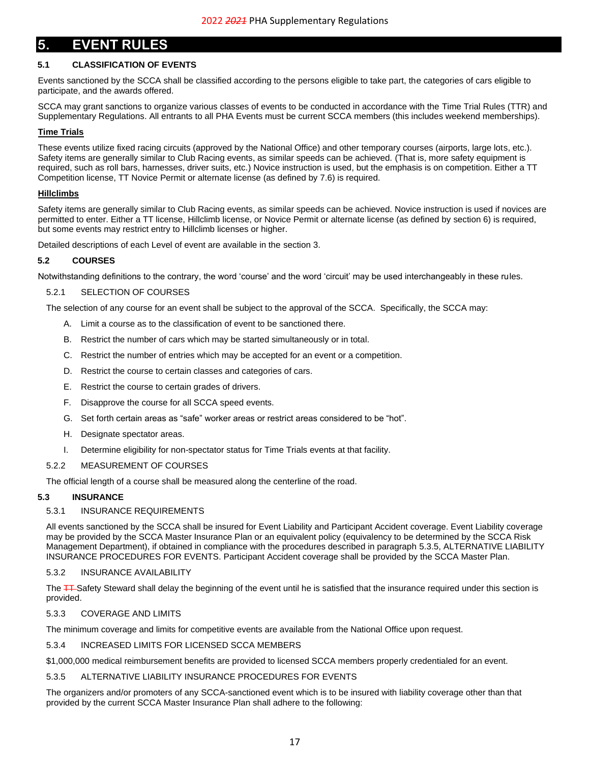# 5. EVENT RULES

### 5.1 CLASSIFICATION OF EVENTS

Events sanctioned by the SCCA shall be classified according to the persons eligible to take part, the categories of cars eligible to participate, and the awards offered.

SCCA may grant sanctions to organize various classes of events to be conducted in accordance with the Time Trial Rules (TTR) and Supplementary Regulations. All entrants to all PHA Events must be current SCCA members (this includes weekend memberships).

**Time Trials**

These events utilize fixed racing circuits (approved by the National Office) and other temporary courses (airports, large lots, etc.). Safety items are generally similar to Club Racing events, as similar speeds can be achieved. (That is, more safety equipment is required, such as roll bars, harnesses, driver suits, etc.) Novice instruction is used, but the emphasis is on competition. Either a TT Competition license, TT Novice Permit or alternate license (as defined by 7.6) is required.

**Hillclimbs**

Safety items are generally similar to Club Racing events, as similar speeds can be achieved. Novice instruction is used if novices are permitted to enter. Either a TT license, Hillclimb license, or Novice Permit or alternate license (as defined by section 6) is required, but some events may restrict entry to Hillclimb licenses or higher.

Detailed descriptions of each Level of event are available in the section 3.

### 5.2 COURSES

Notwithstanding definitions to the contrary, the word 'course' and the word 'circuit' may be used interchangeably in these rules.

#### 5.2.1 SELECTION OF COURSES

The selection of any course for an event shall be subject to the approval of the SCCA. Specifically, the SCCA may:

A. Limit a course as to the classification of event to be sanctioned there.

B. Restrict the number of cars which may be started simultaneously or in total.

C. Restrict the number of entries which may be accepted for an event or a competition.

D. Restrict the course to certain classes and categories of cars.

E. Restrict the course to certain grades of drivers.

F. Disapprove the course for all SCCA speed events.

G. Set forth certain areas as "safe" worker areas or restrict areas considered to be "hot".

H. Designate spectator areas.

I. Determine eligibility for non-spectator status for Time Trials events at that facility.

#### 5.2.2 MEASUREMENT OF COURSES

The official length of a course shall be measured along the centerline of the road.

### 5.3 INSURANCE

#### 5.3.1 INSURANCE REQUIREMENTS

All events sanctioned by the SCCA shall be insured for Event Liability and Participant Accident coverage. Event Liability coverage may be provided by the SCCA Master Insurance Plan or an equivalent policy (equivalency to be determined by the SCCA Risk Management Department), if obtained in compliance with the procedures described in paragraph 5.3.5, ALTERNATIVE LIABILITY INSURANCE PROCEDURES FOR EVENTS. Participant Accident coverage shall be provided by the SCCA Master Plan.

#### 5.3.2 INSURANCE AVAILABILITY

The ~~TT~~ Safety Steward shall delay the beginning of the event until he is satisfied that the insurance required under this section is provided.

#### 5.3.3 COVERAGE AND LIMITS

The minimum coverage and limits for competitive events are available from the National Office upon request.

#### 5.3.4 INCREASED LIMITS FOR LICENSED SCCA MEMBERS

$1,000,000 medical reimbursement benefits are provided to licensed SCCA members properly credentialed for an event.

#### 5.3.5 ALTERNATIVE LIABILITY INSURANCE PROCEDURES FOR EVENTS

The organizers and/or promoters of any SCCA-sanctioned event which is to be insured with liability coverage other than that provided by the current SCCA Master Insurance Plan shall adhere to the following: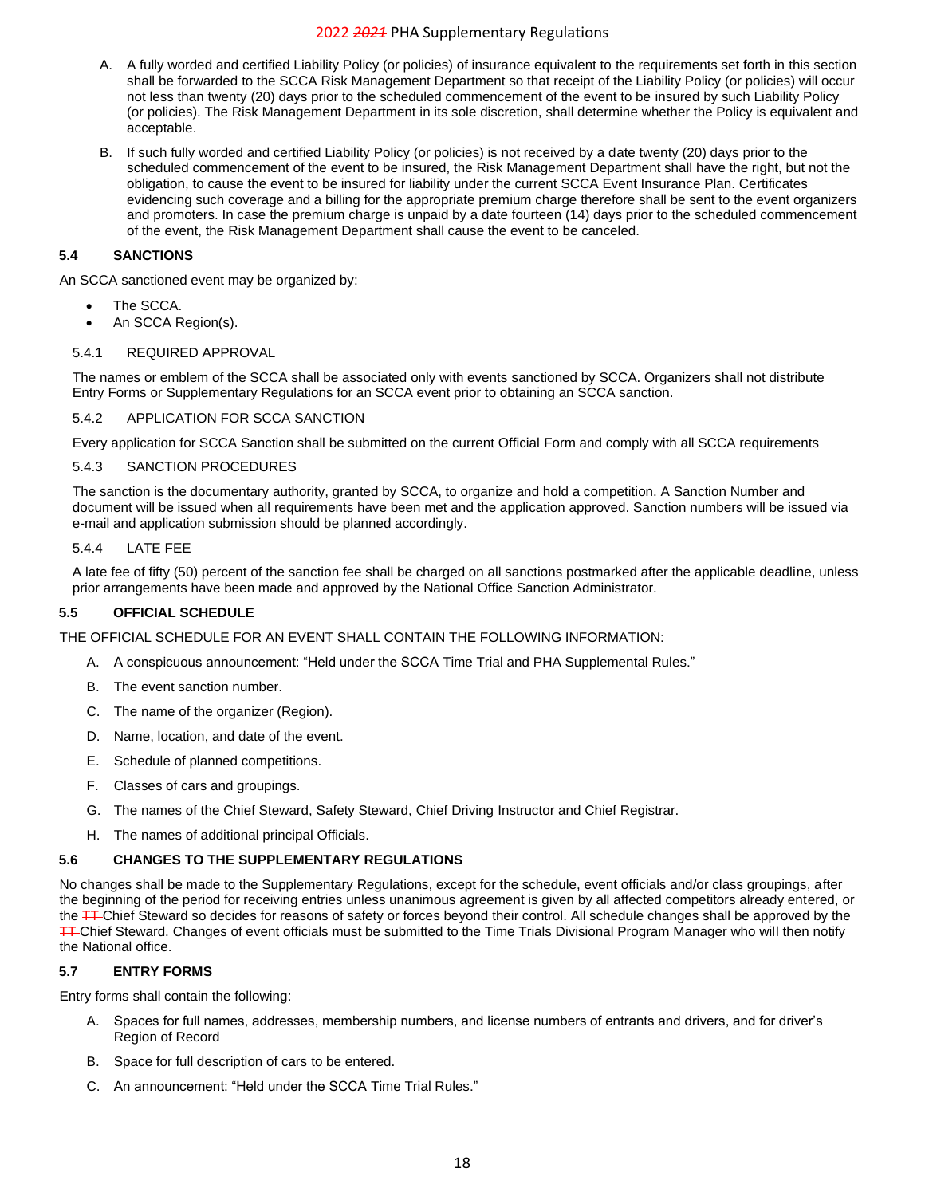A. A fully worded and certified Liability Policy (or policies) of insurance equivalent to the requirements set forth in this section shall be forwarded to the SCCA Risk Management Department so that receipt of the Liability Policy (or policies) will occur not less than twenty (20) days prior to the scheduled commencement of the event to be insured by such Liability Policy (or policies). The Risk Management Department in its sole discretion, shall determine whether the Policy is equivalent and acceptable.

B. If such fully worded and certified Liability Policy (or policies) is not received by a date twenty (20) days prior to the scheduled commencement of the event to be insured, the Risk Management Department shall have the right, but not the obligation, to cause the event to be insured for liability under the current SCCA Event Insurance Plan. Certificates evidencing such coverage and a billing for the appropriate premium charge therefore shall be sent to the event organizers and promoters. In case the premium charge is unpaid by a date fourteen (14) days prior to the scheduled commencement of the event, the Risk Management Department shall cause the event to be canceled.

### 5.4 SANCTIONS

An SCCA sanctioned event may be organized by:

- The SCCA.
- An SCCA Region(s).

#### 5.4.1 REQUIRED APPROVAL

The names or emblem of the SCCA shall be associated only with events sanctioned by SCCA. Organizers shall not distribute Entry Forms or Supplementary Regulations for an SCCA event prior to obtaining an SCCA sanction.

#### 5.4.2 APPLICATION FOR SCCA SANCTION

Every application for SCCA Sanction shall be submitted on the current Official Form and comply with all SCCA requirements

#### 5.4.3 SANCTION PROCEDURES

The sanction is the documentary authority, granted by SCCA, to organize and hold a competition. A Sanction Number and document will be issued when all requirements have been met and the application approved. Sanction numbers will be issued via e-mail and application submission should be planned accordingly.

#### 5.4.4 LATE FEE

A late fee of fifty (50) percent of the sanction fee shall be charged on all sanctions postmarked after the applicable deadline, unless prior arrangements have been made and approved by the National Office Sanction Administrator.

### 5.5 OFFICIAL SCHEDULE

THE OFFICIAL SCHEDULE FOR AN EVENT SHALL CONTAIN THE FOLLOWING INFORMATION:

A. A conspicuous announcement: "Held under the SCCA Time Trial and PHA Supplemental Rules."

B. The event sanction number.

C. The name of the organizer (Region).

D. Name, location, and date of the event.

E. Schedule of planned competitions.

F. Classes of cars and groupings.

G. The names of the Chief Steward, Safety Steward, Chief Driving Instructor and Chief Registrar.

H. The names of additional principal Officials.

### 5.6 CHANGES TO THE SUPPLEMENTARY REGULATIONS

No changes shall be made to the Supplementary Regulations, except for the schedule, event officials and/or class groupings, after the beginning of the period for receiving entries unless unanimous agreement is given by all affected competitors already entered, or the ~~TT~~ Chief Steward so decides for reasons of safety or forces beyond their control. All schedule changes shall be approved by the ~~TT~~ Chief Steward. Changes of event officials must be submitted to the Time Trials Divisional Program Manager who will then notify the National office.

### 5.7 ENTRY FORMS

Entry forms shall contain the following:

A. Spaces for full names, addresses, membership numbers, and license numbers of entrants and drivers, and for driver's Region of Record

B. Space for full description of cars to be entered.

C. An announcement: "Held under the SCCA Time Trial Rules."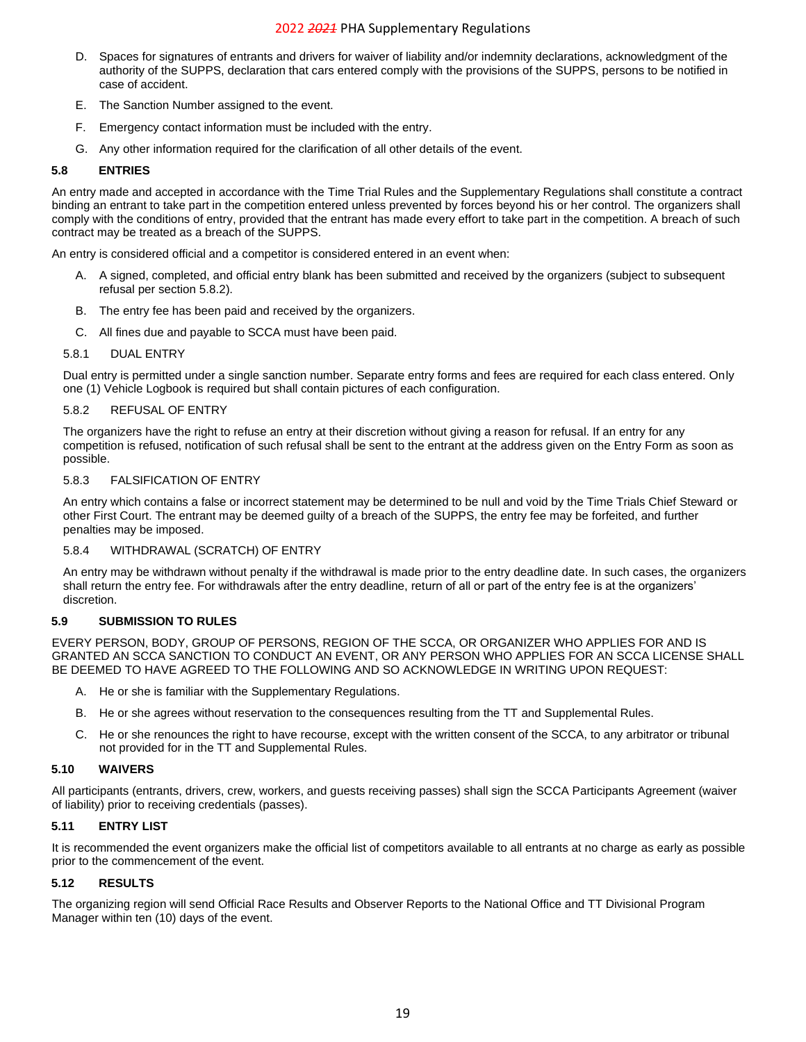D. Spaces for signatures of entrants and drivers for waiver of liability and/or indemnity declarations, acknowledgment of the authority of the SUPPS, declaration that cars entered comply with the provisions of the SUPPS, persons to be notified in case of accident.

E. The Sanction Number assigned to the event.

F. Emergency contact information must be included with the entry.

G. Any other information required for the clarification of all other details of the event.

### 5.8 ENTRIES

An entry made and accepted in accordance with the Time Trial Rules and the Supplementary Regulations shall constitute a contract binding an entrant to take part in the competition entered unless prevented by forces beyond his or her control. The organizers shall comply with the conditions of entry, provided that the entrant has made every effort to take part in the competition. A breach of such contract may be treated as a breach of the SUPPS.

An entry is considered official and a competitor is considered entered in an event when:

A. A signed, completed, and official entry blank has been submitted and received by the organizers (subject to subsequent refusal per section 5.8.2).

B. The entry fee has been paid and received by the organizers.

C. All fines due and payable to SCCA must have been paid.

#### 5.8.1 DUAL ENTRY

Dual entry is permitted under a single sanction number. Separate entry forms and fees are required for each class entered. Only one (1) Vehicle Logbook is required but shall contain pictures of each configuration.

#### 5.8.2 REFUSAL OF ENTRY

The organizers have the right to refuse an entry at their discretion without giving a reason for refusal. If an entry for any competition is refused, notification of such refusal shall be sent to the entrant at the address given on the Entry Form as soon as possible.

#### 5.8.3 FALSIFICATION OF ENTRY

An entry which contains a false or incorrect statement may be determined to be null and void by the Time Trials Chief Steward or other First Court. The entrant may be deemed guilty of a breach of the SUPPS, the entry fee may be forfeited, and further penalties may be imposed.

#### 5.8.4 WITHDRAWAL (SCRATCH) OF ENTRY

An entry may be withdrawn without penalty if the withdrawal is made prior to the entry deadline date. In such cases, the organizers shall return the entry fee. For withdrawals after the entry deadline, return of all or part of the entry fee is at the organizers' discretion.

### 5.9 SUBMISSION TO RULES

EVERY PERSON, BODY, GROUP OF PERSONS, REGION OF THE SCCA, OR ORGANIZER WHO APPLIES FOR AND IS GRANTED AN SCCA SANCTION TO CONDUCT AN EVENT, OR ANY PERSON WHO APPLIES FOR AN SCCA LICENSE SHALL BE DEEMED TO HAVE AGREED TO THE FOLLOWING AND SO ACKNOWLEDGE IN WRITING UPON REQUEST:

A. He or she is familiar with the Supplementary Regulations.

B. He or she agrees without reservation to the consequences resulting from the TT and Supplemental Rules.

C. He or she renounces the right to have recourse, except with the written consent of the SCCA, to any arbitrator or tribunal not provided for in the TT and Supplemental Rules.

### 5.10 WAIVERS

All participants (entrants, drivers, crew, workers, and guests receiving passes) shall sign the SCCA Participants Agreement (waiver of liability) prior to receiving credentials (passes).

### 5.11 ENTRY LIST

It is recommended the event organizers make the official list of competitors available to all entrants at no charge as early as possible prior to the commencement of the event.

### 5.12 RESULTS

The organizing region will send Official Race Results and Observer Reports to the National Office and TT Divisional Program Manager within ten (10) days of the event.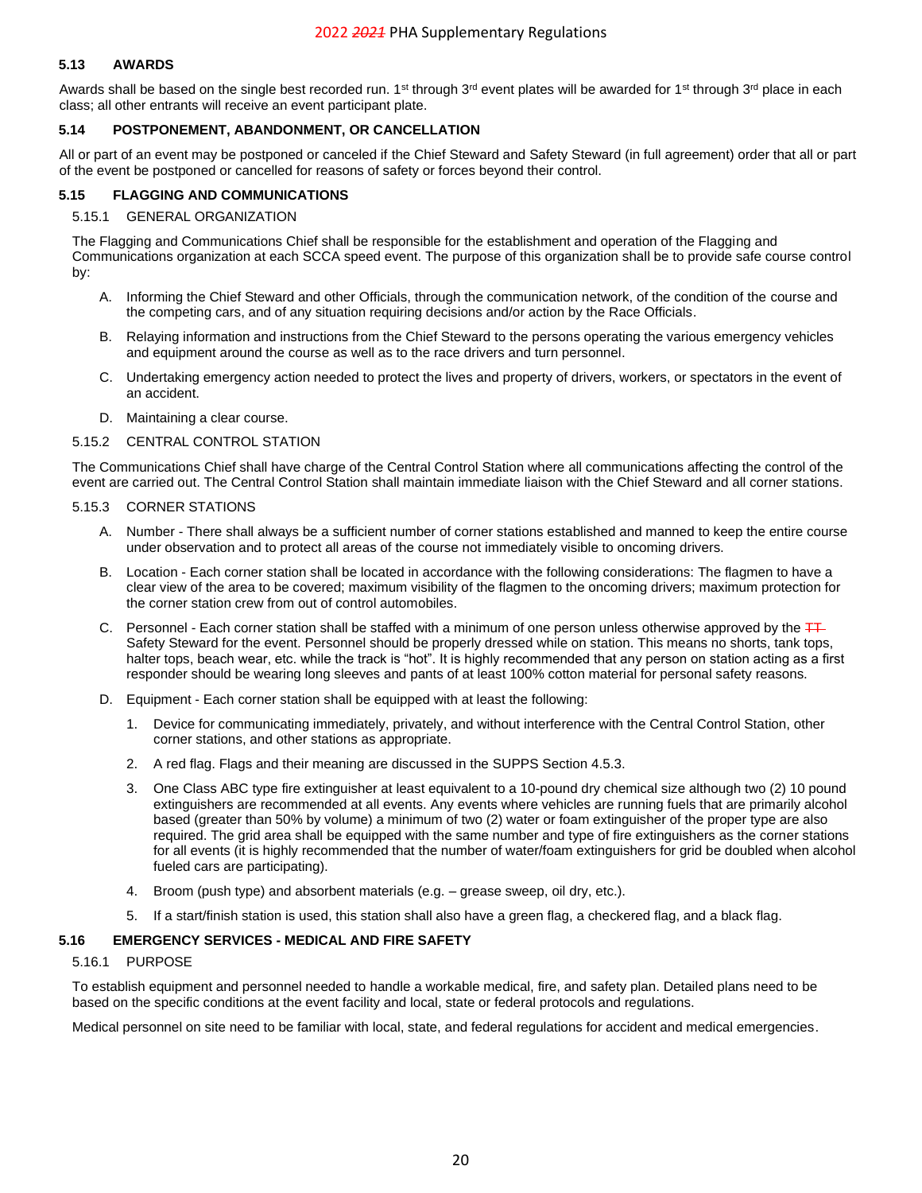### 5.13 AWARDS

Awards shall be based on the single best recorded run. 1st through 3rd event plates will be awarded for 1st through 3rd place in each class; all other entrants will receive an event participant plate.

### 5.14 POSTPONEMENT, ABANDONMENT, OR CANCELLATION

All or part of an event may be postponed or canceled if the Chief Steward and Safety Steward (in full agreement) order that all or part of the event be postponed or cancelled for reasons of safety or forces beyond their control.

### 5.15 FLAGGING AND COMMUNICATIONS

#### 5.15.1 GENERAL ORGANIZATION

The Flagging and Communications Chief shall be responsible for the establishment and operation of the Flagging and Communications organization at each SCCA speed event. The purpose of this organization shall be to provide safe course control by:

A. Informing the Chief Steward and other Officials, through the communication network, of the condition of the course and the competing cars, and of any situation requiring decisions and/or action by the Race Officials.

B. Relaying information and instructions from the Chief Steward to the persons operating the various emergency vehicles and equipment around the course as well as to the race drivers and turn personnel.

C. Undertaking emergency action needed to protect the lives and property of drivers, workers, or spectators in the event of an accident.

D. Maintaining a clear course.

#### 5.15.2 CENTRAL CONTROL STATION

The Communications Chief shall have charge of the Central Control Station where all communications affecting the control of the event are carried out. The Central Control Station shall maintain immediate liaison with the Chief Steward and all corner stations.

#### 5.15.3 CORNER STATIONS

A. Number - There shall always be a sufficient number of corner stations established and manned to keep the entire course under observation and to protect all areas of the course not immediately visible to oncoming drivers.

B. Location - Each corner station shall be located in accordance with the following considerations: The flagmen to have a clear view of the area to be covered; maximum visibility of the flagmen to the oncoming drivers; maximum protection for the corner station crew from out of control automobiles.

C. Personnel - Each corner station shall be staffed with a minimum of one person unless otherwise approved by the ~~TT~~ Safety Steward for the event. Personnel should be properly dressed while on station. This means no shorts, tank tops, halter tops, beach wear, etc. while the track is "hot". It is highly recommended that any person on station acting as a first responder should be wearing long sleeves and pants of at least 100% cotton material for personal safety reasons.

D. Equipment - Each corner station shall be equipped with at least the following:

1. Device for communicating immediately, privately, and without interference with the Central Control Station, other corner stations, and other stations as appropriate.
2. A red flag. Flags and their meaning are discussed in the SUPPS Section 4.5.3.
3. One Class ABC type fire extinguisher at least equivalent to a 10-pound dry chemical size although two (2) 10 pound extinguishers are recommended at all events. Any events where vehicles are running fuels that are primarily alcohol based (greater than 50% by volume) a minimum of two (2) water or foam extinguisher of the proper type are also required. The grid area shall be equipped with the same number and type of fire extinguishers as the corner stations for all events (it is highly recommended that the number of water/foam extinguishers for grid be doubled when alcohol fueled cars are participating).
4. Broom (push type) and absorbent materials (e.g. – grease sweep, oil dry, etc.).
5. If a start/finish station is used, this station shall also have a green flag, a checkered flag, and a black flag.

### 5.16 EMERGENCY SERVICES - MEDICAL AND FIRE SAFETY

#### 5.16.1 PURPOSE

To establish equipment and personnel needed to handle a workable medical, fire, and safety plan. Detailed plans need to be based on the specific conditions at the event facility and local, state or federal protocols and regulations.

Medical personnel on site need to be familiar with local, state, and federal regulations for accident and medical emergencies.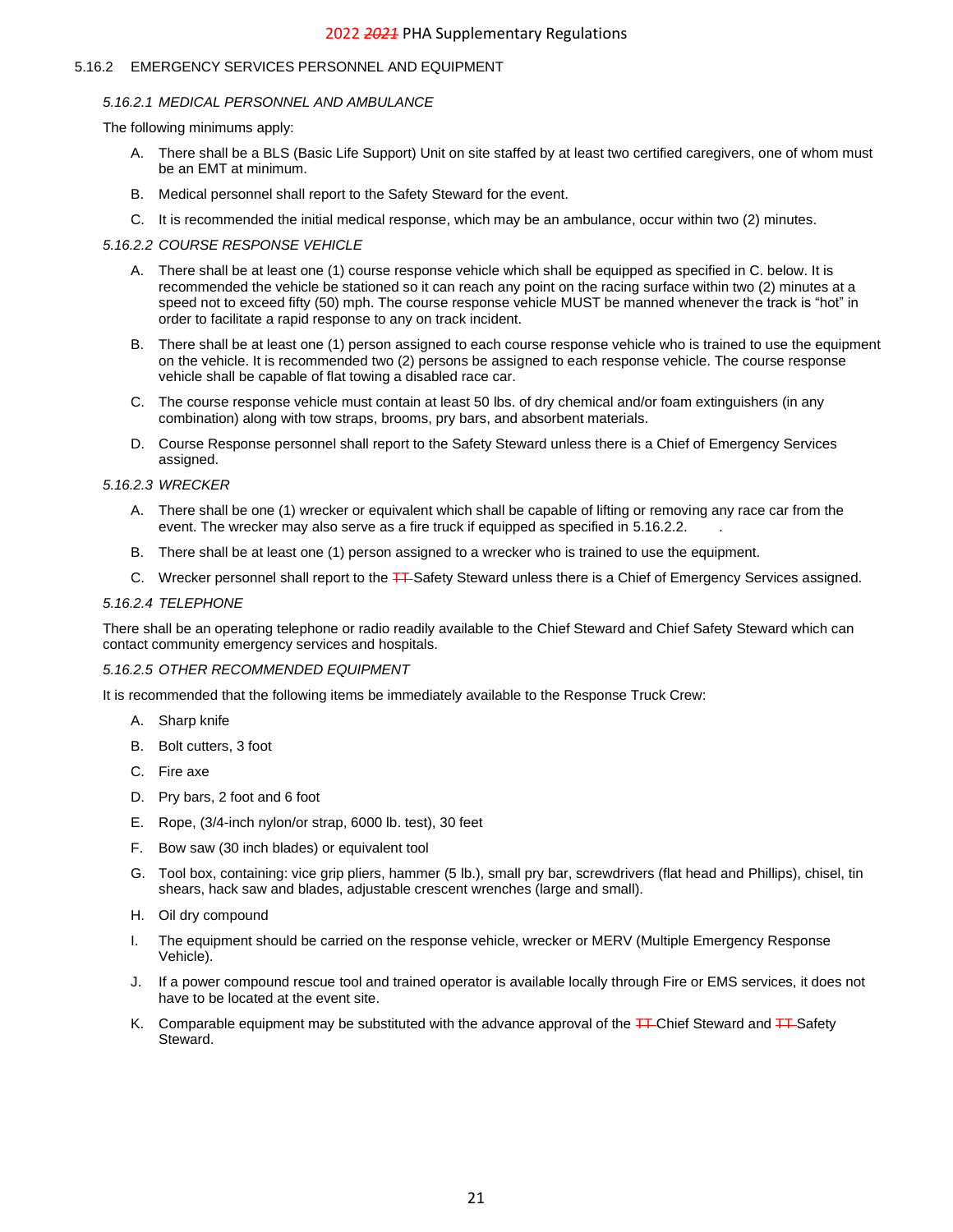## 5.16.2 EMERGENCY SERVICES PERSONNEL AND EQUIPMENT

### *5.16.2.1 MEDICAL PERSONNEL AND AMBULANCE*

The following minimums apply:

A. There shall be a BLS (Basic Life Support) Unit on site staffed by at least two certified caregivers, one of whom must be an EMT at minimum.

B. Medical personnel shall report to the Safety Steward for the event.

C. It is recommended the initial medical response, which may be an ambulance, occur within two (2) minutes.

### *5.16.2.2 COURSE RESPONSE VEHICLE*

A. There shall be at least one (1) course response vehicle which shall be equipped as specified in C. below. It is recommended the vehicle be stationed so it can reach any point on the racing surface within two (2) minutes at a speed not to exceed fifty (50) mph. The course response vehicle MUST be manned whenever the track is "hot" in order to facilitate a rapid response to any on track incident.

B. There shall be at least one (1) person assigned to each course response vehicle who is trained to use the equipment on the vehicle. It is recommended two (2) persons be assigned to each response vehicle. The course response vehicle shall be capable of flat towing a disabled race car.

C. The course response vehicle must contain at least 50 lbs. of dry chemical and/or foam extinguishers (in any combination) along with tow straps, brooms, pry bars, and absorbent materials.

D. Course Response personnel shall report to the Safety Steward unless there is a Chief of Emergency Services assigned.

### *5.16.2.3 WRECKER*

A. There shall be one (1) wrecker or equivalent which shall be capable of lifting or removing any race car from the event. The wrecker may also serve as a fire truck if equipped as specified in 5.16.2.2. .

B. There shall be at least one (1) person assigned to a wrecker who is trained to use the equipment.

C. Wrecker personnel shall report to the ~~TT~~ Safety Steward unless there is a Chief of Emergency Services assigned.

### *5.16.2.4 TELEPHONE*

There shall be an operating telephone or radio readily available to the Chief Steward and Chief Safety Steward which can contact community emergency services and hospitals.

### *5.16.2.5 OTHER RECOMMENDED EQUIPMENT*

It is recommended that the following items be immediately available to the Response Truck Crew:

A. Sharp knife

B. Bolt cutters, 3 foot

C. Fire axe

D. Pry bars, 2 foot and 6 foot

E. Rope, (3/4-inch nylon/or strap, 6000 lb. test), 30 feet

F. Bow saw (30 inch blades) or equivalent tool

G. Tool box, containing: vice grip pliers, hammer (5 lb.), small pry bar, screwdrivers (flat head and Phillips), chisel, tin shears, hack saw and blades, adjustable crescent wrenches (large and small).

H. Oil dry compound

I. The equipment should be carried on the response vehicle, wrecker or MERV (Multiple Emergency Response Vehicle).

J. If a power compound rescue tool and trained operator is available locally through Fire or EMS services, it does not have to be located at the event site.

K. Comparable equipment may be substituted with the advance approval of the ~~TT~~ Chief Steward and ~~TT~~ Safety Steward.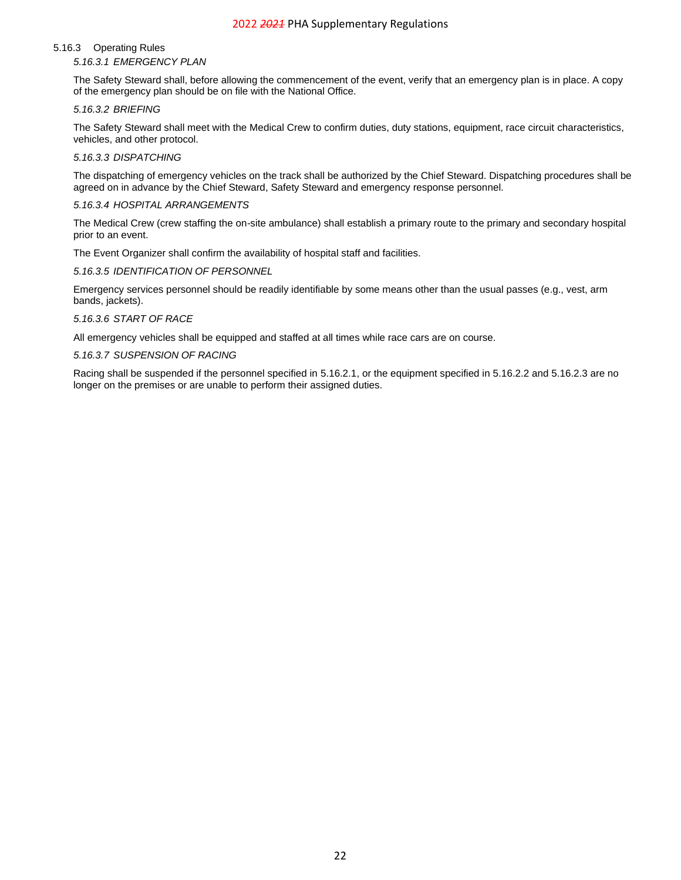### 5.16.3 Operating Rules

#### *5.16.3.1 EMERGENCY PLAN*

The Safety Steward shall, before allowing the commencement of the event, verify that an emergency plan is in place. A copy of the emergency plan should be on file with the National Office.

#### *5.16.3.2 BRIEFING*

The Safety Steward shall meet with the Medical Crew to confirm duties, duty stations, equipment, race circuit characteristics, vehicles, and other protocol.

#### *5.16.3.3 DISPATCHING*

The dispatching of emergency vehicles on the track shall be authorized by the Chief Steward. Dispatching procedures shall be agreed on in advance by the Chief Steward, Safety Steward and emergency response personnel.

#### *5.16.3.4 HOSPITAL ARRANGEMENTS*

The Medical Crew (crew staffing the on-site ambulance) shall establish a primary route to the primary and secondary hospital prior to an event.

The Event Organizer shall confirm the availability of hospital staff and facilities.

#### *5.16.3.5 IDENTIFICATION OF PERSONNEL*

Emergency services personnel should be readily identifiable by some means other than the usual passes (e.g., vest, arm bands, jackets).

#### *5.16.3.6 START OF RACE*

All emergency vehicles shall be equipped and staffed at all times while race cars are on course.

#### *5.16.3.7 SUSPENSION OF RACING*

Racing shall be suspended if the personnel specified in 5.16.2.1, or the equipment specified in 5.16.2.2 and 5.16.2.3 are no longer on the premises or are unable to perform their assigned duties.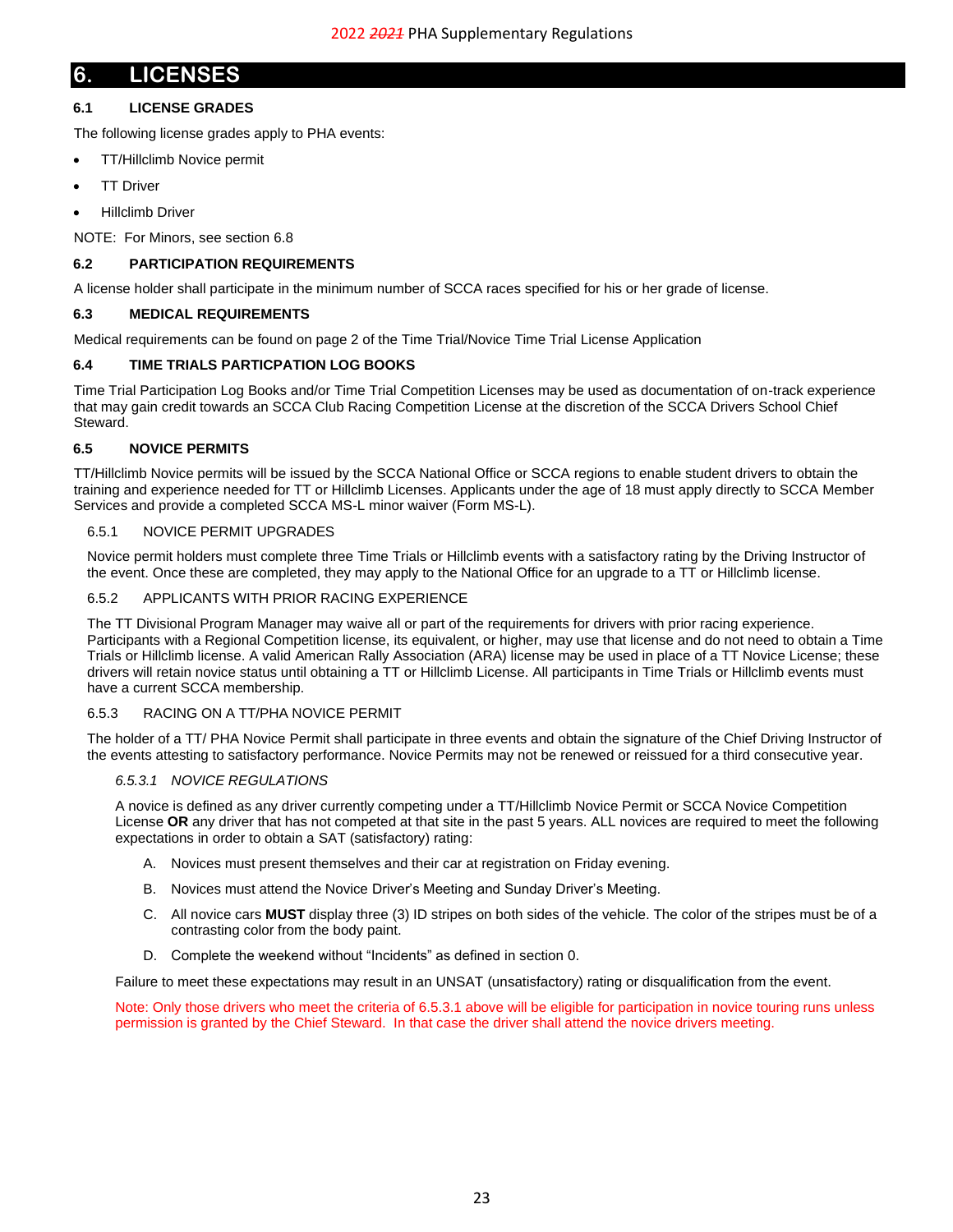# 6. LICENSES

### 6.1 LICENSE GRADES

The following license grades apply to PHA events:

- TT/Hillclimb Novice permit
- TT Driver
- Hillclimb Driver

NOTE: For Minors, see section 6.8

### 6.2 PARTICIPATION REQUIREMENTS

A license holder shall participate in the minimum number of SCCA races specified for his or her grade of license.

### 6.3 MEDICAL REQUIREMENTS

Medical requirements can be found on page 2 of the Time Trial/Novice Time Trial License Application

### 6.4 TIME TRIALS PARTCIPATION LOG BOOKS

Time Trial Participation Log Books and/or Time Trial Competition Licenses may be used as documentation of on-track experience that may gain credit towards an SCCA Club Racing Competition License at the discretion of the SCCA Drivers School Chief Steward.

### 6.5 NOVICE PERMITS

TT/Hillclimb Novice permits will be issued by the SCCA National Office or SCCA regions to enable student drivers to obtain the training and experience needed for TT or Hillclimb Licenses. Applicants under the age of 18 must apply directly to SCCA Member Services and provide a completed SCCA MS-L minor waiver (Form MS-L).

#### 6.5.1 NOVICE PERMIT UPGRADES

Novice permit holders must complete three Time Trials or Hillclimb events with a satisfactory rating by the Driving Instructor of the event. Once these are completed, they may apply to the National Office for an upgrade to a TT or Hillclimb license.

#### 6.5.2 APPLICANTS WITH PRIOR RACING EXPERIENCE

The TT Divisional Program Manager may waive all or part of the requirements for drivers with prior racing experience. Participants with a Regional Competition license, its equivalent, or higher, may use that license and do not need to obtain a Time Trials or Hillclimb license. A valid American Rally Association (ARA) license may be used in place of a TT Novice License; these drivers will retain novice status until obtaining a TT or Hillclimb License. All participants in Time Trials or Hillclimb events must have a current SCCA membership.

#### 6.5.3 RACING ON A TT/PHA NOVICE PERMIT

The holder of a TT/ PHA Novice Permit shall participate in three events and obtain the signature of the Chief Driving Instructor of the events attesting to satisfactory performance. Novice Permits may not be renewed or reissued for a third consecutive year.

##### *6.5.3.1 NOVICE REGULATIONS*

A novice is defined as any driver currently competing under a TT/Hillclimb Novice Permit or SCCA Novice Competition License **OR** any driver that has not competed at that site in the past 5 years. ALL novices are required to meet the following expectations in order to obtain a SAT (satisfactory) rating:

A. Novices must present themselves and their car at registration on Friday evening.

B. Novices must attend the Novice Driver's Meeting and Sunday Driver's Meeting.

C. All novice cars **MUST** display three (3) ID stripes on both sides of the vehicle. The color of the stripes must be of a contrasting color from the body paint.

D. Complete the weekend without "Incidents" as defined in section 0.

Failure to meet these expectations may result in an UNSAT (unsatisfactory) rating or disqualification from the event.

Note: Only those drivers who meet the criteria of 6.5.3.1 above will be eligible for participation in novice touring runs unless permission is granted by the Chief Steward. In that case the driver shall attend the novice drivers meeting.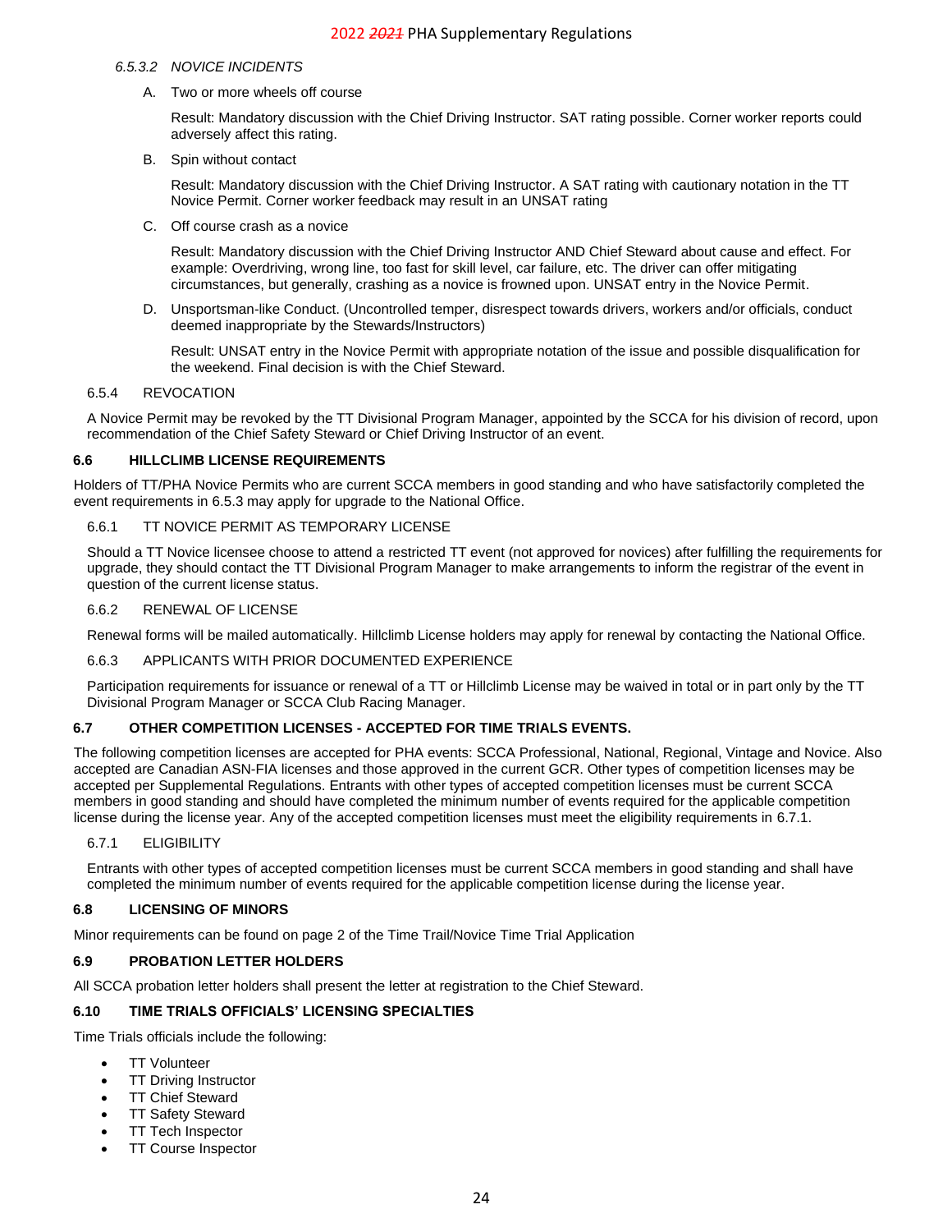*6.5.3.2 NOVICE INCIDENTS*

A. Two or more wheels off course

Result: Mandatory discussion with the Chief Driving Instructor. SAT rating possible. Corner worker reports could adversely affect this rating.

B. Spin without contact

Result: Mandatory discussion with the Chief Driving Instructor. A SAT rating with cautionary notation in the TT Novice Permit. Corner worker feedback may result in an UNSAT rating

C. Off course crash as a novice

Result: Mandatory discussion with the Chief Driving Instructor AND Chief Steward about cause and effect. For example: Overdriving, wrong line, too fast for skill level, car failure, etc. The driver can offer mitigating circumstances, but generally, crashing as a novice is frowned upon. UNSAT entry in the Novice Permit.

D. Unsportsman-like Conduct. (Uncontrolled temper, disrespect towards drivers, workers and/or officials, conduct deemed inappropriate by the Stewards/Instructors)

Result: UNSAT entry in the Novice Permit with appropriate notation of the issue and possible disqualification for the weekend. Final decision is with the Chief Steward.

6.5.4 REVOCATION

A Novice Permit may be revoked by the TT Divisional Program Manager, appointed by the SCCA for his division of record, upon recommendation of the Chief Safety Steward or Chief Driving Instructor of an event.

## 6.6 HILLCLIMB LICENSE REQUIREMENTS

Holders of TT/PHA Novice Permits who are current SCCA members in good standing and who have satisfactorily completed the event requirements in 6.5.3 may apply for upgrade to the National Office.

6.6.1 TT NOVICE PERMIT AS TEMPORARY LICENSE

Should a TT Novice licensee choose to attend a restricted TT event (not approved for novices) after fulfilling the requirements for upgrade, they should contact the TT Divisional Program Manager to make arrangements to inform the registrar of the event in question of the current license status.

6.6.2 RENEWAL OF LICENSE

Renewal forms will be mailed automatically. Hillclimb License holders may apply for renewal by contacting the National Office.

6.6.3 APPLICANTS WITH PRIOR DOCUMENTED EXPERIENCE

Participation requirements for issuance or renewal of a TT or Hillclimb License may be waived in total or in part only by the TT Divisional Program Manager or SCCA Club Racing Manager.

## 6.7 OTHER COMPETITION LICENSES - ACCEPTED FOR TIME TRIALS EVENTS.

The following competition licenses are accepted for PHA events: SCCA Professional, National, Regional, Vintage and Novice. Also accepted are Canadian ASN-FIA licenses and those approved in the current GCR. Other types of competition licenses may be accepted per Supplemental Regulations. Entrants with other types of accepted competition licenses must be current SCCA members in good standing and should have completed the minimum number of events required for the applicable competition license during the license year. Any of the accepted competition licenses must meet the eligibility requirements in 6.7.1.

6.7.1 ELIGIBILITY

Entrants with other types of accepted competition licenses must be current SCCA members in good standing and shall have completed the minimum number of events required for the applicable competition license during the license year.

## 6.8 LICENSING OF MINORS

Minor requirements can be found on page 2 of the Time Trail/Novice Time Trial Application

## 6.9 PROBATION LETTER HOLDERS

All SCCA probation letter holders shall present the letter at registration to the Chief Steward.

## 6.10 TIME TRIALS OFFICIALS' LICENSING SPECIALTIES

Time Trials officials include the following:

- TT Volunteer
- TT Driving Instructor
- TT Chief Steward
- TT Safety Steward
- TT Tech Inspector
- TT Course Inspector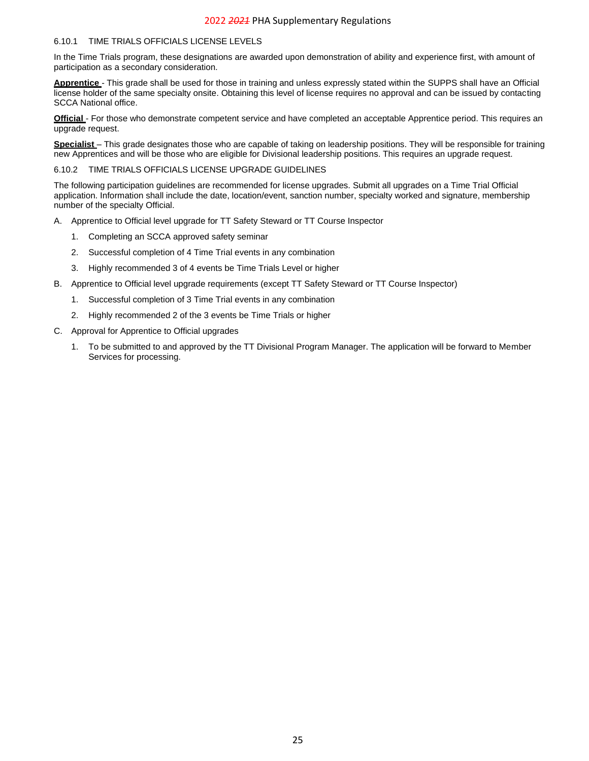### 6.10.1 TIME TRIALS OFFICIALS LICENSE LEVELS

In the Time Trials program, these designations are awarded upon demonstration of ability and experience first, with amount of participation as a secondary consideration.

**Apprentice** - This grade shall be used for those in training and unless expressly stated within the SUPPS shall have an Official license holder of the same specialty onsite. Obtaining this level of license requires no approval and can be issued by contacting SCCA National office.

**Official** - For those who demonstrate competent service and have completed an acceptable Apprentice period. This requires an upgrade request.

**Specialist** – This grade designates those who are capable of taking on leadership positions. They will be responsible for training new Apprentices and will be those who are eligible for Divisional leadership positions. This requires an upgrade request.

### 6.10.2 TIME TRIALS OFFICIALS LICENSE UPGRADE GUIDELINES

The following participation guidelines are recommended for license upgrades. Submit all upgrades on a Time Trial Official application. Information shall include the date, location/event, sanction number, specialty worked and signature, membership number of the specialty Official.

A. Apprentice to Official level upgrade for TT Safety Steward or TT Course Inspector
   1. Completing an SCCA approved safety seminar
   2. Successful completion of 4 Time Trial events in any combination
   3. Highly recommended 3 of 4 events be Time Trials Level or higher

B. Apprentice to Official level upgrade requirements (except TT Safety Steward or TT Course Inspector)
   1. Successful completion of 3 Time Trial events in any combination
   2. Highly recommended 2 of the 3 events be Time Trials or higher

C. Approval for Apprentice to Official upgrades
   1. To be submitted to and approved by the TT Divisional Program Manager. The application will be forward to Member Services for processing.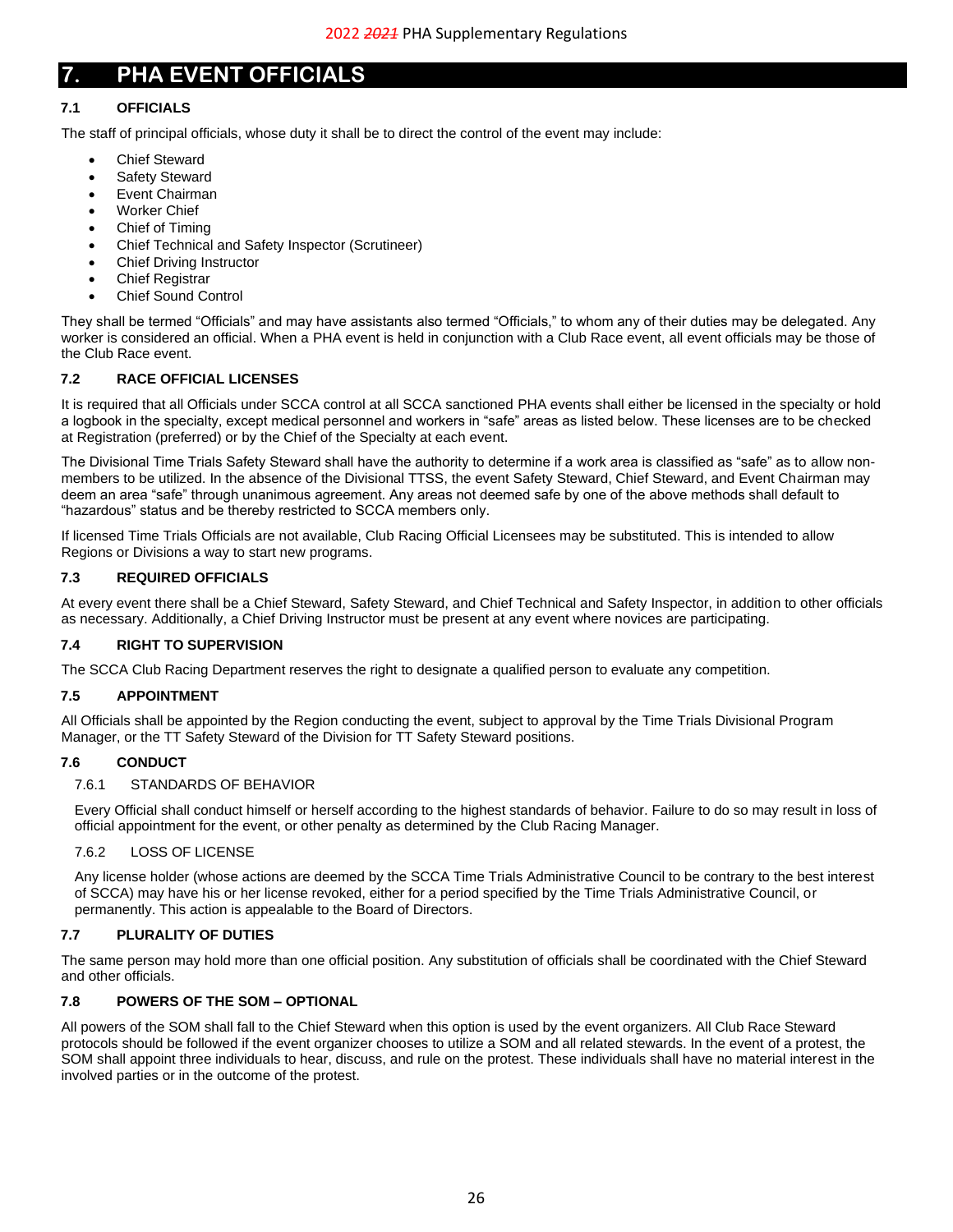# 7. PHA EVENT OFFICIALS

### 7.1 OFFICIALS

The staff of principal officials, whose duty it shall be to direct the control of the event may include:

- Chief Steward
- Safety Steward
- Event Chairman
- Worker Chief
- Chief of Timing
- Chief Technical and Safety Inspector (Scrutineer)
- Chief Driving Instructor
- Chief Registrar
- Chief Sound Control

They shall be termed "Officials" and may have assistants also termed "Officials," to whom any of their duties may be delegated. Any worker is considered an official. When a PHA event is held in conjunction with a Club Race event, all event officials may be those of the Club Race event.

### 7.2 RACE OFFICIAL LICENSES

It is required that all Officials under SCCA control at all SCCA sanctioned PHA events shall either be licensed in the specialty or hold a logbook in the specialty, except medical personnel and workers in "safe" areas as listed below. These licenses are to be checked at Registration (preferred) or by the Chief of the Specialty at each event.

The Divisional Time Trials Safety Steward shall have the authority to determine if a work area is classified as "safe" as to allow non-members to be utilized. In the absence of the Divisional TTSS, the event Safety Steward, Chief Steward, and Event Chairman may deem an area "safe" through unanimous agreement. Any areas not deemed safe by one of the above methods shall default to "hazardous" status and be thereby restricted to SCCA members only.

If licensed Time Trials Officials are not available, Club Racing Official Licensees may be substituted. This is intended to allow Regions or Divisions a way to start new programs.

### 7.3 REQUIRED OFFICIALS

At every event there shall be a Chief Steward, Safety Steward, and Chief Technical and Safety Inspector, in addition to other officials as necessary. Additionally, a Chief Driving Instructor must be present at any event where novices are participating.

### 7.4 RIGHT TO SUPERVISION

The SCCA Club Racing Department reserves the right to designate a qualified person to evaluate any competition.

### 7.5 APPOINTMENT

All Officials shall be appointed by the Region conducting the event, subject to approval by the Time Trials Divisional Program Manager, or the TT Safety Steward of the Division for TT Safety Steward positions.

### 7.6 CONDUCT

#### 7.6.1 STANDARDS OF BEHAVIOR

Every Official shall conduct himself or herself according to the highest standards of behavior. Failure to do so may result in loss of official appointment for the event, or other penalty as determined by the Club Racing Manager.

#### 7.6.2 LOSS OF LICENSE

Any license holder (whose actions are deemed by the SCCA Time Trials Administrative Council to be contrary to the best interest of SCCA) may have his or her license revoked, either for a period specified by the Time Trials Administrative Council, or permanently. This action is appealable to the Board of Directors.

### 7.7 PLURALITY OF DUTIES

The same person may hold more than one official position. Any substitution of officials shall be coordinated with the Chief Steward and other officials.

### 7.8 POWERS OF THE SOM – OPTIONAL

All powers of the SOM shall fall to the Chief Steward when this option is used by the event organizers. All Club Race Steward protocols should be followed if the event organizer chooses to utilize a SOM and all related stewards. In the event of a protest, the SOM shall appoint three individuals to hear, discuss, and rule on the protest. These individuals shall have no material interest in the involved parties or in the outcome of the protest.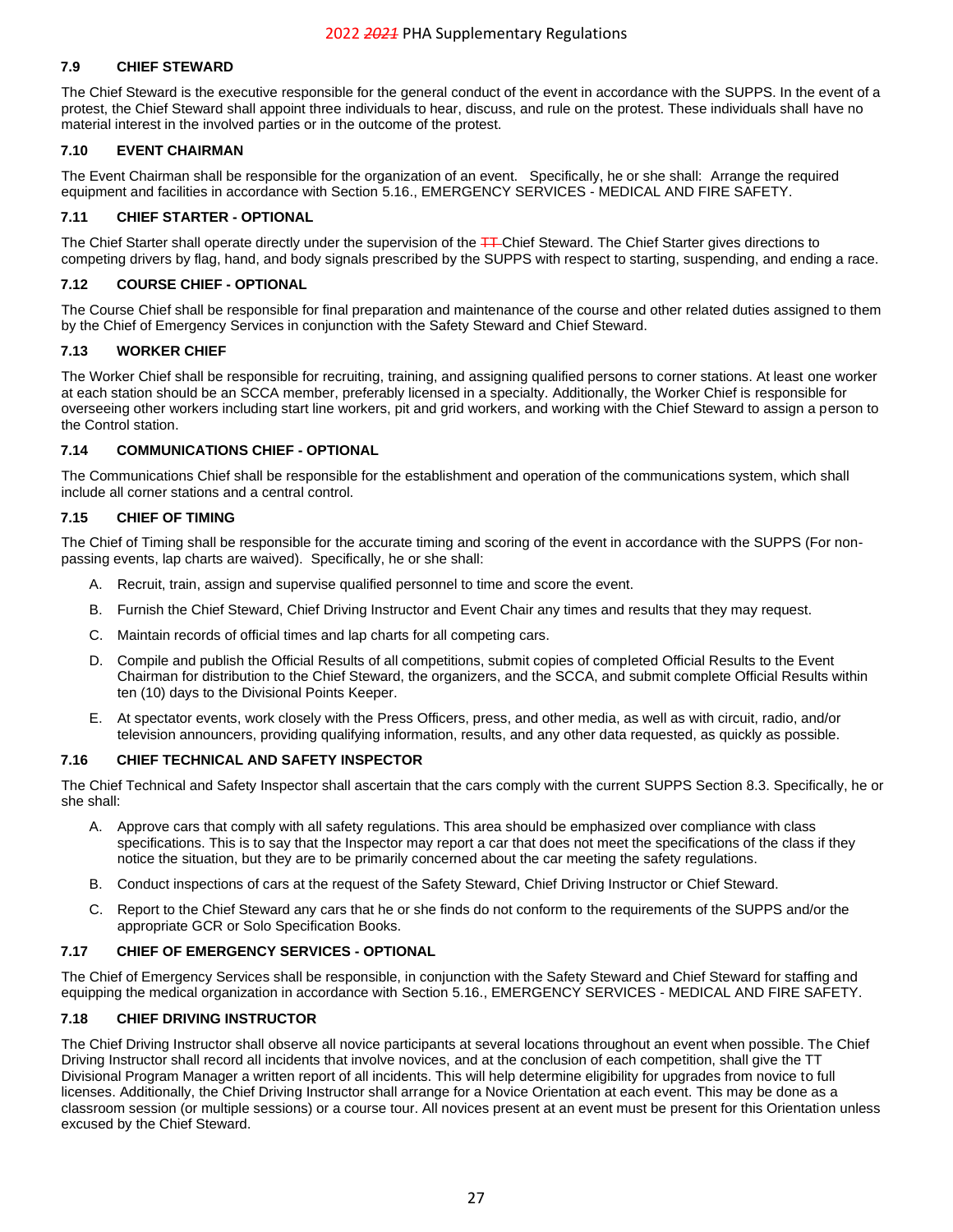### 7.9 CHIEF STEWARD

The Chief Steward is the executive responsible for the general conduct of the event in accordance with the SUPPS. In the event of a protest, the Chief Steward shall appoint three individuals to hear, discuss, and rule on the protest. These individuals shall have no material interest in the involved parties or in the outcome of the protest.

### 7.10 EVENT CHAIRMAN

The Event Chairman shall be responsible for the organization of an event. Specifically, he or she shall: Arrange the required equipment and facilities in accordance with Section 5.16., EMERGENCY SERVICES - MEDICAL AND FIRE SAFETY.

### 7.11 CHIEF STARTER - OPTIONAL

The Chief Starter shall operate directly under the supervision of the ~~TT~~ Chief Steward. The Chief Starter gives directions to competing drivers by flag, hand, and body signals prescribed by the SUPPS with respect to starting, suspending, and ending a race.

### 7.12 COURSE CHIEF - OPTIONAL

The Course Chief shall be responsible for final preparation and maintenance of the course and other related duties assigned to them by the Chief of Emergency Services in conjunction with the Safety Steward and Chief Steward.

### 7.13 WORKER CHIEF

The Worker Chief shall be responsible for recruiting, training, and assigning qualified persons to corner stations. At least one worker at each station should be an SCCA member, preferably licensed in a specialty. Additionally, the Worker Chief is responsible for overseeing other workers including start line workers, pit and grid workers, and working with the Chief Steward to assign a person to the Control station.

### 7.14 COMMUNICATIONS CHIEF - OPTIONAL

The Communications Chief shall be responsible for the establishment and operation of the communications system, which shall include all corner stations and a central control.

### 7.15 CHIEF OF TIMING

The Chief of Timing shall be responsible for the accurate timing and scoring of the event in accordance with the SUPPS (For non-passing events, lap charts are waived). Specifically, he or she shall:

A. Recruit, train, assign and supervise qualified personnel to time and score the event.

B. Furnish the Chief Steward, Chief Driving Instructor and Event Chair any times and results that they may request.

C. Maintain records of official times and lap charts for all competing cars.

D. Compile and publish the Official Results of all competitions, submit copies of completed Official Results to the Event Chairman for distribution to the Chief Steward, the organizers, and the SCCA, and submit complete Official Results within ten (10) days to the Divisional Points Keeper.

E. At spectator events, work closely with the Press Officers, press, and other media, as well as with circuit, radio, and/or television announcers, providing qualifying information, results, and any other data requested, as quickly as possible.

### 7.16 CHIEF TECHNICAL AND SAFETY INSPECTOR

The Chief Technical and Safety Inspector shall ascertain that the cars comply with the current SUPPS Section 8.3. Specifically, he or she shall:

A. Approve cars that comply with all safety regulations. This area should be emphasized over compliance with class specifications. This is to say that the Inspector may report a car that does not meet the specifications of the class if they notice the situation, but they are to be primarily concerned about the car meeting the safety regulations.

B. Conduct inspections of cars at the request of the Safety Steward, Chief Driving Instructor or Chief Steward.

C. Report to the Chief Steward any cars that he or she finds do not conform to the requirements of the SUPPS and/or the appropriate GCR or Solo Specification Books.

### 7.17 CHIEF OF EMERGENCY SERVICES - OPTIONAL

The Chief of Emergency Services shall be responsible, in conjunction with the Safety Steward and Chief Steward for staffing and equipping the medical organization in accordance with Section 5.16., EMERGENCY SERVICES - MEDICAL AND FIRE SAFETY.

### 7.18 CHIEF DRIVING INSTRUCTOR

The Chief Driving Instructor shall observe all novice participants at several locations throughout an event when possible. The Chief Driving Instructor shall record all incidents that involve novices, and at the conclusion of each competition, shall give the TT Divisional Program Manager a written report of all incidents. This will help determine eligibility for upgrades from novice to full licenses. Additionally, the Chief Driving Instructor shall arrange for a Novice Orientation at each event. This may be done as a classroom session (or multiple sessions) or a course tour. All novices present at an event must be present for this Orientation unless excused by the Chief Steward.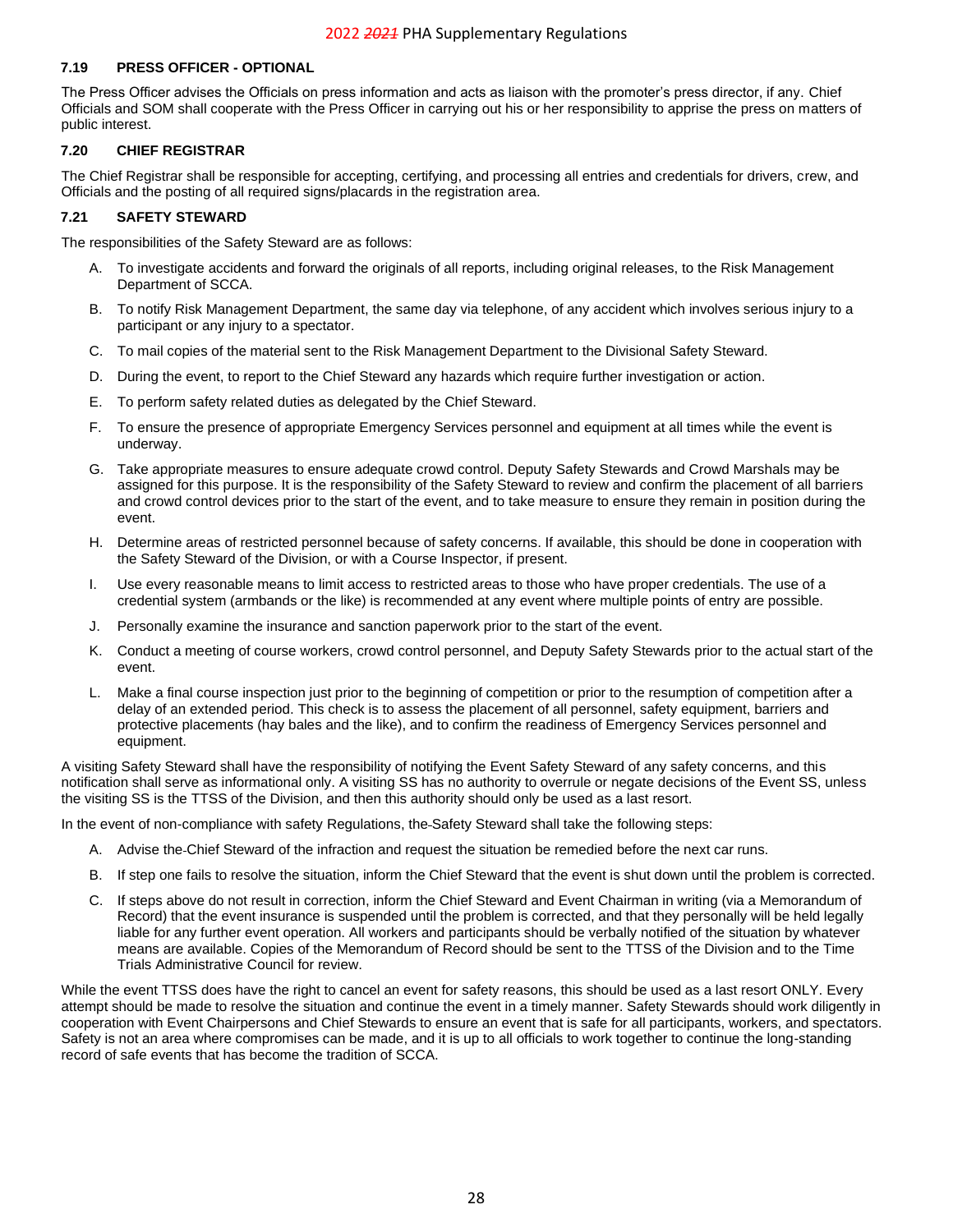### 7.19 PRESS OFFICER - OPTIONAL

The Press Officer advises the Officials on press information and acts as liaison with the promoter's press director, if any. Chief Officials and SOM shall cooperate with the Press Officer in carrying out his or her responsibility to apprise the press on matters of public interest.

### 7.20 CHIEF REGISTRAR

The Chief Registrar shall be responsible for accepting, certifying, and processing all entries and credentials for drivers, crew, and Officials and the posting of all required signs/placards in the registration area.

### 7.21 SAFETY STEWARD

The responsibilities of the Safety Steward are as follows:

A. To investigate accidents and forward the originals of all reports, including original releases, to the Risk Management Department of SCCA.

B. To notify Risk Management Department, the same day via telephone, of any accident which involves serious injury to a participant or any injury to a spectator.

C. To mail copies of the material sent to the Risk Management Department to the Divisional Safety Steward.

D. During the event, to report to the Chief Steward any hazards which require further investigation or action.

E. To perform safety related duties as delegated by the Chief Steward.

F. To ensure the presence of appropriate Emergency Services personnel and equipment at all times while the event is underway.

G. Take appropriate measures to ensure adequate crowd control. Deputy Safety Stewards and Crowd Marshals may be assigned for this purpose. It is the responsibility of the Safety Steward to review and confirm the placement of all barriers and crowd control devices prior to the start of the event, and to take measure to ensure they remain in position during the event.

H. Determine areas of restricted personnel because of safety concerns. If available, this should be done in cooperation with the Safety Steward of the Division, or with a Course Inspector, if present.

I. Use every reasonable means to limit access to restricted areas to those who have proper credentials. The use of a credential system (armbands or the like) is recommended at any event where multiple points of entry are possible.

J. Personally examine the insurance and sanction paperwork prior to the start of the event.

K. Conduct a meeting of course workers, crowd control personnel, and Deputy Safety Stewards prior to the actual start of the event.

L. Make a final course inspection just prior to the beginning of competition or prior to the resumption of competition after a delay of an extended period. This check is to assess the placement of all personnel, safety equipment, barriers and protective placements (hay bales and the like), and to confirm the readiness of Emergency Services personnel and equipment.

A visiting Safety Steward shall have the responsibility of notifying the Event Safety Steward of any safety concerns, and this notification shall serve as informational only. A visiting SS has no authority to overrule or negate decisions of the Event SS, unless the visiting SS is the TTSS of the Division, and then this authority should only be used as a last resort.

In the event of non-compliance with safety Regulations, the Safety Steward shall take the following steps:

A. Advise the Chief Steward of the infraction and request the situation be remedied before the next car runs.

B. If step one fails to resolve the situation, inform the Chief Steward that the event is shut down until the problem is corrected.

C. If steps above do not result in correction, inform the Chief Steward and Event Chairman in writing (via a Memorandum of Record) that the event insurance is suspended until the problem is corrected, and that they personally will be held legally liable for any further event operation. All workers and participants should be verbally notified of the situation by whatever means are available. Copies of the Memorandum of Record should be sent to the TTSS of the Division and to the Time Trials Administrative Council for review.

While the event TTSS does have the right to cancel an event for safety reasons, this should be used as a last resort ONLY. Every attempt should be made to resolve the situation and continue the event in a timely manner. Safety Stewards should work diligently in cooperation with Event Chairpersons and Chief Stewards to ensure an event that is safe for all participants, workers, and spectators. Safety is not an area where compromises can be made, and it is up to all officials to work together to continue the long-standing record of safe events that has become the tradition of SCCA.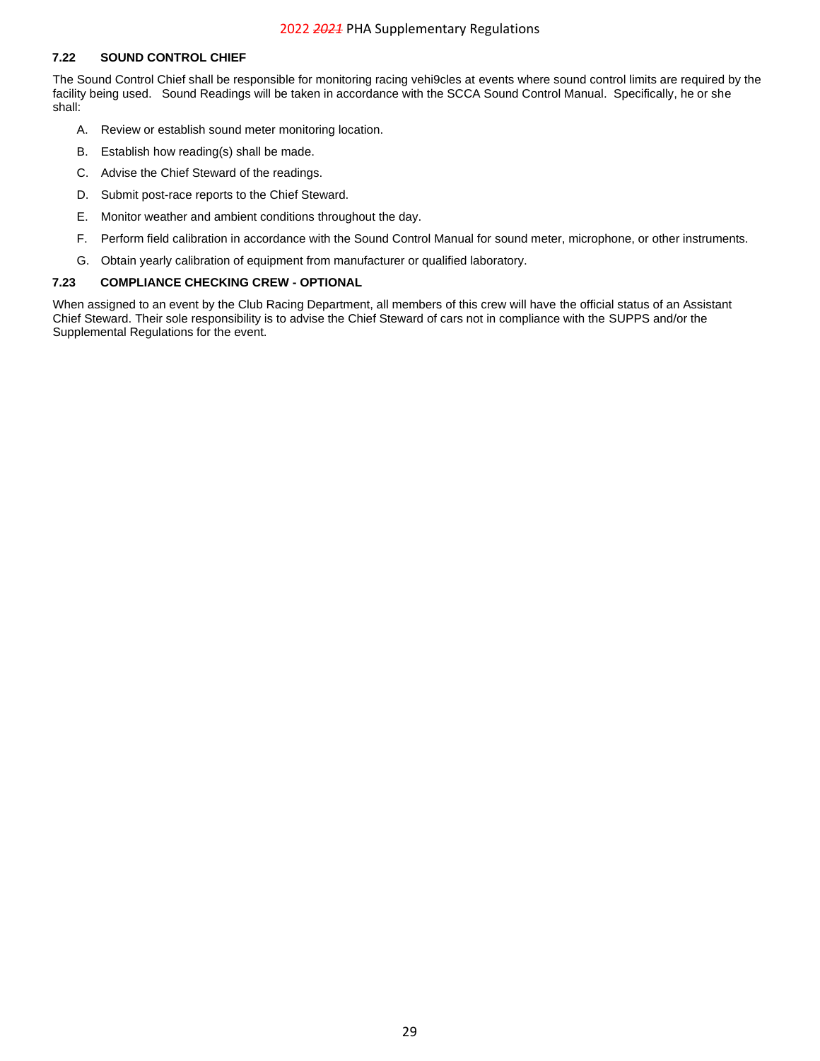### 7.22 SOUND CONTROL CHIEF

The Sound Control Chief shall be responsible for monitoring racing vehi9cles at events where sound control limits are required by the facility being used. Sound Readings will be taken in accordance with the SCCA Sound Control Manual. Specifically, he or she shall:

A. Review or establish sound meter monitoring location.

B. Establish how reading(s) shall be made.

C. Advise the Chief Steward of the readings.

D. Submit post-race reports to the Chief Steward.

E. Monitor weather and ambient conditions throughout the day.

F. Perform field calibration in accordance with the Sound Control Manual for sound meter, microphone, or other instruments.

G. Obtain yearly calibration of equipment from manufacturer or qualified laboratory.

### 7.23 COMPLIANCE CHECKING CREW - OPTIONAL

When assigned to an event by the Club Racing Department, all members of this crew will have the official status of an Assistant Chief Steward. Their sole responsibility is to advise the Chief Steward of cars not in compliance with the SUPPS and/or the Supplemental Regulations for the event.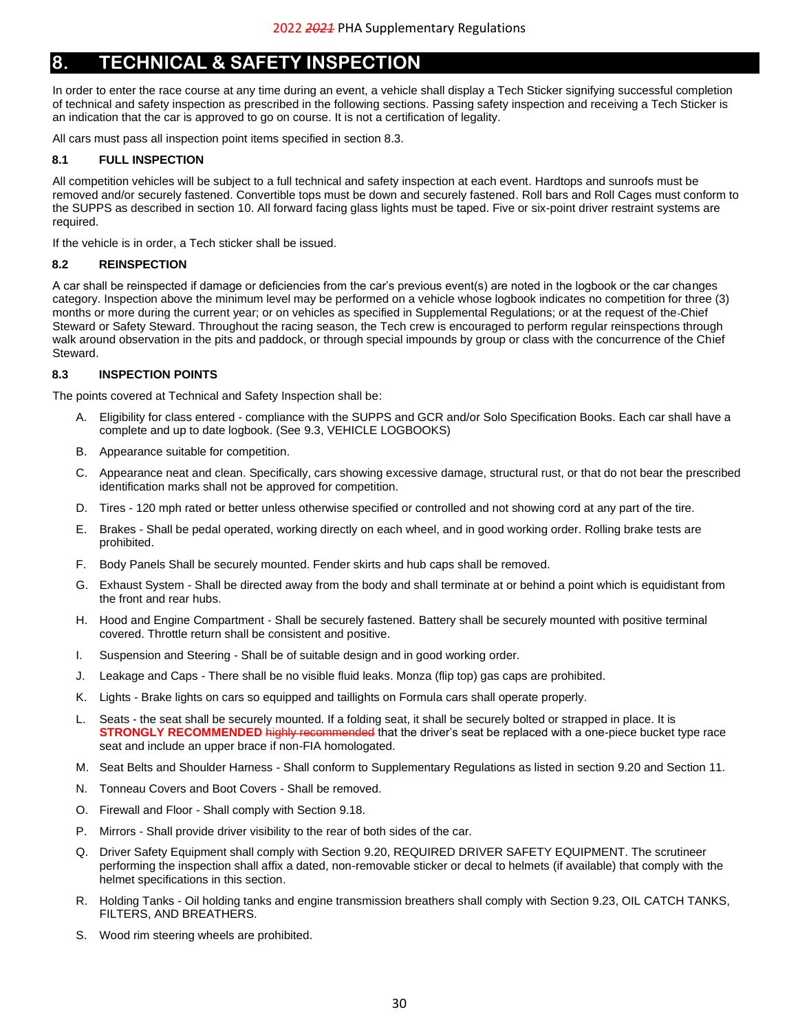## 8. TECHNICAL & SAFETY INSPECTION

In order to enter the race course at any time during an event, a vehicle shall display a Tech Sticker signifying successful completion of technical and safety inspection as prescribed in the following sections. Passing safety inspection and receiving a Tech Sticker is an indication that the car is approved to go on course. It is not a certification of legality.

All cars must pass all inspection point items specified in section 8.3.

### 8.1 FULL INSPECTION

All competition vehicles will be subject to a full technical and safety inspection at each event. Hardtops and sunroofs must be removed and/or securely fastened. Convertible tops must be down and securely fastened. Roll bars and Roll Cages must conform to the SUPPS as described in section 10. All forward facing glass lights must be taped. Five or six-point driver restraint systems are required.

If the vehicle is in order, a Tech sticker shall be issued.

### 8.2 REINSPECTION

A car shall be reinspected if damage or deficiencies from the car's previous event(s) are noted in the logbook or the car changes category. Inspection above the minimum level may be performed on a vehicle whose logbook indicates no competition for three (3) months or more during the current year; or on vehicles as specified in Supplemental Regulations; or at the request of the Chief Steward or Safety Steward. Throughout the racing season, the Tech crew is encouraged to perform regular reinspections through walk around observation in the pits and paddock, or through special impounds by group or class with the concurrence of the Chief Steward.

### 8.3 INSPECTION POINTS

The points covered at Technical and Safety Inspection shall be:

A. Eligibility for class entered - compliance with the SUPPS and GCR and/or Solo Specification Books. Each car shall have a complete and up to date logbook. (See 9.3, VEHICLE LOGBOOKS)

B. Appearance suitable for competition.

C. Appearance neat and clean. Specifically, cars showing excessive damage, structural rust, or that do not bear the prescribed identification marks shall not be approved for competition.

D. Tires - 120 mph rated or better unless otherwise specified or controlled and not showing cord at any part of the tire.

E. Brakes - Shall be pedal operated, working directly on each wheel, and in good working order. Rolling brake tests are prohibited.

F. Body Panels Shall be securely mounted. Fender skirts and hub caps shall be removed.

G. Exhaust System - Shall be directed away from the body and shall terminate at or behind a point which is equidistant from the front and rear hubs.

H. Hood and Engine Compartment - Shall be securely fastened. Battery shall be securely mounted with positive terminal covered. Throttle return shall be consistent and positive.

I. Suspension and Steering - Shall be of suitable design and in good working order.

J. Leakage and Caps - There shall be no visible fluid leaks. Monza (flip top) gas caps are prohibited.

K. Lights - Brake lights on cars so equipped and taillights on Formula cars shall operate properly.

L. Seats - the seat shall be securely mounted. If a folding seat, it shall be securely bolted or strapped in place. It is **STRONGLY RECOMMENDED** ~~highly recommended~~ that the driver's seat be replaced with a one-piece bucket type race seat and include an upper brace if non-FIA homologated.

M. Seat Belts and Shoulder Harness - Shall conform to Supplementary Regulations as listed in section 9.20 and Section 11.

N. Tonneau Covers and Boot Covers - Shall be removed.

O. Firewall and Floor - Shall comply with Section 9.18.

P. Mirrors - Shall provide driver visibility to the rear of both sides of the car.

Q. Driver Safety Equipment shall comply with Section 9.20, REQUIRED DRIVER SAFETY EQUIPMENT. The scrutineer performing the inspection shall affix a dated, non-removable sticker or decal to helmets (if available) that comply with the helmet specifications in this section.

R. Holding Tanks - Oil holding tanks and engine transmission breathers shall comply with Section 9.23, OIL CATCH TANKS, FILTERS, AND BREATHERS.

S. Wood rim steering wheels are prohibited.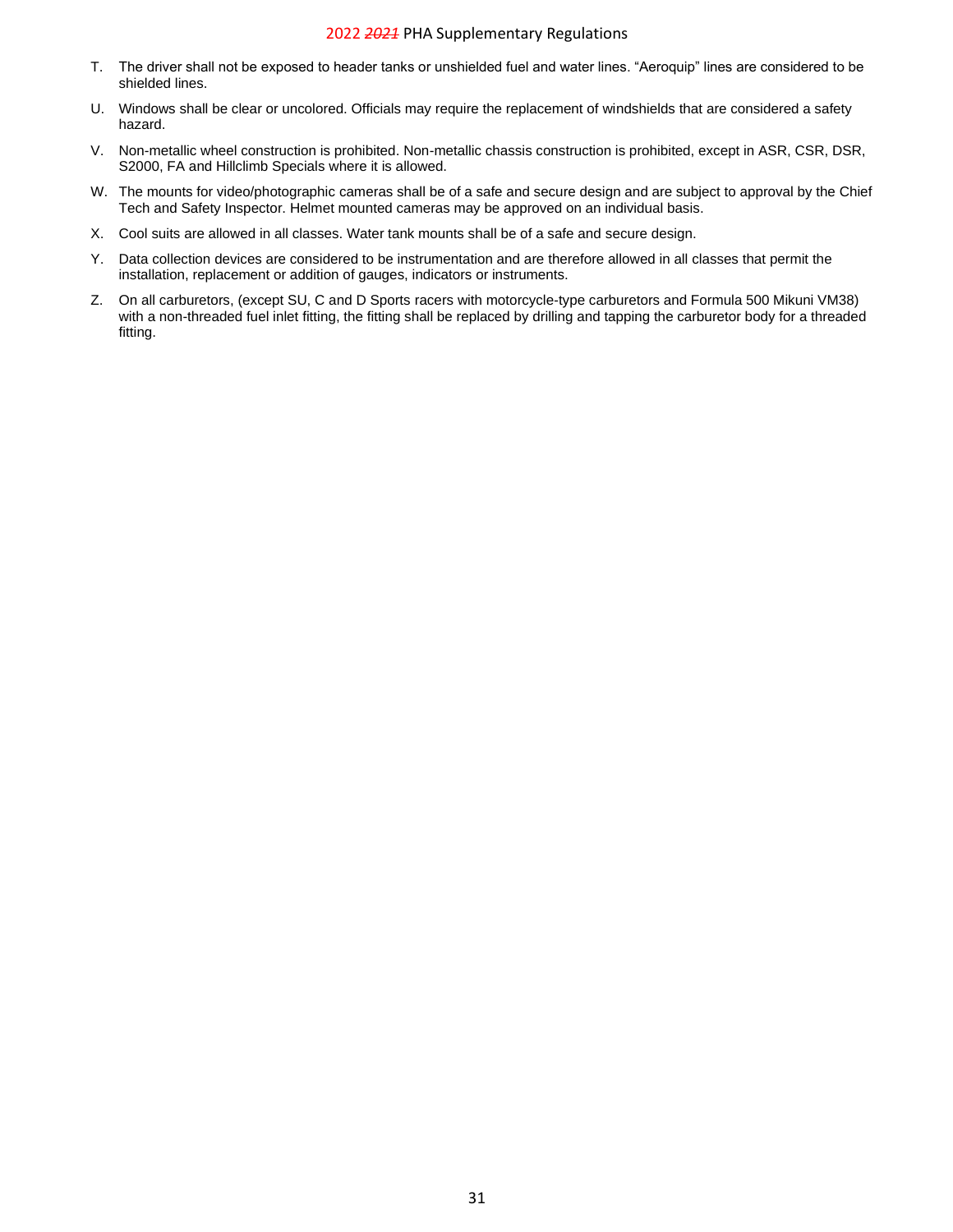T. The driver shall not be exposed to header tanks or unshielded fuel and water lines. "Aeroquip" lines are considered to be shielded lines.

U. Windows shall be clear or uncolored. Officials may require the replacement of windshields that are considered a safety hazard.

V. Non-metallic wheel construction is prohibited. Non-metallic chassis construction is prohibited, except in ASR, CSR, DSR, S2000, FA and Hillclimb Specials where it is allowed.

W. The mounts for video/photographic cameras shall be of a safe and secure design and are subject to approval by the Chief Tech and Safety Inspector. Helmet mounted cameras may be approved on an individual basis.

X. Cool suits are allowed in all classes. Water tank mounts shall be of a safe and secure design.

Y. Data collection devices are considered to be instrumentation and are therefore allowed in all classes that permit the installation, replacement or addition of gauges, indicators or instruments.

Z. On all carburetors, (except SU, C and D Sports racers with motorcycle-type carburetors and Formula 500 Mikuni VM38) with a non-threaded fuel inlet fitting, the fitting shall be replaced by drilling and tapping the carburetor body for a threaded fitting.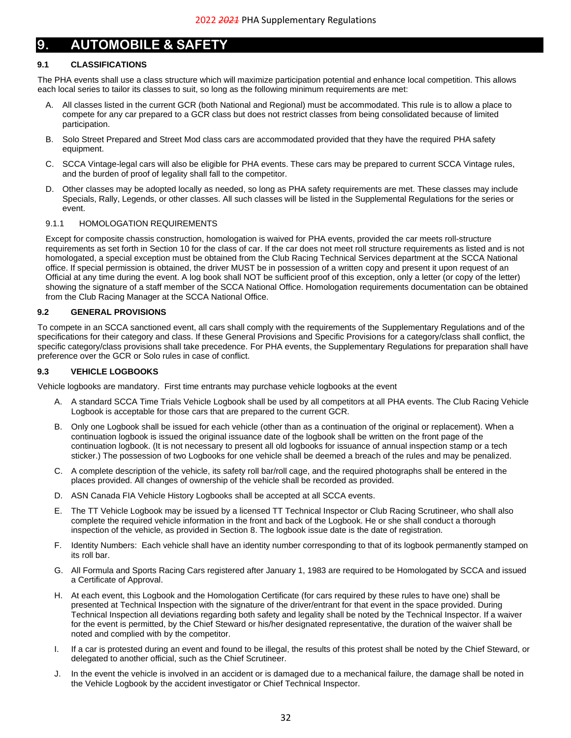# 9. AUTOMOBILE & SAFETY

## 9.1 CLASSIFICATIONS

The PHA events shall use a class structure which will maximize participation potential and enhance local competition. This allows each local series to tailor its classes to suit, so long as the following minimum requirements are met:

A. All classes listed in the current GCR (both National and Regional) must be accommodated. This rule is to allow a place to compete for any car prepared to a GCR class but does not restrict classes from being consolidated because of limited participation.

B. Solo Street Prepared and Street Mod class cars are accommodated provided that they have the required PHA safety equipment.

C. SCCA Vintage-legal cars will also be eligible for PHA events. These cars may be prepared to current SCCA Vintage rules, and the burden of proof of legality shall fall to the competitor.

D. Other classes may be adopted locally as needed, so long as PHA safety requirements are met. These classes may include Specials, Rally, Legends, or other classes. All such classes will be listed in the Supplemental Regulations for the series or event.

### 9.1.1 HOMOLOGATION REQUIREMENTS

Except for composite chassis construction, homologation is waived for PHA events, provided the car meets roll-structure requirements as set forth in Section 10 for the class of car. If the car does not meet roll structure requirements as listed and is not homologated, a special exception must be obtained from the Club Racing Technical Services department at the SCCA National office. If special permission is obtained, the driver MUST be in possession of a written copy and present it upon request of an Official at any time during the event. A log book shall NOT be sufficient proof of this exception, only a letter (or copy of the letter) showing the signature of a staff member of the SCCA National Office. Homologation requirements documentation can be obtained from the Club Racing Manager at the SCCA National Office.

## 9.2 GENERAL PROVISIONS

To compete in an SCCA sanctioned event, all cars shall comply with the requirements of the Supplementary Regulations and of the specifications for their category and class. If these General Provisions and Specific Provisions for a category/class shall conflict, the specific category/class provisions shall take precedence. For PHA events, the Supplementary Regulations for preparation shall have preference over the GCR or Solo rules in case of conflict.

## 9.3 VEHICLE LOGBOOKS

Vehicle logbooks are mandatory. First time entrants may purchase vehicle logbooks at the event

A. A standard SCCA Time Trials Vehicle Logbook shall be used by all competitors at all PHA events. The Club Racing Vehicle Logbook is acceptable for those cars that are prepared to the current GCR.

B. Only one Logbook shall be issued for each vehicle (other than as a continuation of the original or replacement). When a continuation logbook is issued the original issuance date of the logbook shall be written on the front page of the continuation logbook. (It is not necessary to present all old logbooks for issuance of annual inspection stamp or a tech sticker.) The possession of two Logbooks for one vehicle shall be deemed a breach of the rules and may be penalized.

C. A complete description of the vehicle, its safety roll bar/roll cage, and the required photographs shall be entered in the places provided. All changes of ownership of the vehicle shall be recorded as provided.

D. ASN Canada FIA Vehicle History Logbooks shall be accepted at all SCCA events.

E. The TT Vehicle Logbook may be issued by a licensed TT Technical Inspector or Club Racing Scrutineer, who shall also complete the required vehicle information in the front and back of the Logbook. He or she shall conduct a thorough inspection of the vehicle, as provided in Section 8. The logbook issue date is the date of registration.

F. Identity Numbers: Each vehicle shall have an identity number corresponding to that of its logbook permanently stamped on its roll bar.

G. All Formula and Sports Racing Cars registered after January 1, 1983 are required to be Homologated by SCCA and issued a Certificate of Approval.

H. At each event, this Logbook and the Homologation Certificate (for cars required by these rules to have one) shall be presented at Technical Inspection with the signature of the driver/entrant for that event in the space provided. During Technical Inspection all deviations regarding both safety and legality shall be noted by the Technical Inspector. If a waiver for the event is permitted, by the Chief Steward or his/her designated representative, the duration of the waiver shall be noted and complied with by the competitor.

I. If a car is protested during an event and found to be illegal, the results of this protest shall be noted by the Chief Steward, or delegated to another official, such as the Chief Scrutineer.

J. In the event the vehicle is involved in an accident or is damaged due to a mechanical failure, the damage shall be noted in the Vehicle Logbook by the accident investigator or Chief Technical Inspector.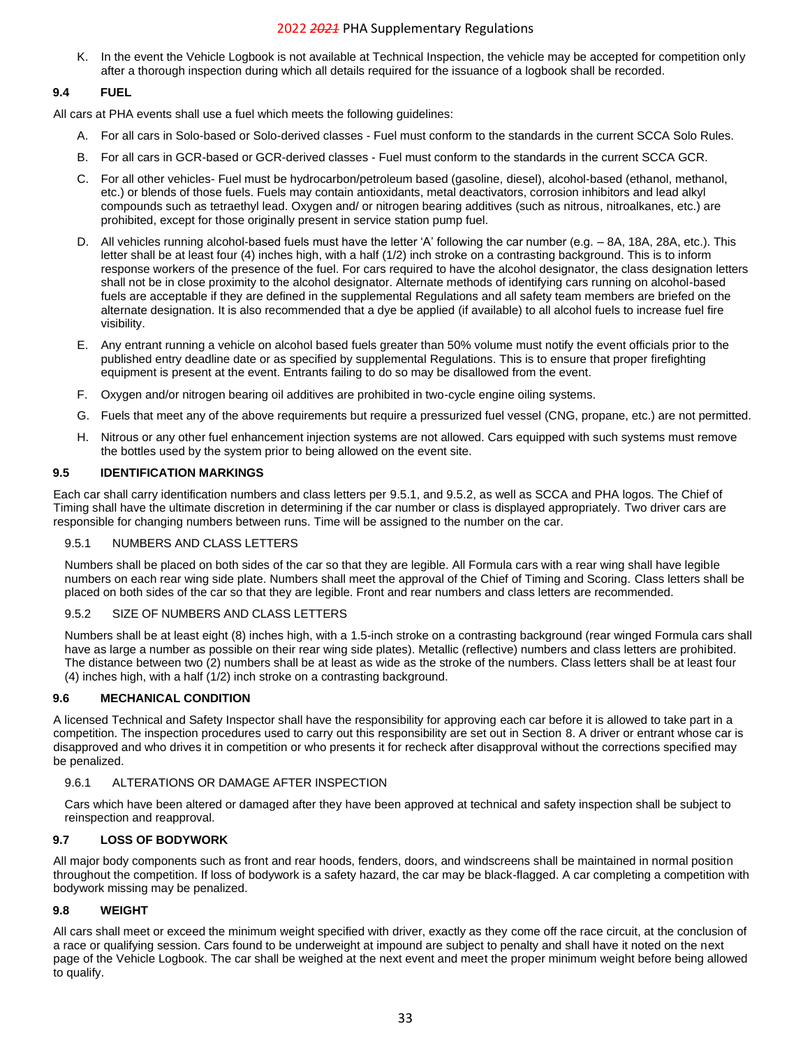K. In the event the Vehicle Logbook is not available at Technical Inspection, the vehicle may be accepted for competition only after a thorough inspection during which all details required for the issuance of a logbook shall be recorded.

### 9.4 FUEL

All cars at PHA events shall use a fuel which meets the following guidelines:

A. For all cars in Solo-based or Solo-derived classes - Fuel must conform to the standards in the current SCCA Solo Rules.

B. For all cars in GCR-based or GCR-derived classes - Fuel must conform to the standards in the current SCCA GCR.

C. For all other vehicles- Fuel must be hydrocarbon/petroleum based (gasoline, diesel), alcohol-based (ethanol, methanol, etc.) or blends of those fuels. Fuels may contain antioxidants, metal deactivators, corrosion inhibitors and lead alkyl compounds such as tetraethyl lead. Oxygen and/ or nitrogen bearing additives (such as nitrous, nitroalkanes, etc.) are prohibited, except for those originally present in service station pump fuel.

D. All vehicles running alcohol-based fuels must have the letter 'A' following the car number (e.g. – 8A, 18A, 28A, etc.). This letter shall be at least four (4) inches high, with a half (1/2) inch stroke on a contrasting background. This is to inform response workers of the presence of the fuel. For cars required to have the alcohol designator, the class designation letters shall not be in close proximity to the alcohol designator. Alternate methods of identifying cars running on alcohol-based fuels are acceptable if they are defined in the supplemental Regulations and all safety team members are briefed on the alternate designation. It is also recommended that a dye be applied (if available) to all alcohol fuels to increase fuel fire visibility.

E. Any entrant running a vehicle on alcohol based fuels greater than 50% volume must notify the event officials prior to the published entry deadline date or as specified by supplemental Regulations. This is to ensure that proper firefighting equipment is present at the event. Entrants failing to do so may be disallowed from the event.

F. Oxygen and/or nitrogen bearing oil additives are prohibited in two-cycle engine oiling systems.

G. Fuels that meet any of the above requirements but require a pressurized fuel vessel (CNG, propane, etc.) are not permitted.

H. Nitrous or any other fuel enhancement injection systems are not allowed. Cars equipped with such systems must remove the bottles used by the system prior to being allowed on the event site.

### 9.5 IDENTIFICATION MARKINGS

Each car shall carry identification numbers and class letters per 9.5.1, and 9.5.2, as well as SCCA and PHA logos. The Chief of Timing shall have the ultimate discretion in determining if the car number or class is displayed appropriately. Two driver cars are responsible for changing numbers between runs. Time will be assigned to the number on the car.

#### 9.5.1 NUMBERS AND CLASS LETTERS

Numbers shall be placed on both sides of the car so that they are legible. All Formula cars with a rear wing shall have legible numbers on each rear wing side plate. Numbers shall meet the approval of the Chief of Timing and Scoring. Class letters shall be placed on both sides of the car so that they are legible. Front and rear numbers and class letters are recommended.

#### 9.5.2 SIZE OF NUMBERS AND CLASS LETTERS

Numbers shall be at least eight (8) inches high, with a 1.5-inch stroke on a contrasting background (rear winged Formula cars shall have as large a number as possible on their rear wing side plates). Metallic (reflective) numbers and class letters are prohibited. The distance between two (2) numbers shall be at least as wide as the stroke of the numbers. Class letters shall be at least four (4) inches high, with a half (1/2) inch stroke on a contrasting background.

### 9.6 MECHANICAL CONDITION

A licensed Technical and Safety Inspector shall have the responsibility for approving each car before it is allowed to take part in a competition. The inspection procedures used to carry out this responsibility are set out in Section 8. A driver or entrant whose car is disapproved and who drives it in competition or who presents it for recheck after disapproval without the corrections specified may be penalized.

#### 9.6.1 ALTERATIONS OR DAMAGE AFTER INSPECTION

Cars which have been altered or damaged after they have been approved at technical and safety inspection shall be subject to reinspection and reapproval.

### 9.7 LOSS OF BODYWORK

All major body components such as front and rear hoods, fenders, doors, and windscreens shall be maintained in normal position throughout the competition. If loss of bodywork is a safety hazard, the car may be black-flagged. A car completing a competition with bodywork missing may be penalized.

### 9.8 WEIGHT

All cars shall meet or exceed the minimum weight specified with driver, exactly as they come off the race circuit, at the conclusion of a race or qualifying session. Cars found to be underweight at impound are subject to penalty and shall have it noted on the next page of the Vehicle Logbook. The car shall be weighed at the next event and meet the proper minimum weight before being allowed to qualify.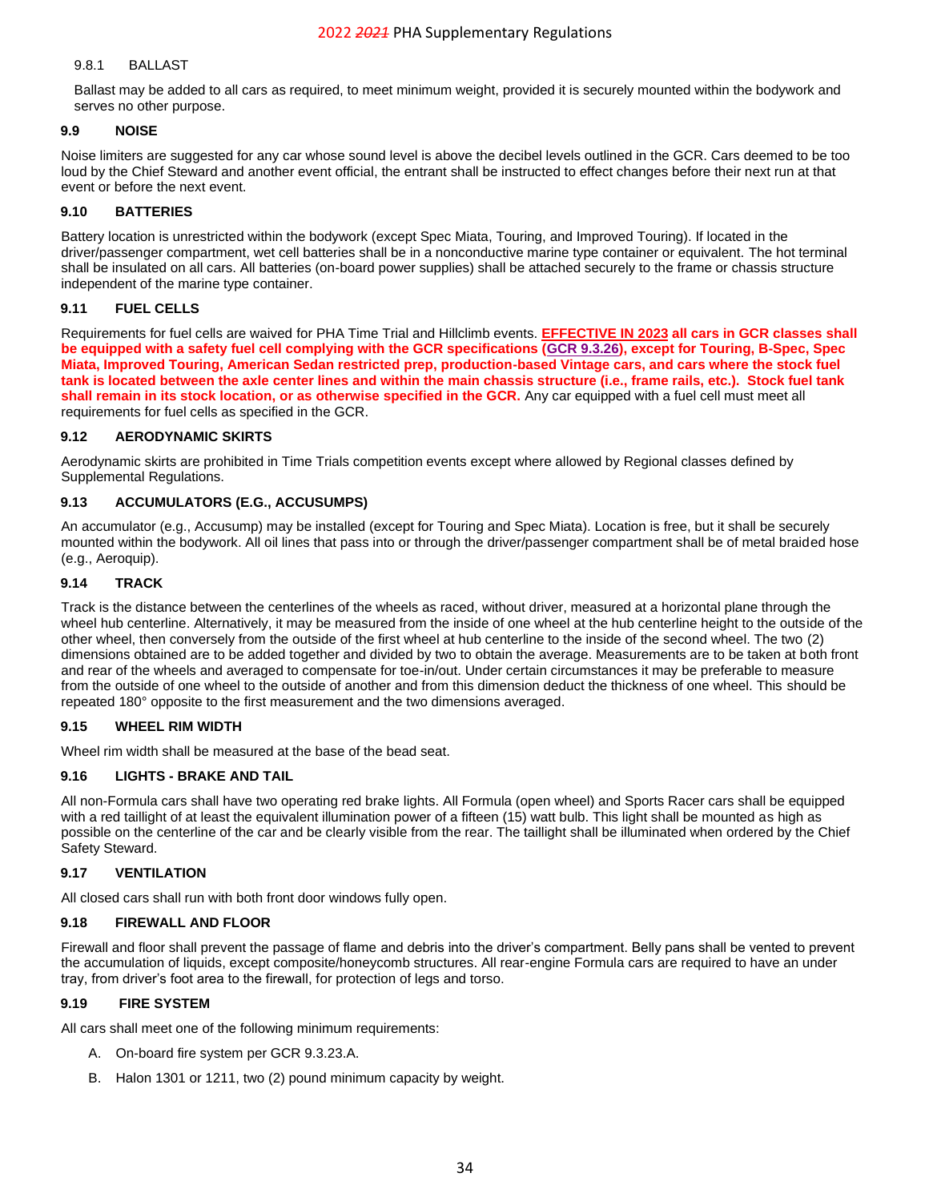9.8.1 BALLAST

Ballast may be added to all cars as required, to meet minimum weight, provided it is securely mounted within the bodywork and serves no other purpose.

### 9.9 NOISE

Noise limiters are suggested for any car whose sound level is above the decibel levels outlined in the GCR. Cars deemed to be too loud by the Chief Steward and another event official, the entrant shall be instructed to effect changes before their next run at that event or before the next event.

### 9.10 BATTERIES

Battery location is unrestricted within the bodywork (except Spec Miata, Touring, and Improved Touring). If located in the driver/passenger compartment, wet cell batteries shall be in a nonconductive marine type container or equivalent. The hot terminal shall be insulated on all cars. All batteries (on-board power supplies) shall be attached securely to the frame or chassis structure independent of the marine type container.

### 9.11 FUEL CELLS

Requirements for fuel cells are waived for PHA Time Trial and Hillclimb events. **EFFECTIVE IN 2023 all cars in GCR classes shall be equipped with a safety fuel cell complying with the GCR specifications (GCR 9.3.26), except for Touring, B-Spec, Spec Miata, Improved Touring, American Sedan restricted prep, production-based Vintage cars, and cars where the stock fuel tank is located between the axle center lines and within the main chassis structure (i.e., frame rails, etc.). Stock fuel tank shall remain in its stock location, or as otherwise specified in the GCR.** Any car equipped with a fuel cell must meet all requirements for fuel cells as specified in the GCR.

### 9.12 AERODYNAMIC SKIRTS

Aerodynamic skirts are prohibited in Time Trials competition events except where allowed by Regional classes defined by Supplemental Regulations.

### 9.13 ACCUMULATORS (E.G., ACCUSUMPS)

An accumulator (e.g., Accusump) may be installed (except for Touring and Spec Miata). Location is free, but it shall be securely mounted within the bodywork. All oil lines that pass into or through the driver/passenger compartment shall be of metal braided hose (e.g., Aeroquip).

### 9.14 TRACK

Track is the distance between the centerlines of the wheels as raced, without driver, measured at a horizontal plane through the wheel hub centerline. Alternatively, it may be measured from the inside of one wheel at the hub centerline height to the outside of the other wheel, then conversely from the outside of the first wheel at hub centerline to the inside of the second wheel. The two (2) dimensions obtained are to be added together and divided by two to obtain the average. Measurements are to be taken at both front and rear of the wheels and averaged to compensate for toe-in/out. Under certain circumstances it may be preferable to measure from the outside of one wheel to the outside of another and from this dimension deduct the thickness of one wheel. This should be repeated 180° opposite to the first measurement and the two dimensions averaged.

### 9.15 WHEEL RIM WIDTH

Wheel rim width shall be measured at the base of the bead seat.

### 9.16 LIGHTS - BRAKE AND TAIL

All non-Formula cars shall have two operating red brake lights. All Formula (open wheel) and Sports Racer cars shall be equipped with a red taillight of at least the equivalent illumination power of a fifteen (15) watt bulb. This light shall be mounted as high as possible on the centerline of the car and be clearly visible from the rear. The taillight shall be illuminated when ordered by the Chief Safety Steward.

### 9.17 VENTILATION

All closed cars shall run with both front door windows fully open.

### 9.18 FIREWALL AND FLOOR

Firewall and floor shall prevent the passage of flame and debris into the driver's compartment. Belly pans shall be vented to prevent the accumulation of liquids, except composite/honeycomb structures. All rear-engine Formula cars are required to have an under tray, from driver's foot area to the firewall, for protection of legs and torso.

### 9.19 FIRE SYSTEM

All cars shall meet one of the following minimum requirements:

A. On-board fire system per GCR 9.3.23.A.

B. Halon 1301 or 1211, two (2) pound minimum capacity by weight.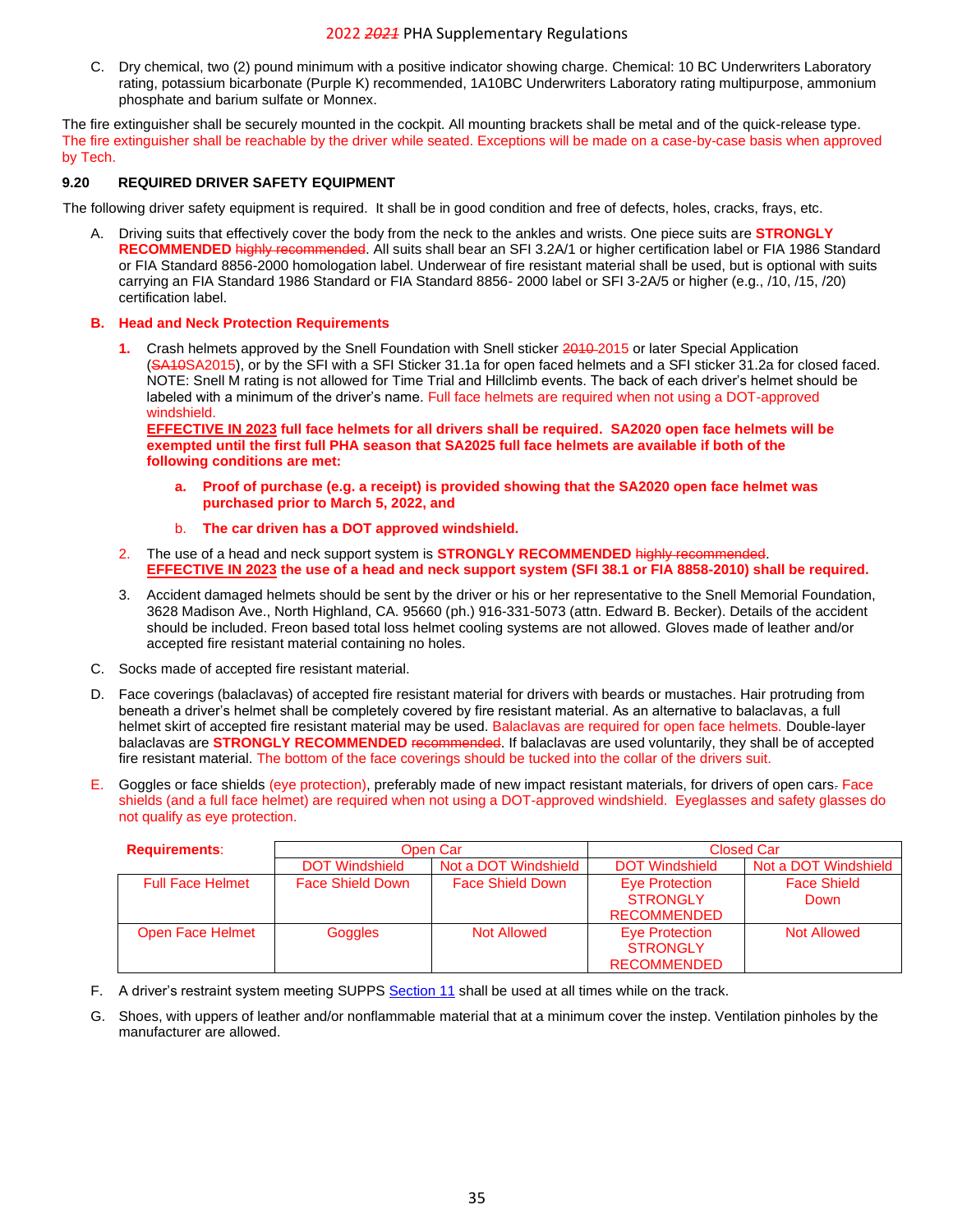C. Dry chemical, two (2) pound minimum with a positive indicator showing charge. Chemical: 10 BC Underwriters Laboratory rating, potassium bicarbonate (Purple K) recommended, 1A10BC Underwriters Laboratory rating multipurpose, ammonium phosphate and barium sulfate or Monnex.

The fire extinguisher shall be securely mounted in the cockpit. All mounting brackets shall be metal and of the quick-release type. The fire extinguisher shall be reachable by the driver while seated. Exceptions will be made on a case-by-case basis when approved by Tech.

### 9.20 REQUIRED DRIVER SAFETY EQUIPMENT

The following driver safety equipment is required. It shall be in good condition and free of defects, holes, cracks, frays, etc.

A. Driving suits that effectively cover the body from the neck to the ankles and wrists. One piece suits are **STRONGLY RECOMMENDED** ~~highly recommended~~. All suits shall bear an SFI 3.2A/1 or higher certification label or FIA 1986 Standard or FIA Standard 8856-2000 homologation label. Underwear of fire resistant material shall be used, but is optional with suits carrying an FIA Standard 1986 Standard or FIA Standard 8856- 2000 label or SFI 3-2A/5 or higher (e.g., /10, /15, /20) certification label.

**B. Head and Neck Protection Requirements**

1. Crash helmets approved by the Snell Foundation with Snell sticker ~~2010~~ 2015 or later Special Application (~~SA10~~SA2015), or by the SFI with a SFI Sticker 31.1a for open faced helmets and a SFI sticker 31.2a for closed faced. NOTE: Snell M rating is not allowed for Time Trial and Hillclimb events. The back of each driver's helmet should be labeled with a minimum of the driver's name. Full face helmets are required when not using a DOT-approved windshield.
   **EFFECTIVE IN 2023 full face helmets for all drivers shall be required. SA2020 open face helmets will be exempted until the first full PHA season that SA2025 full face helmets are available if both of the following conditions are met:**
   a. **Proof of purchase (e.g. a receipt) is provided showing that the SA2020 open face helmet was purchased prior to March 5, 2022, and**
   b. **The car driven has a DOT approved windshield.**
2. The use of a head and neck support system is **STRONGLY RECOMMENDED** ~~highly recommended~~.
   **EFFECTIVE IN 2023 the use of a head and neck support system (SFI 38.1 or FIA 8858-2010) shall be required.**
3. Accident damaged helmets should be sent by the driver or his or her representative to the Snell Memorial Foundation, 3628 Madison Ave., North Highland, CA. 95660 (ph.) 916-331-5073 (attn. Edward B. Becker). Details of the accident should be included. Freon based total loss helmet cooling systems are not allowed. Gloves made of leather and/or accepted fire resistant material containing no holes.

C. Socks made of accepted fire resistant material.

D. Face coverings (balaclavas) of accepted fire resistant material for drivers with beards or mustaches. Hair protruding from beneath a driver's helmet shall be completely covered by fire resistant material. As an alternative to balaclavas, a full helmet skirt of accepted fire resistant material may be used. Balaclavas are required for open face helmets. Double-layer balaclavas are **STRONGLY RECOMMENDED** ~~recommended~~. If balaclavas are used voluntarily, they shall be of accepted fire resistant material. The bottom of the face coverings should be tucked into the collar of the drivers suit.

E. Goggles or face shields (eye protection), preferably made of new impact resistant materials, for drivers of open cars. Face shields (and a full face helmet) are required when not using a DOT-approved windshield. Eyeglasses and safety glasses do not qualify as eye protection.

| **Requirements**: | Open Car | | Closed Car | |
|---|---|---|---|---|
| | DOT Windshield | Not a DOT Windshield | DOT Windshield | Not a DOT Windshield |
| Full Face Helmet | Face Shield Down | Face Shield Down | Eye Protection STRONGLY RECOMMENDED | Face Shield Down |
| Open Face Helmet | Goggles | Not Allowed | Eye Protection STRONGLY RECOMMENDED | Not Allowed |

F. A driver's restraint system meeting SUPPS Section 11 shall be used at all times while on the track.

G. Shoes, with uppers of leather and/or nonflammable material that at a minimum cover the instep. Ventilation pinholes by the manufacturer are allowed.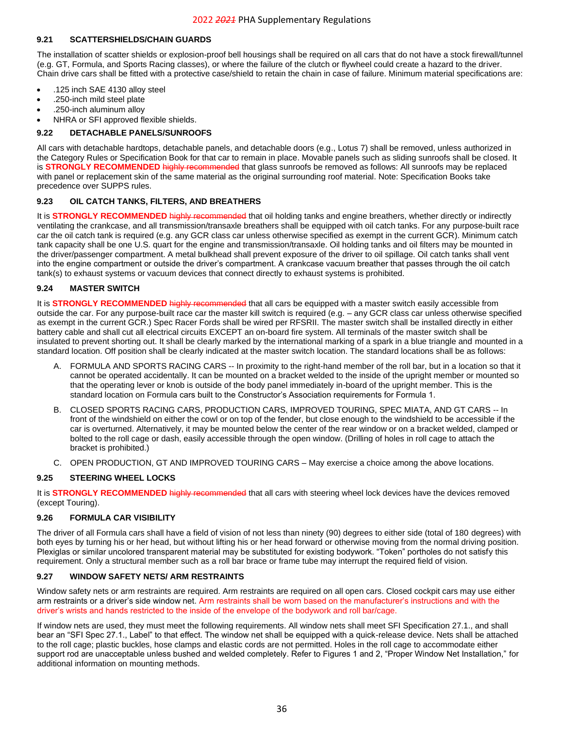### 9.21 SCATTERSHIELDS/CHAIN GUARDS

The installation of scatter shields or explosion-proof bell housings shall be required on all cars that do not have a stock firewall/tunnel (e.g. GT, Formula, and Sports Racing classes), or where the failure of the clutch or flywheel could create a hazard to the driver. Chain drive cars shall be fitted with a protective case/shield to retain the chain in case of failure. Minimum material specifications are:

- .125 inch SAE 4130 alloy steel
- .250-inch mild steel plate
- .250-inch aluminum alloy
- NHRA or SFI approved flexible shields.

### 9.22 DETACHABLE PANELS/SUNROOFS

All cars with detachable hardtops, detachable panels, and detachable doors (e.g., Lotus 7) shall be removed, unless authorized in the Category Rules or Specification Book for that car to remain in place. Movable panels such as sliding sunroofs shall be closed. It is **STRONGLY RECOMMENDED** ~~highly recommended~~ that glass sunroofs be removed as follows: All sunroofs may be replaced with panel or replacement skin of the same material as the original surrounding roof material. Note: Specification Books take precedence over SUPPS rules.

### 9.23 OIL CATCH TANKS, FILTERS, AND BREATHERS

It is **STRONGLY RECOMMENDED** ~~highly recommended~~ that oil holding tanks and engine breathers, whether directly or indirectly ventilating the crankcase, and all transmission/transaxle breathers shall be equipped with oil catch tanks. For any purpose-built race car the oil catch tank is required (e.g. any GCR class car unless otherwise specified as exempt in the current GCR). Minimum catch tank capacity shall be one U.S. quart for the engine and transmission/transaxle. Oil holding tanks and oil filters may be mounted in the driver/passenger compartment. A metal bulkhead shall prevent exposure of the driver to oil spillage. Oil catch tanks shall vent into the engine compartment or outside the driver's compartment. A crankcase vacuum breather that passes through the oil catch tank(s) to exhaust systems or vacuum devices that connect directly to exhaust systems is prohibited.

### 9.24 MASTER SWITCH

It is **STRONGLY RECOMMENDED** ~~highly recommended~~ that all cars be equipped with a master switch easily accessible from outside the car. For any purpose-built race car the master kill switch is required (e.g. – any GCR class car unless otherwise specified as exempt in the current GCR.) Spec Racer Fords shall be wired per RFSRII. The master switch shall be installed directly in either battery cable and shall cut all electrical circuits EXCEPT an on-board fire system. All terminals of the master switch shall be insulated to prevent shorting out. It shall be clearly marked by the international marking of a spark in a blue triangle and mounted in a standard location. Off position shall be clearly indicated at the master switch location. The standard locations shall be as follows:

A. FORMULA AND SPORTS RACING CARS -- In proximity to the right-hand member of the roll bar, but in a location so that it cannot be operated accidentally. It can be mounted on a bracket welded to the inside of the upright member or mounted so that the operating lever or knob is outside of the body panel immediately in-board of the upright member. This is the standard location on Formula cars built to the Constructor's Association requirements for Formula 1.

B. CLOSED SPORTS RACING CARS, PRODUCTION CARS, IMPROVED TOURING, SPEC MIATA, AND GT CARS -- In front of the windshield on either the cowl or on top of the fender, but close enough to the windshield to be accessible if the car is overturned. Alternatively, it may be mounted below the center of the rear window or on a bracket welded, clamped or bolted to the roll cage or dash, easily accessible through the open window. (Drilling of holes in roll cage to attach the bracket is prohibited.)

C. OPEN PRODUCTION, GT AND IMPROVED TOURING CARS – May exercise a choice among the above locations.

### 9.25 STEERING WHEEL LOCKS

It is **STRONGLY RECOMMENDED** ~~highly recommended~~ that all cars with steering wheel lock devices have the devices removed (except Touring).

### 9.26 FORMULA CAR VISIBILITY

The driver of all Formula cars shall have a field of vision of not less than ninety (90) degrees to either side (total of 180 degrees) with both eyes by turning his or her head, but without lifting his or her head forward or otherwise moving from the normal driving position. Plexiglas or similar uncolored transparent material may be substituted for existing bodywork. "Token" portholes do not satisfy this requirement. Only a structural member such as a roll bar brace or frame tube may interrupt the required field of vision.

### 9.27 WINDOW SAFETY NETS/ ARM RESTRAINTS

Window safety nets or arm restraints are required. Arm restraints are required on all open cars. Closed cockpit cars may use either arm restraints or a driver's side window net. Arm restraints shall be worn based on the manufacturer's instructions and with the driver's wrists and hands restricted to the inside of the envelope of the bodywork and roll bar/cage.

If window nets are used, they must meet the following requirements. All window nets shall meet SFI Specification 27.1., and shall bear an "SFI Spec 27.1., Label" to that effect. The window net shall be equipped with a quick-release device. Nets shall be attached to the roll cage; plastic buckles, hose clamps and elastic cords are not permitted. Holes in the roll cage to accommodate either support rod are unacceptable unless bushed and welded completely. Refer to Figures 1 and 2, "Proper Window Net Installation," for additional information on mounting methods.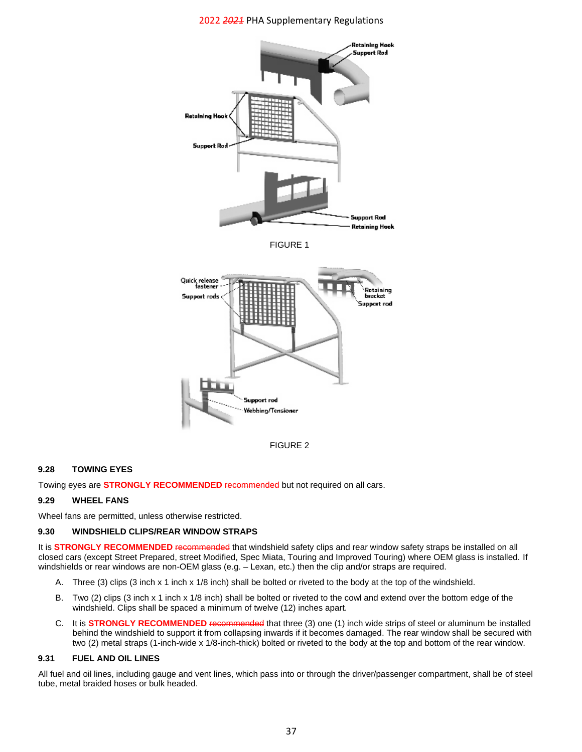FIGURE 1

FIGURE 2

### 9.28 TOWING EYES

Towing eyes are **STRONGLY RECOMMENDED** ~~recommended~~ but not required on all cars.

### 9.29 WHEEL FANS

Wheel fans are permitted, unless otherwise restricted.

### 9.30 WINDSHIELD CLIPS/REAR WINDOW STRAPS

It is **STRONGLY RECOMMENDED** ~~recommended~~ that windshield safety clips and rear window safety straps be installed on all closed cars (except Street Prepared, street Modified, Spec Miata, Touring and Improved Touring) where OEM glass is installed. If windshields or rear windows are non-OEM glass (e.g. – Lexan, etc.) then the clip and/or straps are required.

A. Three (3) clips (3 inch x 1 inch x 1/8 inch) shall be bolted or riveted to the body at the top of the windshield.

B. Two (2) clips (3 inch x 1 inch x 1/8 inch) shall be bolted or riveted to the cowl and extend over the bottom edge of the windshield. Clips shall be spaced a minimum of twelve (12) inches apart.

C. It is **STRONGLY RECOMMENDED** ~~recommended~~ that three (3) one (1) inch wide strips of steel or aluminum be installed behind the windshield to support it from collapsing inwards if it becomes damaged. The rear window shall be secured with two (2) metal straps (1-inch-wide x 1/8-inch-thick) bolted or riveted to the body at the top and bottom of the rear window.

### 9.31 FUEL AND OIL LINES

All fuel and oil lines, including gauge and vent lines, which pass into or through the driver/passenger compartment, shall be of steel tube, metal braided hoses or bulk headed.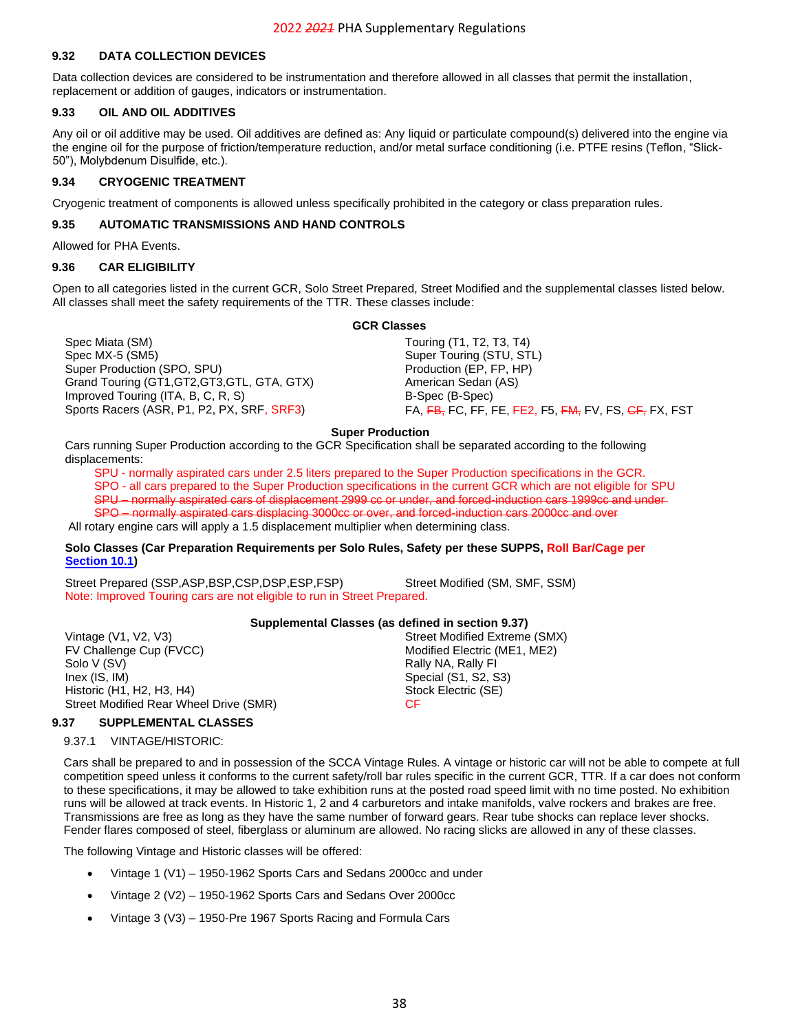### 9.32 DATA COLLECTION DEVICES

Data collection devices are considered to be instrumentation and therefore allowed in all classes that permit the installation, replacement or addition of gauges, indicators or instrumentation.

### 9.33 OIL AND OIL ADDITIVES

Any oil or oil additive may be used. Oil additives are defined as: Any liquid or particulate compound(s) delivered into the engine via the engine oil for the purpose of friction/temperature reduction, and/or metal surface conditioning (i.e. PTFE resins (Teflon, "Slick-50"), Molybdenum Disulfide, etc.).

### 9.34 CRYOGENIC TREATMENT

Cryogenic treatment of components is allowed unless specifically prohibited in the category or class preparation rules.

### 9.35 AUTOMATIC TRANSMISSIONS AND HAND CONTROLS

Allowed for PHA Events.

### 9.36 CAR ELIGIBILITY

Open to all categories listed in the current GCR, Solo Street Prepared, Street Modified and the supplemental classes listed below. All classes shall meet the safety requirements of the TTR. These classes include:

**GCR Classes**

| | |
|---|---|
| Spec Miata (SM) | Touring (T1, T2, T3, T4) |
| Spec MX-5 (SM5) | Super Touring (STU, STL) |
| Super Production (SPO, SPU) | Production (EP, FP, HP) |
| Grand Touring (GT1,GT2,GT3,GTL, GTA, GTX) | American Sedan (AS) |
| Improved Touring (ITA, B, C, R, S) | B-Spec (B-Spec) |
| Sports Racers (ASR, P1, P2, PX, SRF, SRF3) | FA, ~~FB,~~ FC, FF, FE, FE2, F5, ~~FM,~~ FV, FS, ~~CF,~~ FX, FST |

**Super Production**

Cars running Super Production according to the GCR Specification shall be separated according to the following displacements:

SPU - normally aspirated cars under 2.5 liters prepared to the Super Production specifications in the GCR.
SPO - all cars prepared to the Super Production specifications in the current GCR which are not eligible for SPU
~~SPU – normally aspirated cars of displacement 2999 cc or under, and forced-induction cars 1999cc and under~~
~~SPO – normally aspirated cars displacing 3000cc or over, and forced-induction cars 2000cc and over~~

All rotary engine cars will apply a 1.5 displacement multiplier when determining class.

**Solo Classes (Car Preparation Requirements per Solo Rules, Safety per these SUPPS, Roll Bar/Cage per Section 10.1)**

| | |
|---|---|
| Street Prepared (SSP,ASP,BSP,CSP,DSP,ESP,FSP) | Street Modified (SM, SMF, SSM) |

Note: Improved Touring cars are not eligible to run in Street Prepared.

**Supplemental Classes (as defined in section 9.37)**

| | |
|---|---|
| Vintage (V1, V2, V3) | Street Modified Extreme (SMX) |
| FV Challenge Cup (FVCC) | Modified Electric (ME1, ME2) |
| Solo V (SV) | Rally NA, Rally FI |
| Inex (IS, IM) | Special (S1, S2, S3) |
| Historic (H1, H2, H3, H4) | Stock Electric (SE) |
| Street Modified Rear Wheel Drive (SMR) | CF |

### 9.37 SUPPLEMENTAL CLASSES

9.37.1 VINTAGE/HISTORIC:

Cars shall be prepared to and in possession of the SCCA Vintage Rules. A vintage or historic car will not be able to compete at full competition speed unless it conforms to the current safety/roll bar rules specific in the current GCR, TTR. If a car does not conform to these specifications, it may be allowed to take exhibition runs at the posted road speed limit with no time posted. No exhibition runs will be allowed at track events. In Historic 1, 2 and 4 carburetors and intake manifolds, valve rockers and brakes are free. Transmissions are free as long as they have the same number of forward gears. Rear tube shocks can replace lever shocks. Fender flares composed of steel, fiberglass or aluminum are allowed. No racing slicks are allowed in any of these classes.

The following Vintage and Historic classes will be offered:

- Vintage 1 (V1) – 1950-1962 Sports Cars and Sedans 2000cc and under
- Vintage 2 (V2) – 1950-1962 Sports Cars and Sedans Over 2000cc
- Vintage 3 (V3) – 1950-Pre 1967 Sports Racing and Formula Cars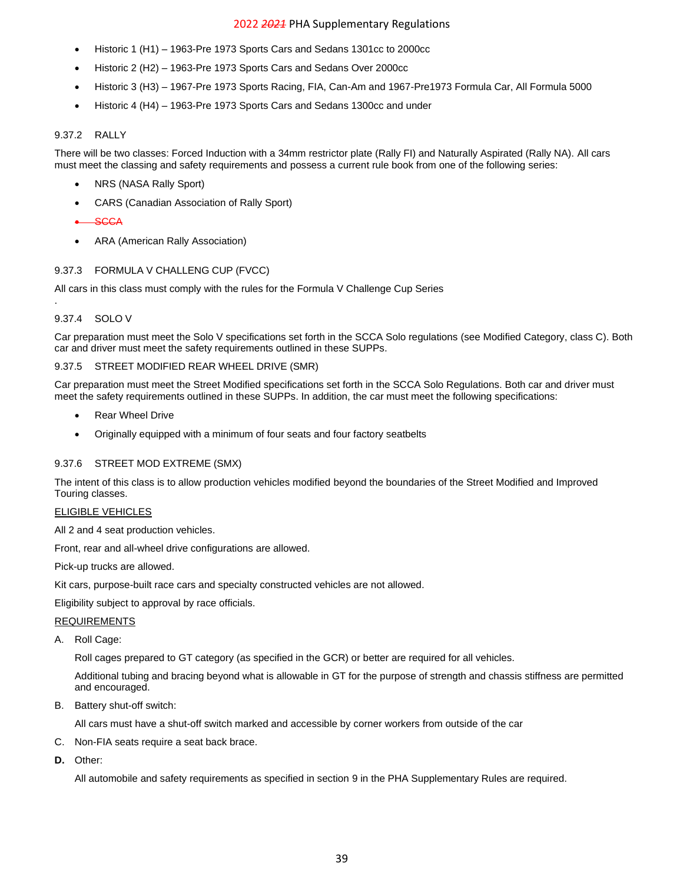- Historic 1 (H1) – 1963-Pre 1973 Sports Cars and Sedans 1301cc to 2000cc
- Historic 2 (H2) – 1963-Pre 1973 Sports Cars and Sedans Over 2000cc
- Historic 3 (H3) – 1967-Pre 1973 Sports Racing, FIA, Can-Am and 1967-Pre1973 Formula Car, All Formula 5000
- Historic 4 (H4) – 1963-Pre 1973 Sports Cars and Sedans 1300cc and under

### 9.37.2 RALLY

There will be two classes: Forced Induction with a 34mm restrictor plate (Rally FI) and Naturally Aspirated (Rally NA). All cars must meet the classing and safety requirements and possess a current rule book from one of the following series:

- NRS (NASA Rally Sport)
- CARS (Canadian Association of Rally Sport)
- ~~SCCA~~
- ARA (American Rally Association)

### 9.37.3 FORMULA V CHALLENG CUP (FVCC)

All cars in this class must comply with the rules for the Formula V Challenge Cup Series

.

### 9.37.4 SOLO V

Car preparation must meet the Solo V specifications set forth in the SCCA Solo regulations (see Modified Category, class C). Both car and driver must meet the safety requirements outlined in these SUPPs.

### 9.37.5 STREET MODIFIED REAR WHEEL DRIVE (SMR)

Car preparation must meet the Street Modified specifications set forth in the SCCA Solo Regulations. Both car and driver must meet the safety requirements outlined in these SUPPs. In addition, the car must meet the following specifications:

- Rear Wheel Drive
- Originally equipped with a minimum of four seats and four factory seatbelts

### 9.37.6 STREET MOD EXTREME (SMX)

The intent of this class is to allow production vehicles modified beyond the boundaries of the Street Modified and Improved Touring classes.

<u>ELIGIBLE VEHICLES</u>

All 2 and 4 seat production vehicles.

Front, rear and all-wheel drive configurations are allowed.

Pick-up trucks are allowed.

Kit cars, purpose-built race cars and specialty constructed vehicles are not allowed.

Eligibility subject to approval by race officials.

<u>REQUIREMENTS</u>

A. Roll Cage:

   Roll cages prepared to GT category (as specified in the GCR) or better are required for all vehicles.

   Additional tubing and bracing beyond what is allowable in GT for the purpose of strength and chassis stiffness are permitted and encouraged.

B. Battery shut-off switch:

   All cars must have a shut-off switch marked and accessible by corner workers from outside of the car

C. Non-FIA seats require a seat back brace.

**D.** Other:

   All automobile and safety requirements as specified in section 9 in the PHA Supplementary Rules are required.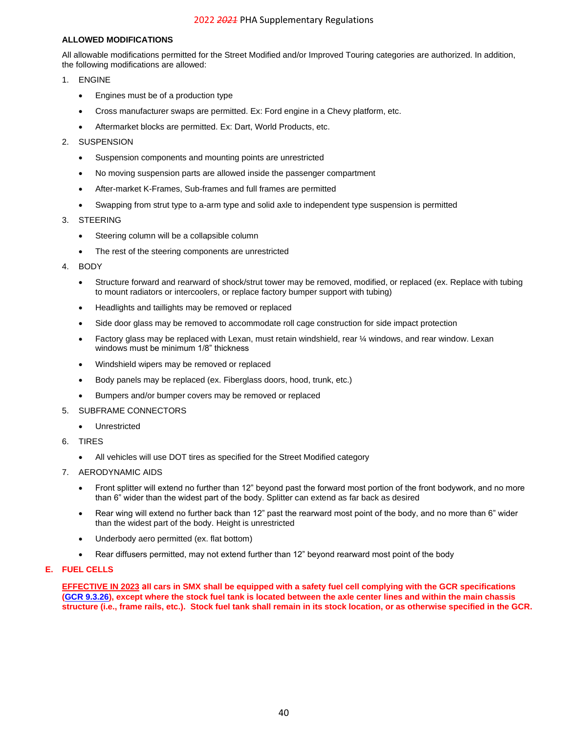**ALLOWED MODIFICATIONS**

All allowable modifications permitted for the Street Modified and/or Improved Touring categories are authorized. In addition, the following modifications are allowed:

1. ENGINE
   - Engines must be of a production type
   - Cross manufacturer swaps are permitted. Ex: Ford engine in a Chevy platform, etc.
   - Aftermarket blocks are permitted. Ex: Dart, World Products, etc.
2. SUSPENSION
   - Suspension components and mounting points are unrestricted
   - No moving suspension parts are allowed inside the passenger compartment
   - After-market K-Frames, Sub-frames and full frames are permitted
   - Swapping from strut type to a-arm type and solid axle to independent type suspension is permitted
3. STEERING
   - Steering column will be a collapsible column
   - The rest of the steering components are unrestricted
4. BODY
   - Structure forward and rearward of shock/strut tower may be removed, modified, or replaced (ex. Replace with tubing to mount radiators or intercoolers, or replace factory bumper support with tubing)
   - Headlights and taillights may be removed or replaced
   - Side door glass may be removed to accommodate roll cage construction for side impact protection
   - Factory glass may be replaced with Lexan, must retain windshield, rear ¼ windows, and rear window. Lexan windows must be minimum 1/8" thickness
   - Windshield wipers may be removed or replaced
   - Body panels may be replaced (ex. Fiberglass doors, hood, trunk, etc.)
   - Bumpers and/or bumper covers may be removed or replaced
5. SUBFRAME CONNECTORS
   - Unrestricted
6. TIRES
   - All vehicles will use DOT tires as specified for the Street Modified category
7. AERODYNAMIC AIDS
   - Front splitter will extend no further than 12" beyond past the forward most portion of the front bodywork, and no more than 6" wider than the widest part of the body. Splitter can extend as far back as desired
   - Rear wing will extend no further back than 12" past the rearward most point of the body, and no more than 6" wider than the widest part of the body. Height is unrestricted
   - Underbody aero permitted (ex. flat bottom)
   - Rear diffusers permitted, may not extend further than 12" beyond rearward most point of the body

## E. FUEL CELLS

**EFFECTIVE IN 2023 all cars in SMX shall be equipped with a safety fuel cell complying with the GCR specifications (GCR 9.3.26), except where the stock fuel tank is located between the axle center lines and within the main chassis structure (i.e., frame rails, etc.). Stock fuel tank shall remain in its stock location, or as otherwise specified in the GCR.**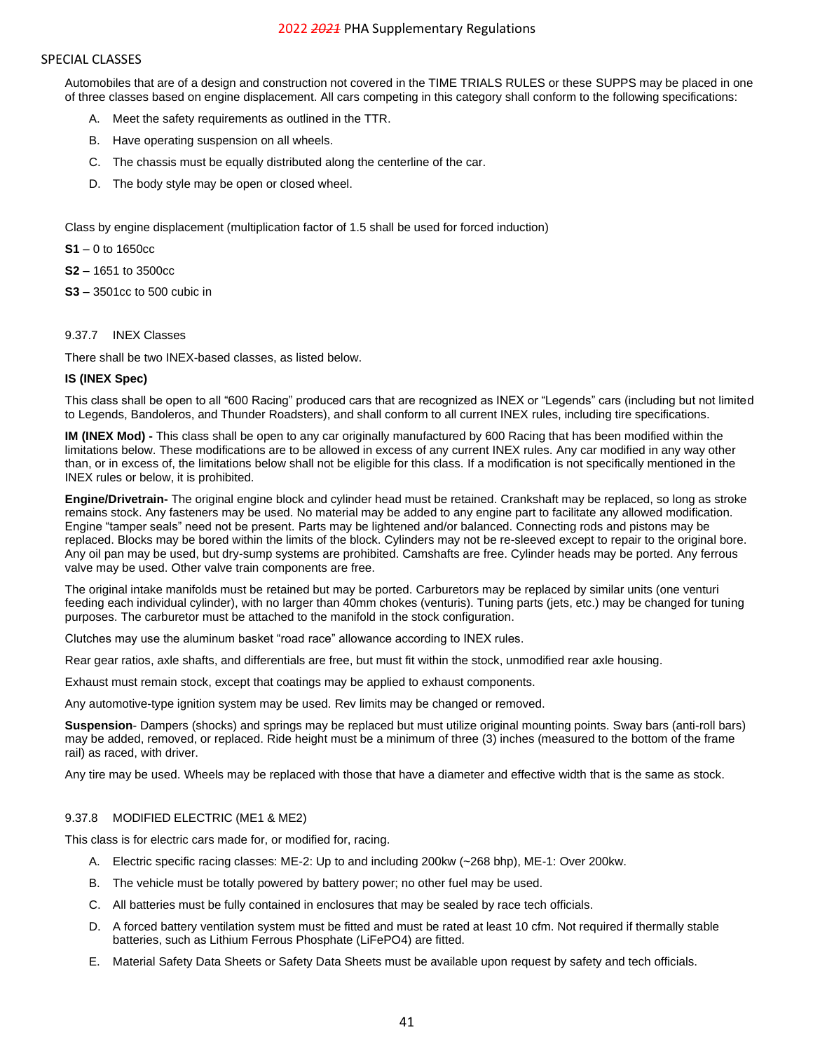## SPECIAL CLASSES

Automobiles that are of a design and construction not covered in the TIME TRIALS RULES or these SUPPS may be placed in one of three classes based on engine displacement. All cars competing in this category shall conform to the following specifications:

A. Meet the safety requirements as outlined in the TTR.

B. Have operating suspension on all wheels.

C. The chassis must be equally distributed along the centerline of the car.

D. The body style may be open or closed wheel.

Class by engine displacement (multiplication factor of 1.5 shall be used for forced induction)

**S1** – 0 to 1650cc

**S2** – 1651 to 3500cc

**S3** – 3501cc to 500 cubic in

### 9.37.7 INEX Classes

There shall be two INEX-based classes, as listed below.

**IS (INEX Spec)**

This class shall be open to all "600 Racing" produced cars that are recognized as INEX or "Legends" cars (including but not limited to Legends, Bandoleros, and Thunder Roadsters), and shall conform to all current INEX rules, including tire specifications.

**IM (INEX Mod) -** This class shall be open to any car originally manufactured by 600 Racing that has been modified within the limitations below. These modifications are to be allowed in excess of any current INEX rules. Any car modified in any way other than, or in excess of, the limitations below shall not be eligible for this class. If a modification is not specifically mentioned in the INEX rules or below, it is prohibited.

**Engine/Drivetrain-** The original engine block and cylinder head must be retained. Crankshaft may be replaced, so long as stroke remains stock. Any fasteners may be used. No material may be added to any engine part to facilitate any allowed modification. Engine "tamper seals" need not be present. Parts may be lightened and/or balanced. Connecting rods and pistons may be replaced. Blocks may be bored within the limits of the block. Cylinders may not be re-sleeved except to repair to the original bore. Any oil pan may be used, but dry-sump systems are prohibited. Camshafts are free. Cylinder heads may be ported. Any ferrous valve may be used. Other valve train components are free.

The original intake manifolds must be retained but may be ported. Carburetors may be replaced by similar units (one venturi feeding each individual cylinder), with no larger than 40mm chokes (venturis). Tuning parts (jets, etc.) may be changed for tuning purposes. The carburetor must be attached to the manifold in the stock configuration.

Clutches may use the aluminum basket "road race" allowance according to INEX rules.

Rear gear ratios, axle shafts, and differentials are free, but must fit within the stock, unmodified rear axle housing.

Exhaust must remain stock, except that coatings may be applied to exhaust components.

Any automotive-type ignition system may be used. Rev limits may be changed or removed.

**Suspension**- Dampers (shocks) and springs may be replaced but must utilize original mounting points. Sway bars (anti-roll bars) may be added, removed, or replaced. Ride height must be a minimum of three (3) inches (measured to the bottom of the frame rail) as raced, with driver.

Any tire may be used. Wheels may be replaced with those that have a diameter and effective width that is the same as stock.

### 9.37.8 MODIFIED ELECTRIC (ME1 & ME2)

This class is for electric cars made for, or modified for, racing.

A. Electric specific racing classes: ME-2: Up to and including 200kw (~268 bhp), ME-1: Over 200kw.

B. The vehicle must be totally powered by battery power; no other fuel may be used.

C. All batteries must be fully contained in enclosures that may be sealed by race tech officials.

D. A forced battery ventilation system must be fitted and must be rated at least 10 cfm. Not required if thermally stable batteries, such as Lithium Ferrous Phosphate ($LiFePO_4$) are fitted.

E. Material Safety Data Sheets or Safety Data Sheets must be available upon request by safety and tech officials.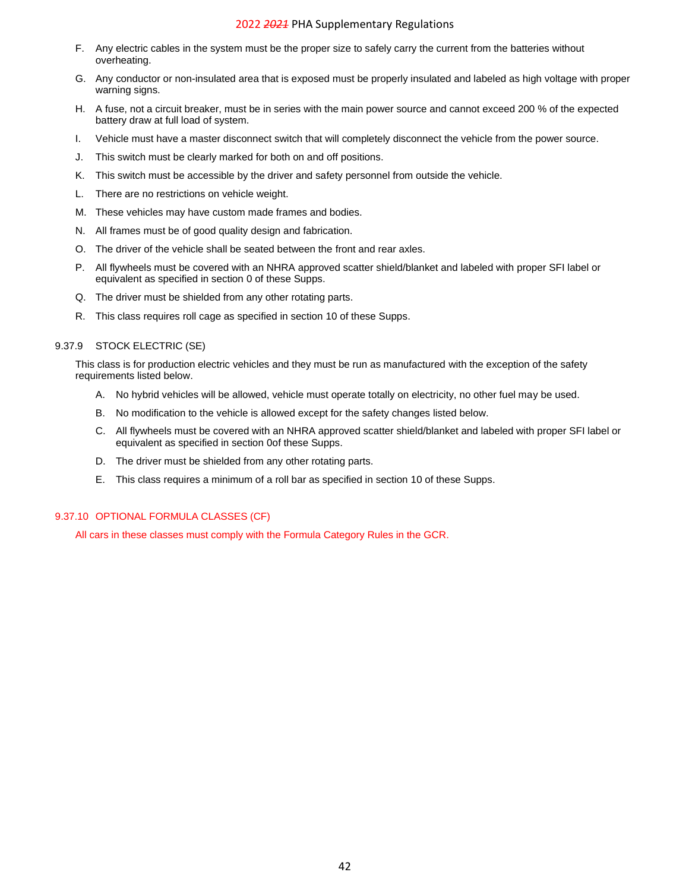F. Any electric cables in the system must be the proper size to safely carry the current from the batteries without overheating.

G. Any conductor or non-insulated area that is exposed must be properly insulated and labeled as high voltage with proper warning signs.

H. A fuse, not a circuit breaker, must be in series with the main power source and cannot exceed 200 % of the expected battery draw at full load of system.

I. Vehicle must have a master disconnect switch that will completely disconnect the vehicle from the power source.

J. This switch must be clearly marked for both on and off positions.

K. This switch must be accessible by the driver and safety personnel from outside the vehicle.

L. There are no restrictions on vehicle weight.

M. These vehicles may have custom made frames and bodies.

N. All frames must be of good quality design and fabrication.

O. The driver of the vehicle shall be seated between the front and rear axles.

P. All flywheels must be covered with an NHRA approved scatter shield/blanket and labeled with proper SFI label or equivalent as specified in section 0 of these Supps.

Q. The driver must be shielded from any other rotating parts.

R. This class requires roll cage as specified in section 10 of these Supps.

### 9.37.9 STOCK ELECTRIC (SE)

This class is for production electric vehicles and they must be run as manufactured with the exception of the safety requirements listed below.

A. No hybrid vehicles will be allowed, vehicle must operate totally on electricity, no other fuel may be used.

B. No modification to the vehicle is allowed except for the safety changes listed below.

C. All flywheels must be covered with an NHRA approved scatter shield/blanket and labeled with proper SFI label or equivalent as specified in section 0of these Supps.

D. The driver must be shielded from any other rotating parts.

E. This class requires a minimum of a roll bar as specified in section 10 of these Supps.

### 9.37.10 OPTIONAL FORMULA CLASSES (CF)

All cars in these classes must comply with the Formula Category Rules in the GCR.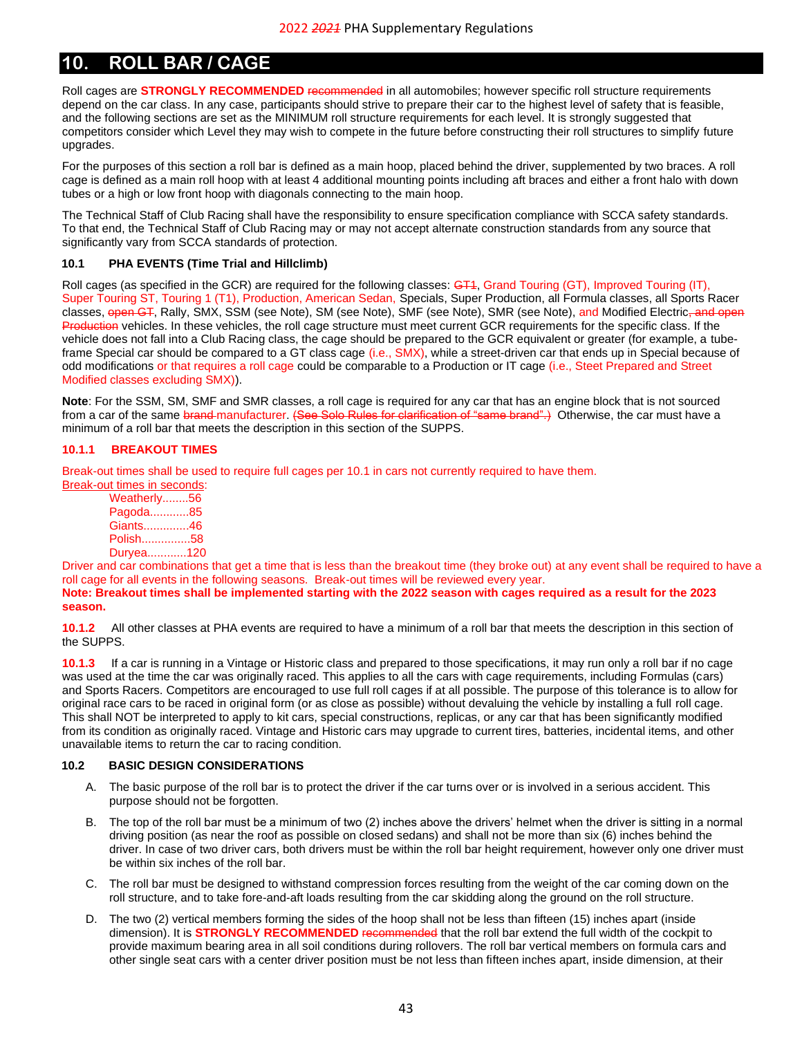# 10. ROLL BAR / CAGE

Roll cages are **STRONGLY RECOMMENDED** ~~recommended~~ in all automobiles; however specific roll structure requirements depend on the car class. In any case, participants should strive to prepare their car to the highest level of safety that is feasible, and the following sections are set as the MINIMUM roll structure requirements for each level. It is strongly suggested that competitors consider which Level they may wish to compete in the future before constructing their roll structures to simplify future upgrades.

For the purposes of this section a roll bar is defined as a main hoop, placed behind the driver, supplemented by two braces. A roll cage is defined as a main roll hoop with at least 4 additional mounting points including aft braces and either a front halo with down tubes or a high or low front hoop with diagonals connecting to the main hoop.

The Technical Staff of Club Racing shall have the responsibility to ensure specification compliance with SCCA safety standards. To that end, the Technical Staff of Club Racing may or may not accept alternate construction standards from any source that significantly vary from SCCA standards of protection.

### 10.1 PHA EVENTS (Time Trial and Hillclimb)

Roll cages (as specified in the GCR) are required for the following classes: ~~GT1~~, Grand Touring (GT), Improved Touring (IT), Super Touring ST, Touring 1 (T1), Production, American Sedan, Specials, Super Production, all Formula classes, all Sports Racer classes, ~~open GT~~, Rally, SMX, SSM (see Note), SM (see Note), SMF (see Note), SMR (see Note), and Modified Electric~~, and open Production~~ vehicles. In these vehicles, the roll cage structure must meet current GCR requirements for the specific class. If the vehicle does not fall into a Club Racing class, the cage should be prepared to the GCR equivalent or greater (for example, a tube-frame Special car should be compared to a GT class cage (i.e., SMX), while a street-driven car that ends up in Special because of odd modifications or that requires a roll cage could be comparable to a Production or IT cage (i.e., Steet Prepared and Street Modified classes excluding SMX)).

**Note**: For the SSM, SM, SMF and SMR classes, a roll cage is required for any car that has an engine block that is not sourced from a car of the same ~~brand~~ manufacturer. ~~(See Solo Rules for clarification of "same brand".)~~ Otherwise, the car must have a minimum of a roll bar that meets the description in this section of the SUPPS.

#### 10.1.1 BREAKOUT TIMES

Break-out times shall be used to require full cages per 10.1 in cars not currently required to have them.

Break-out times in seconds:

- Weatherly........56
- Pagoda............85
- Giants..............46
- Polish...............58
- Duryea............120

Driver and car combinations that get a time that is less than the breakout time (they broke out) at any event shall be required to have a roll cage for all events in the following seasons. Break-out times will be reviewed every year.

**Note: Breakout times shall be implemented starting with the 2022 season with cages required as a result for the 2023 season.**

**10.1.2** All other classes at PHA events are required to have a minimum of a roll bar that meets the description in this section of the SUPPS.

**10.1.3** If a car is running in a Vintage or Historic class and prepared to those specifications, it may run only a roll bar if no cage was used at the time the car was originally raced. This applies to all the cars with cage requirements, including Formulas (cars) and Sports Racers. Competitors are encouraged to use full roll cages if at all possible. The purpose of this tolerance is to allow for original race cars to be raced in original form (or as close as possible) without devaluing the vehicle by installing a full roll cage. This shall NOT be interpreted to apply to kit cars, special constructions, replicas, or any car that has been significantly modified from its condition as originally raced. Vintage and Historic cars may upgrade to current tires, batteries, incidental items, and other unavailable items to return the car to racing condition.

### 10.2 BASIC DESIGN CONSIDERATIONS

A. The basic purpose of the roll bar is to protect the driver if the car turns over or is involved in a serious accident. This purpose should not be forgotten.

B. The top of the roll bar must be a minimum of two (2) inches above the drivers' helmet when the driver is sitting in a normal driving position (as near the roof as possible on closed sedans) and shall not be more than six (6) inches behind the driver. In case of two driver cars, both drivers must be within the roll bar height requirement, however only one driver must be within six inches of the roll bar.

C. The roll bar must be designed to withstand compression forces resulting from the weight of the car coming down on the roll structure, and to take fore-and-aft loads resulting from the car skidding along the ground on the roll structure.

D. The two (2) vertical members forming the sides of the hoop shall not be less than fifteen (15) inches apart (inside dimension). It is **STRONGLY RECOMMENDED** ~~recommended~~ that the roll bar extend the full width of the cockpit to provide maximum bearing area in all soil conditions during rollovers. The roll bar vertical members on formula cars and other single seat cars with a center driver position must be not less than fifteen inches apart, inside dimension, at their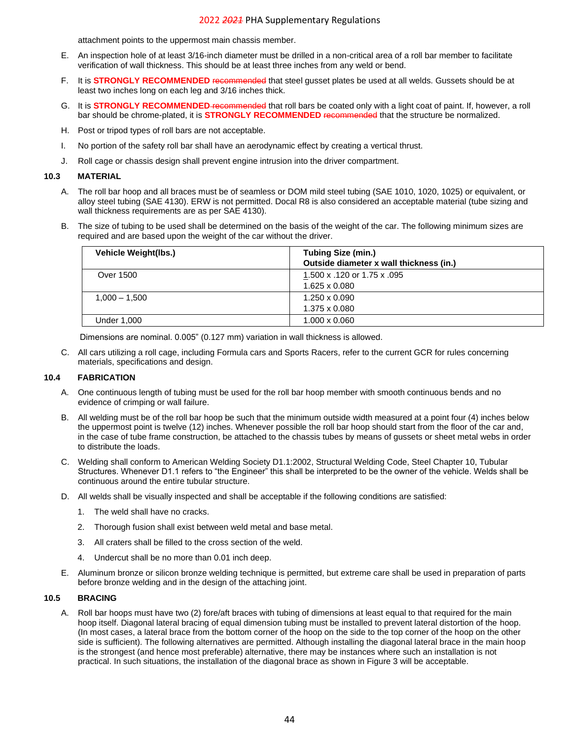attachment points to the uppermost main chassis member.

E. An inspection hole of at least 3/16-inch diameter must be drilled in a non-critical area of a roll bar member to facilitate verification of wall thickness. This should be at least three inches from any weld or bend.

F. It is **STRONGLY RECOMMENDED** ~~recommended~~ that steel gusset plates be used at all welds. Gussets should be at least two inches long on each leg and 3/16 inches thick.

G. It is **STRONGLY RECOMMENDED** ~~recommended~~ that roll bars be coated only with a light coat of paint. If, however, a roll bar should be chrome-plated, it is **STRONGLY RECOMMENDED** ~~recommended~~ that the structure be normalized.

H. Post or tripod types of roll bars are not acceptable.

I. No portion of the safety roll bar shall have an aerodynamic effect by creating a vertical thrust.

J. Roll cage or chassis design shall prevent engine intrusion into the driver compartment.

## 10.3 MATERIAL

A. The roll bar hoop and all braces must be of seamless or DOM mild steel tubing (SAE 1010, 1020, 1025) or equivalent, or alloy steel tubing (SAE 4130). ERW is not permitted. Docal R8 is also considered an acceptable material (tube sizing and wall thickness requirements are as per SAE 4130).

B. The size of tubing to be used shall be determined on the basis of the weight of the car. The following minimum sizes are required and are based upon the weight of the car without the driver.

| Vehicle Weight(lbs.) | Tubing Size (min.) Outside diameter x wall thickness (in.) |
|---|---|
| Over 1500 | 1.500 x .120 or 1.75 x .095<br>1.625 x 0.080 |
| 1,000 – 1,500 | 1.250 x 0.090<br>1.375 x 0.080 |
| Under 1,000 | 1.000 x 0.060 |

Dimensions are nominal. 0.005" (0.127 mm) variation in wall thickness is allowed.

C. All cars utilizing a roll cage, including Formula cars and Sports Racers, refer to the current GCR for rules concerning materials, specifications and design.

## 10.4 FABRICATION

A. One continuous length of tubing must be used for the roll bar hoop member with smooth continuous bends and no evidence of crimping or wall failure.

B. All welding must be of the roll bar hoop be such that the minimum outside width measured at a point four (4) inches below the uppermost point is twelve (12) inches. Whenever possible the roll bar hoop should start from the floor of the car and, in the case of tube frame construction, be attached to the chassis tubes by means of gussets or sheet metal webs in order to distribute the loads.

C. Welding shall conform to American Welding Society D1.1:2002, Structural Welding Code, Steel Chapter 10, Tubular Structures. Whenever D1.1 refers to "the Engineer" this shall be interpreted to be the owner of the vehicle. Welds shall be continuous around the entire tubular structure.

D. All welds shall be visually inspected and shall be acceptable if the following conditions are satisfied:

1. The weld shall have no cracks.
2. Thorough fusion shall exist between weld metal and base metal.
3. All craters shall be filled to the cross section of the weld.
4. Undercut shall be no more than 0.01 inch deep.

E. Aluminum bronze or silicon bronze welding technique is permitted, but extreme care shall be used in preparation of parts before bronze welding and in the design of the attaching joint.

## 10.5 BRACING

A. Roll bar hoops must have two (2) fore/aft braces with tubing of dimensions at least equal to that required for the main hoop itself. Diagonal lateral bracing of equal dimension tubing must be installed to prevent lateral distortion of the hoop. (In most cases, a lateral brace from the bottom corner of the hoop on the side to the top corner of the hoop on the other side is sufficient). The following alternatives are permitted. Although installing the diagonal lateral brace in the main hoop is the strongest (and hence most preferable) alternative, there may be instances where such an installation is not practical. In such situations, the installation of the diagonal brace as shown in Figure 3 will be acceptable.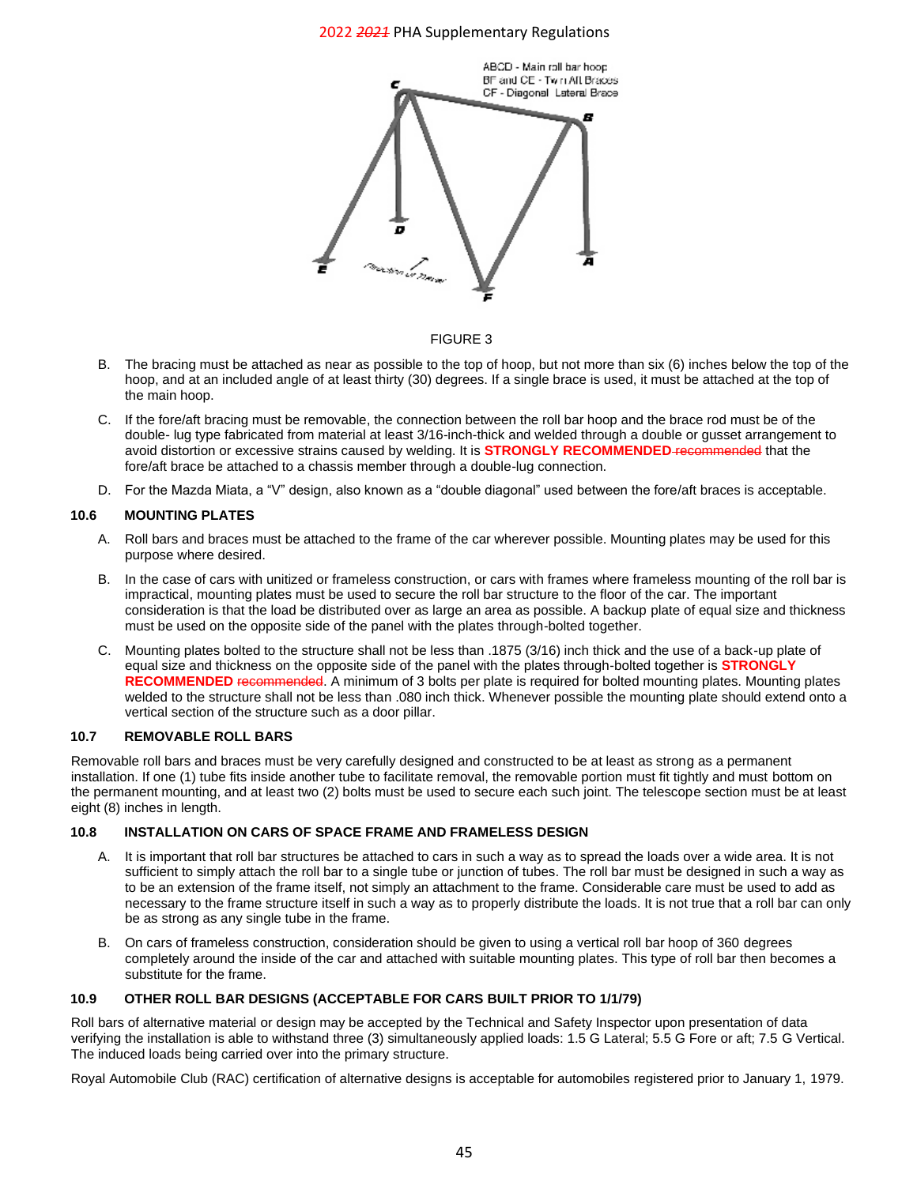FIGURE 3

B. The bracing must be attached as near as possible to the top of hoop, but not more than six (6) inches below the top of the hoop, and at an included angle of at least thirty (30) degrees. If a single brace is used, it must be attached at the top of the main hoop.

C. If the fore/aft bracing must be removable, the connection between the roll bar hoop and the brace rod must be of the double- lug type fabricated from material at least 3/16-inch-thick and welded through a double or gusset arrangement to avoid distortion or excessive strains caused by welding. It is **STRONGLY RECOMMENDED** ~~recommended~~ that the fore/aft brace be attached to a chassis member through a double-lug connection.

D. For the Mazda Miata, a "V" design, also known as a "double diagonal" used between the fore/aft braces is acceptable.

### 10.6 MOUNTING PLATES

A. Roll bars and braces must be attached to the frame of the car wherever possible. Mounting plates may be used for this purpose where desired.

B. In the case of cars with unitized or frameless construction, or cars with frames where frameless mounting of the roll bar is impractical, mounting plates must be used to secure the roll bar structure to the floor of the car. The important consideration is that the load be distributed over as large an area as possible. A backup plate of equal size and thickness must be used on the opposite side of the panel with the plates through-bolted together.

C. Mounting plates bolted to the structure shall not be less than .1875 (3/16) inch thick and the use of a back-up plate of equal size and thickness on the opposite side of the panel with the plates through-bolted together is **STRONGLY RECOMMENDED** ~~recommended~~. A minimum of 3 bolts per plate is required for bolted mounting plates. Mounting plates welded to the structure shall not be less than .080 inch thick. Whenever possible the mounting plate should extend onto a vertical section of the structure such as a door pillar.

### 10.7 REMOVABLE ROLL BARS

Removable roll bars and braces must be very carefully designed and constructed to be at least as strong as a permanent installation. If one (1) tube fits inside another tube to facilitate removal, the removable portion must fit tightly and must bottom on the permanent mounting, and at least two (2) bolts must be used to secure each such joint. The telescope section must be at least eight (8) inches in length.

### 10.8 INSTALLATION ON CARS OF SPACE FRAME AND FRAMELESS DESIGN

A. It is important that roll bar structures be attached to cars in such a way as to spread the loads over a wide area. It is not sufficient to simply attach the roll bar to a single tube or junction of tubes. The roll bar must be designed in such a way as to be an extension of the frame itself, not simply an attachment to the frame. Considerable care must be used to add as necessary to the frame structure itself in such a way as to properly distribute the loads. It is not true that a roll bar can only be as strong as any single tube in the frame.

B. On cars of frameless construction, consideration should be given to using a vertical roll bar hoop of 360 degrees completely around the inside of the car and attached with suitable mounting plates. This type of roll bar then becomes a substitute for the frame.

### 10.9 OTHER ROLL BAR DESIGNS (ACCEPTABLE FOR CARS BUILT PRIOR TO 1/1/79)

Roll bars of alternative material or design may be accepted by the Technical and Safety Inspector upon presentation of data verifying the installation is able to withstand three (3) simultaneously applied loads: 1.5 G Lateral; 5.5 G Fore or aft; 7.5 G Vertical. The induced loads being carried over into the primary structure.

Royal Automobile Club (RAC) certification of alternative designs is acceptable for automobiles registered prior to January 1, 1979.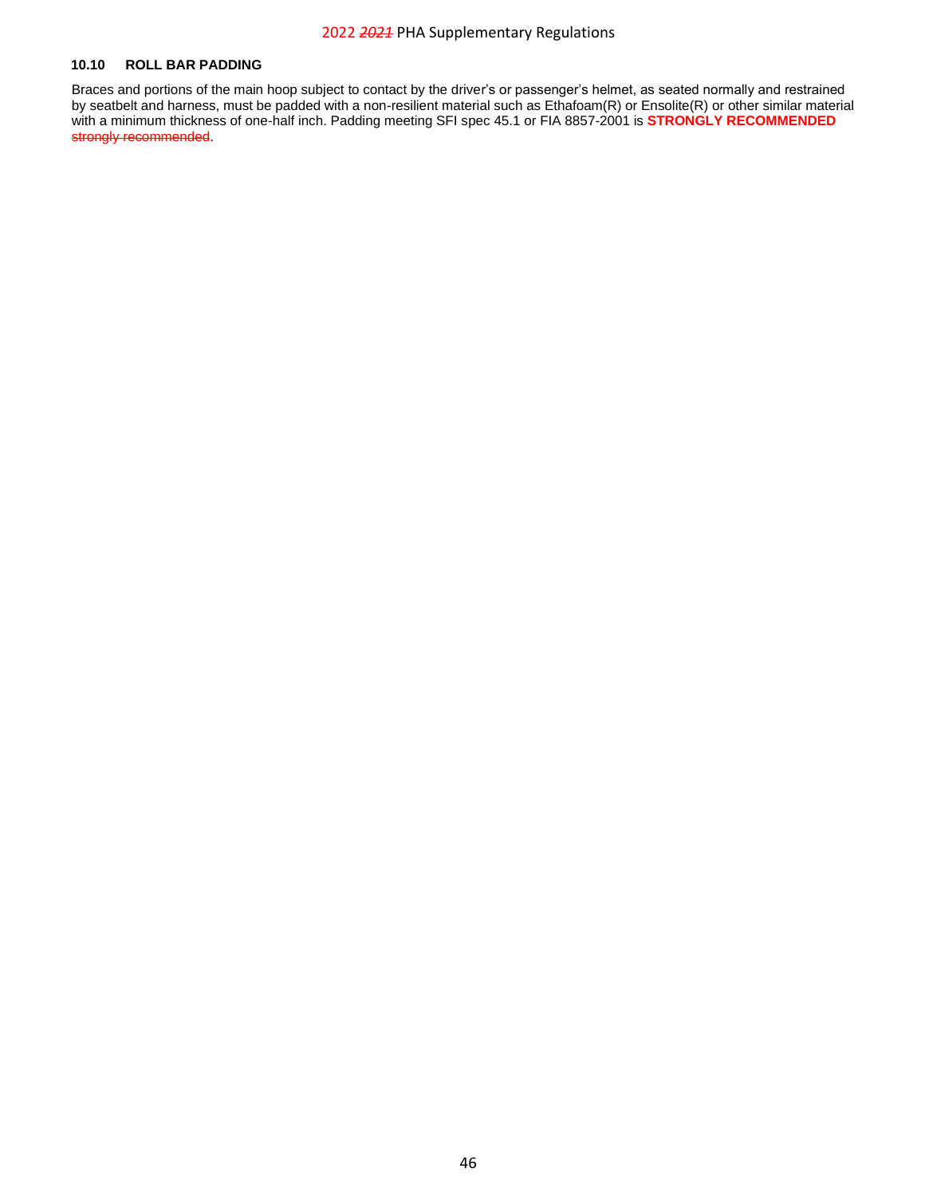### 10.10 ROLL BAR PADDING

Braces and portions of the main hoop subject to contact by the driver's or passenger's helmet, as seated normally and restrained by seatbelt and harness, must be padded with a non-resilient material such as Ethafoam(R) or Ensolite(R) or other similar material with a minimum thickness of one-half inch. Padding meeting SFI spec 45.1 or FIA 8857-2001 is **STRONGLY RECOMMENDED** ~~strongly recommended~~.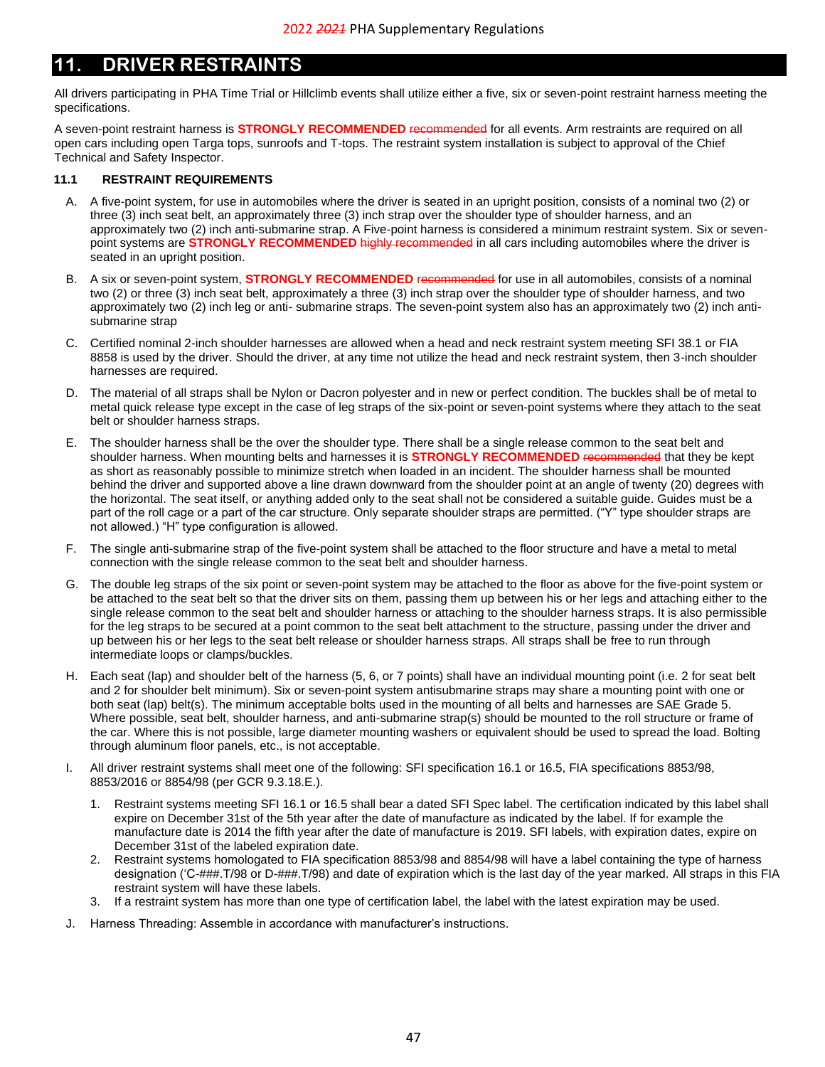# 11. DRIVER RESTRAINTS

All drivers participating in PHA Time Trial or Hillclimb events shall utilize either a five, six or seven-point restraint harness meeting the specifications.

A seven-point restraint harness is **STRONGLY RECOMMENDED** ~~recommended~~ for all events. Arm restraints are required on all open cars including open Targa tops, sunroofs and T-tops. The restraint system installation is subject to approval of the Chief Technical and Safety Inspector.

### 11.1 RESTRAINT REQUIREMENTS

A. A five-point system, for use in automobiles where the driver is seated in an upright position, consists of a nominal two (2) or three (3) inch seat belt, an approximately three (3) inch strap over the shoulder type of shoulder harness, and an approximately two (2) inch anti-submarine strap. A Five-point harness is considered a minimum restraint system. Six or seven-point systems are **STRONGLY RECOMMENDED** ~~highly recommended~~ in all cars including automobiles where the driver is seated in an upright position.

B. A six or seven-point system, **STRONGLY RECOMMENDED** ~~recommended~~ for use in all automobiles, consists of a nominal two (2) or three (3) inch seat belt, approximately a three (3) inch strap over the shoulder type of shoulder harness, and two approximately two (2) inch leg or anti- submarine straps. The seven-point system also has an approximately two (2) inch anti-submarine strap

C. Certified nominal 2-inch shoulder harnesses are allowed when a head and neck restraint system meeting SFI 38.1 or FIA 8858 is used by the driver. Should the driver, at any time not utilize the head and neck restraint system, then 3-inch shoulder harnesses are required.

D. The material of all straps shall be Nylon or Dacron polyester and in new or perfect condition. The buckles shall be of metal to metal quick release type except in the case of leg straps of the six-point or seven-point systems where they attach to the seat belt or shoulder harness straps.

E. The shoulder harness shall be the over the shoulder type. There shall be a single release common to the seat belt and shoulder harness. When mounting belts and harnesses it is **STRONGLY RECOMMENDED** ~~recommended~~ that they be kept as short as reasonably possible to minimize stretch when loaded in an incident. The shoulder harness shall be mounted behind the driver and supported above a line drawn downward from the shoulder point at an angle of twenty (20) degrees with the horizontal. The seat itself, or anything added only to the seat shall not be considered a suitable guide. Guides must be a part of the roll cage or a part of the car structure. Only separate shoulder straps are permitted. ("Y" type shoulder straps are not allowed.) "H" type configuration is allowed.

F. The single anti-submarine strap of the five-point system shall be attached to the floor structure and have a metal to metal connection with the single release common to the seat belt and shoulder harness.

G. The double leg straps of the six point or seven-point system may be attached to the floor as above for the five-point system or be attached to the seat belt so that the driver sits on them, passing them up between his or her legs and attaching either to the single release common to the seat belt and shoulder harness or attaching to the shoulder harness straps. It is also permissible for the leg straps to be secured at a point common to the seat belt attachment to the structure, passing under the driver and up between his or her legs to the seat belt release or shoulder harness straps. All straps shall be free to run through intermediate loops or clamps/buckles.

H. Each seat (lap) and shoulder belt of the harness (5, 6, or 7 points) shall have an individual mounting point (i.e. 2 for seat belt and 2 for shoulder belt minimum). Six or seven-point system antisubmarine straps may share a mounting point with one or both seat (lap) belt(s). The minimum acceptable bolts used in the mounting of all belts and harnesses are SAE Grade 5. Where possible, seat belt, shoulder harness, and anti-submarine strap(s) should be mounted to the roll structure or frame of the car. Where this is not possible, large diameter mounting washers or equivalent should be used to spread the load. Bolting through aluminum floor panels, etc., is not acceptable.

I. All driver restraint systems shall meet one of the following: SFI specification 16.1 or 16.5, FIA specifications 8853/98, 8853/2016 or 8854/98 (per GCR 9.3.18.E.).

   1. Restraint systems meeting SFI 16.1 or 16.5 shall bear a dated SFI Spec label. The certification indicated by this label shall expire on December 31st of the 5th year after the date of manufacture as indicated by the label. If for example the manufacture date is 2014 the fifth year after the date of manufacture is 2019. SFI labels, with expiration dates, expire on December 31st of the labeled expiration date.
   2. Restraint systems homologated to FIA specification 8853/98 and 8854/98 will have a label containing the type of harness designation ('C-###.T/98 or D-###.T/98) and date of expiration which is the last day of the year marked. All straps in this FIA restraint system will have these labels.
   3. If a restraint system has more than one type of certification label, the label with the latest expiration may be used.

J. Harness Threading: Assemble in accordance with manufacturer's instructions.